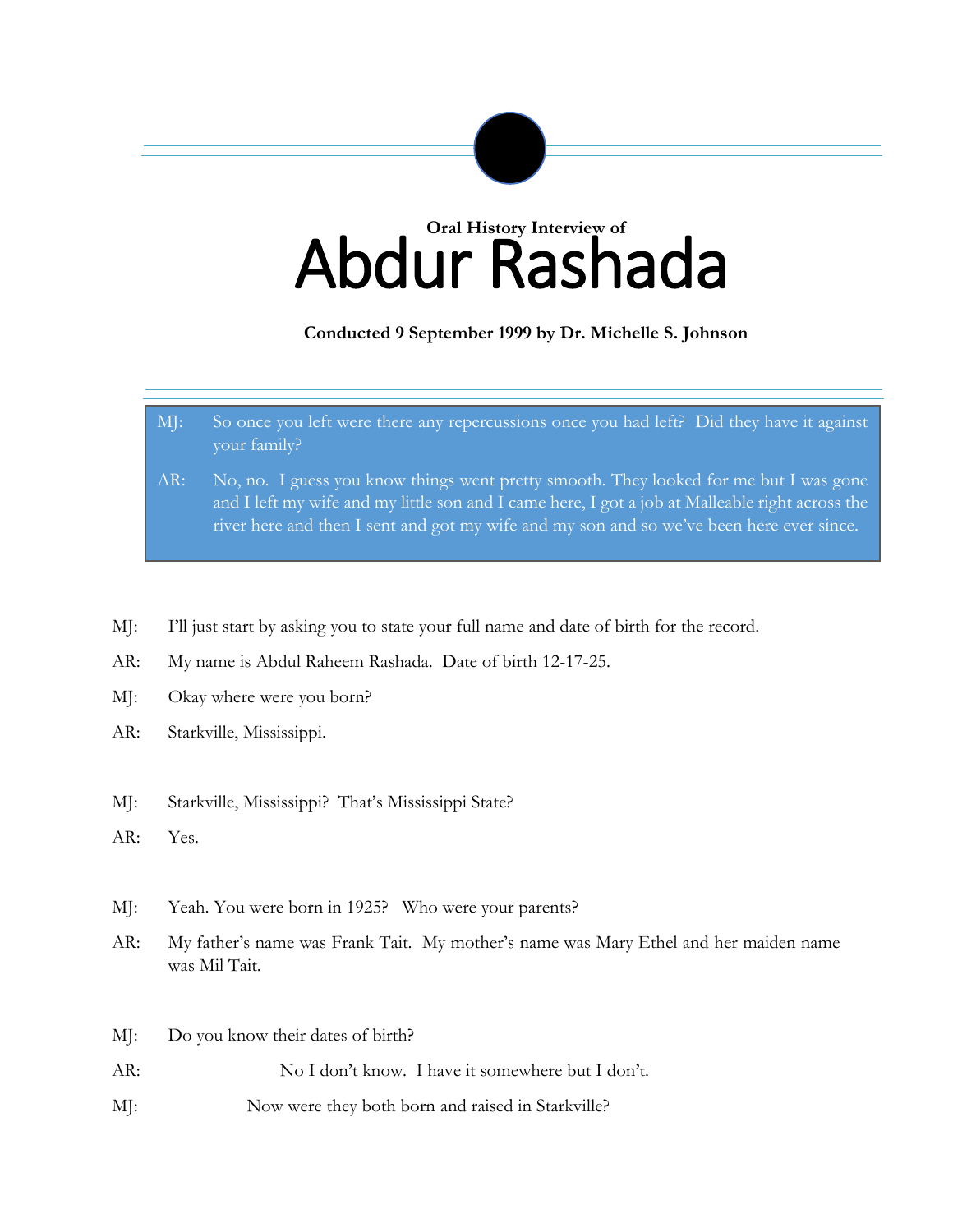**Oral History Interview of**

# Abdur Rashada

**Conducted 9 September 1999 by Dr. Michelle S. Johnson**

> MJ: So once you left were there any repercussions once you had left? Did they have it against your family?
>
> AR: No, no. I guess you know things went pretty smooth. They looked for me but I was gone and I left my wife and my little son and I came here, I got a job at Malleable right across the river here and then I sent and got my wife and my son and so we've been here ever since.

MJ: I'll just start by asking you to state your full name and date of birth for the record.

AR: My name is Abdul Raheem Rashada. Date of birth 12-17-25.

MJ: Okay where were you born?

AR: Starkville, Mississippi.

MJ: Starkville, Mississippi? That's Mississippi State?

AR: Yes.

MJ: Yeah. You were born in 1925? Who were your parents?

AR: My father's name was Frank Tait. My mother's name was Mary Ethel and her maiden name was Mil Tait.

MJ: Do you know their dates of birth?

AR: No I don't know. I have it somewhere but I don't.

MJ: Now were they both born and raised in Starkville?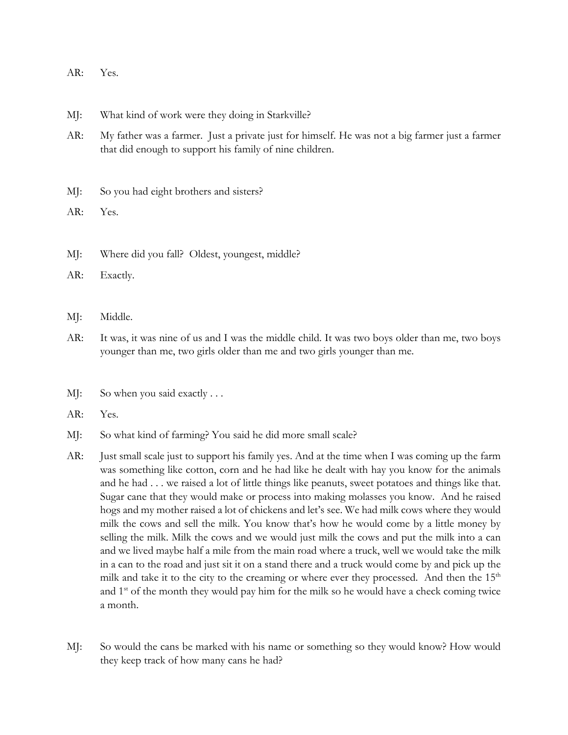AR: Yes.

MJ: What kind of work were they doing in Starkville?

AR: My father was a farmer. Just a private just for himself. He was not a big farmer just a farmer that did enough to support his family of nine children.

MJ: So you had eight brothers and sisters?

AR: Yes.

MJ: Where did you fall? Oldest, youngest, middle?

AR: Exactly.

MJ: Middle.

AR: It was, it was nine of us and I was the middle child. It was two boys older than me, two boys younger than me, two girls older than me and two girls younger than me.

MJ: So when you said exactly . . .

AR: Yes.

MJ: So what kind of farming? You said he did more small scale?

AR: Just small scale just to support his family yes. And at the time when I was coming up the farm was something like cotton, corn and he had like he dealt with hay you know for the animals and he had . . . we raised a lot of little things like peanuts, sweet potatoes and things like that. Sugar cane that they would make or process into making molasses you know. And he raised hogs and my mother raised a lot of chickens and let's see. We had milk cows where they would milk the cows and sell the milk. You know that's how he would come by a little money by selling the milk. Milk the cows and we would just milk the cows and put the milk into a can and we lived maybe half a mile from the main road where a truck, well we would take the milk in a can to the road and just sit it on a stand there and a truck would come by and pick up the milk and take it to the city to the creaming or where ever they processed. And then the 15th and 1st of the month they would pay him for the milk so he would have a check coming twice a month.

MJ: So would the cans be marked with his name or something so they would know? How would they keep track of how many cans he had?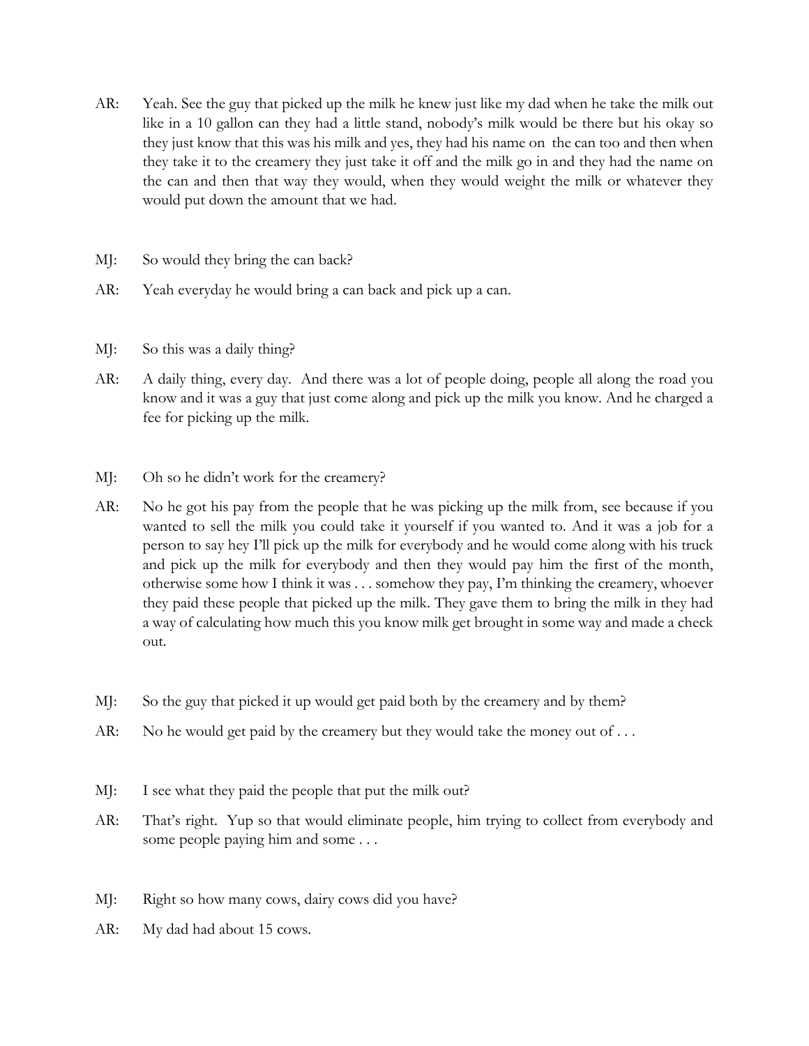AR: Yeah. See the guy that picked up the milk he knew just like my dad when he take the milk out like in a 10 gallon can they had a little stand, nobody's milk would be there but his okay so they just know that this was his milk and yes, they had his name on the can too and then when they take it to the creamery they just take it off and the milk go in and they had the name on the can and then that way they would, when they would weight the milk or whatever they would put down the amount that we had.

MJ: So would they bring the can back?

AR: Yeah everyday he would bring a can back and pick up a can.

MJ: So this was a daily thing?

AR: A daily thing, every day. And there was a lot of people doing, people all along the road you know and it was a guy that just come along and pick up the milk you know. And he charged a fee for picking up the milk.

MJ: Oh so he didn't work for the creamery?

AR: No he got his pay from the people that he was picking up the milk from, see because if you wanted to sell the milk you could take it yourself if you wanted to. And it was a job for a person to say hey I'll pick up the milk for everybody and he would come along with his truck and pick up the milk for everybody and then they would pay him the first of the month, otherwise some how I think it was . . . somehow they pay, I'm thinking the creamery, whoever they paid these people that picked up the milk. They gave them to bring the milk in they had a way of calculating how much this you know milk get brought in some way and made a check out.

MJ: So the guy that picked it up would get paid both by the creamery and by them?

AR: No he would get paid by the creamery but they would take the money out of . . .

MJ: I see what they paid the people that put the milk out?

AR: That's right. Yup so that would eliminate people, him trying to collect from everybody and some people paying him and some . . .

MJ: Right so how many cows, dairy cows did you have?

AR: My dad had about 15 cows.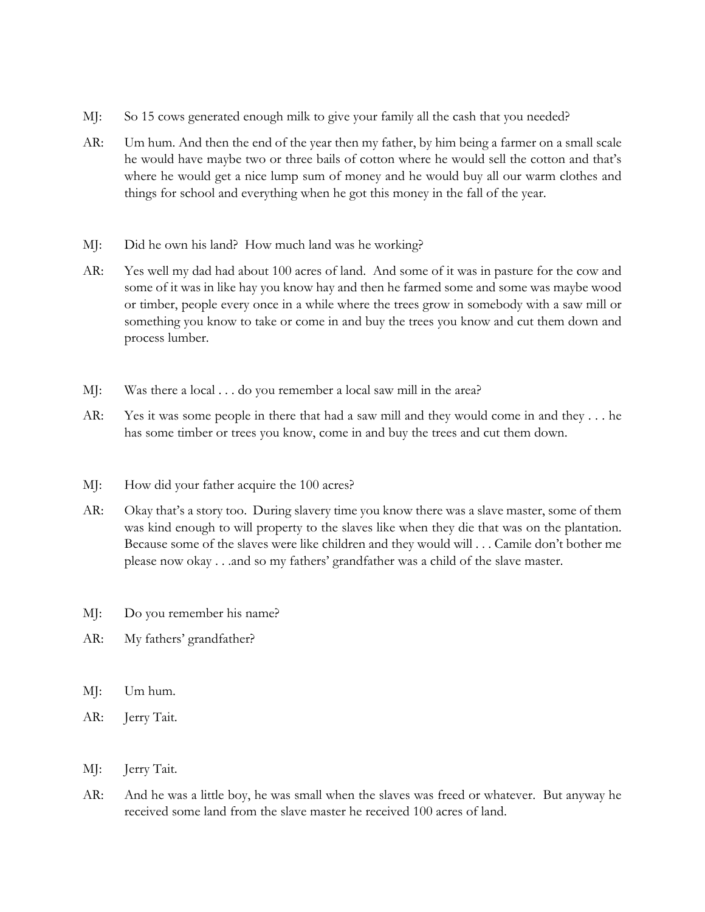MJ: So 15 cows generated enough milk to give your family all the cash that you needed?

AR: Um hum. And then the end of the year then my father, by him being a farmer on a small scale he would have maybe two or three bails of cotton where he would sell the cotton and that's where he would get a nice lump sum of money and he would buy all our warm clothes and things for school and everything when he got this money in the fall of the year.

MJ: Did he own his land? How much land was he working?

AR: Yes well my dad had about 100 acres of land. And some of it was in pasture for the cow and some of it was in like hay you know hay and then he farmed some and some was maybe wood or timber, people every once in a while where the trees grow in somebody with a saw mill or something you know to take or come in and buy the trees you know and cut them down and process lumber.

MJ: Was there a local . . . do you remember a local saw mill in the area?

AR: Yes it was some people in there that had a saw mill and they would come in and they . . . he has some timber or trees you know, come in and buy the trees and cut them down.

MJ: How did your father acquire the 100 acres?

AR: Okay that's a story too. During slavery time you know there was a slave master, some of them was kind enough to will property to the slaves like when they die that was on the plantation. Because some of the slaves were like children and they would will . . . Camile don't bother me please now okay . . .and so my fathers' grandfather was a child of the slave master.

MJ: Do you remember his name?

AR: My fathers' grandfather?

MJ: Um hum.

AR: Jerry Tait.

MJ: Jerry Tait.

AR: And he was a little boy, he was small when the slaves was freed or whatever. But anyway he received some land from the slave master he received 100 acres of land.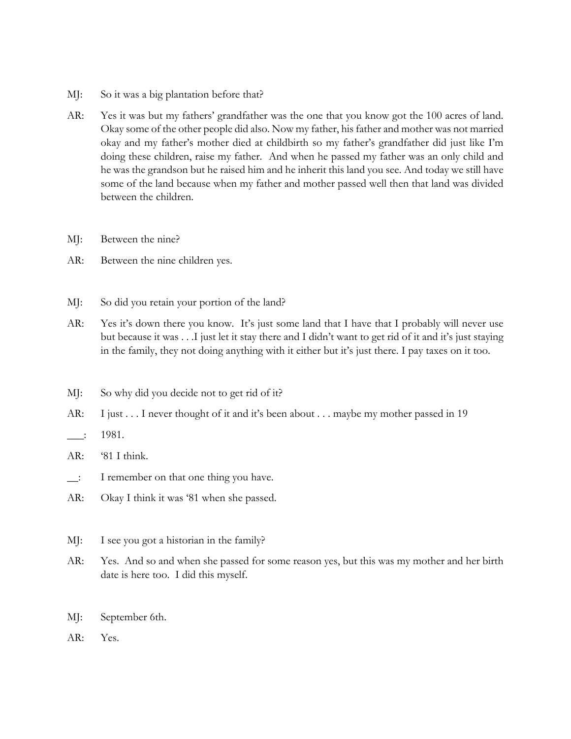MJ: So it was a big plantation before that?

AR: Yes it was but my fathers' grandfather was the one that you know got the 100 acres of land. Okay some of the other people did also. Now my father, his father and mother was not married okay and my father's mother died at childbirth so my father's grandfather did just like I'm doing these children, raise my father. And when he passed my father was an only child and he was the grandson but he raised him and he inherit this land you see. And today we still have some of the land because when my father and mother passed well then that land was divided between the children.

MJ: Between the nine?

AR: Between the nine children yes.

MJ: So did you retain your portion of the land?

AR: Yes it's down there you know. It's just some land that I have that I probably will never use but because it was . . .I just let it stay there and I didn't want to get rid of it and it's just staying in the family, they not doing anything with it either but it's just there. I pay taxes on it too.

MJ: So why did you decide not to get rid of it?

AR: I just . . . I never thought of it and it's been about . . . maybe my mother passed in 19

___: 1981.

AR: '81 I think.

__: I remember on that one thing you have.

AR: Okay I think it was '81 when she passed.

MJ: I see you got a historian in the family?

AR: Yes. And so and when she passed for some reason yes, but this was my mother and her birth date is here too. I did this myself.

MJ: September 6th.

AR: Yes.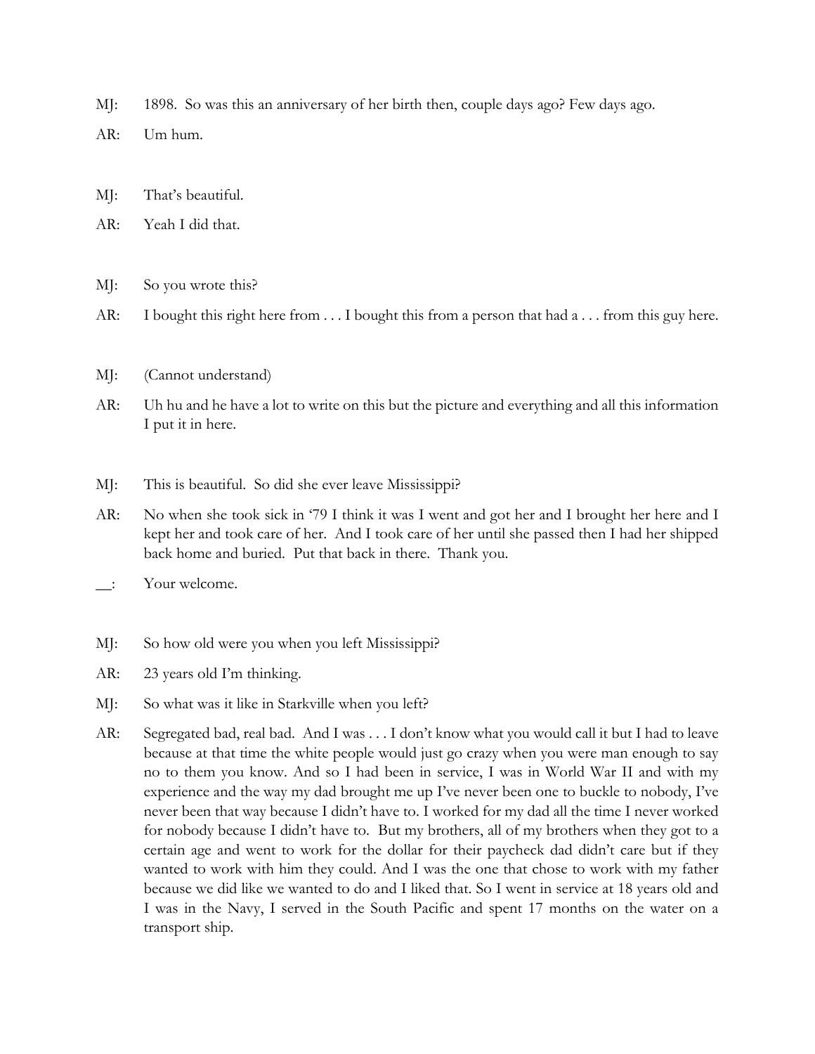MJ: 1898. So was this an anniversary of her birth then, couple days ago? Few days ago.

AR: Um hum.

MJ: That's beautiful.

AR: Yeah I did that.

MJ: So you wrote this?

AR: I bought this right here from . . . I bought this from a person that had a . . . from this guy here.

MJ: (Cannot understand)

AR: Uh hu and he have a lot to write on this but the picture and everything and all this information I put it in here.

MJ: This is beautiful. So did she ever leave Mississippi?

AR: No when she took sick in '79 I think it was I went and got her and I brought her here and I kept her and took care of her. And I took care of her until she passed then I had her shipped back home and buried. Put that back in there. Thank you.

__: Your welcome.

MJ: So how old were you when you left Mississippi?

AR: 23 years old I'm thinking.

MJ: So what was it like in Starkville when you left?

AR: Segregated bad, real bad. And I was . . . I don't know what you would call it but I had to leave because at that time the white people would just go crazy when you were man enough to say no to them you know. And so I had been in service, I was in World War II and with my experience and the way my dad brought me up I've never been one to buckle to nobody, I've never been that way because I didn't have to. I worked for my dad all the time I never worked for nobody because I didn't have to. But my brothers, all of my brothers when they got to a certain age and went to work for the dollar for their paycheck dad didn't care but if they wanted to work with him they could. And I was the one that chose to work with my father because we did like we wanted to do and I liked that. So I went in service at 18 years old and I was in the Navy, I served in the South Pacific and spent 17 months on the water on a transport ship.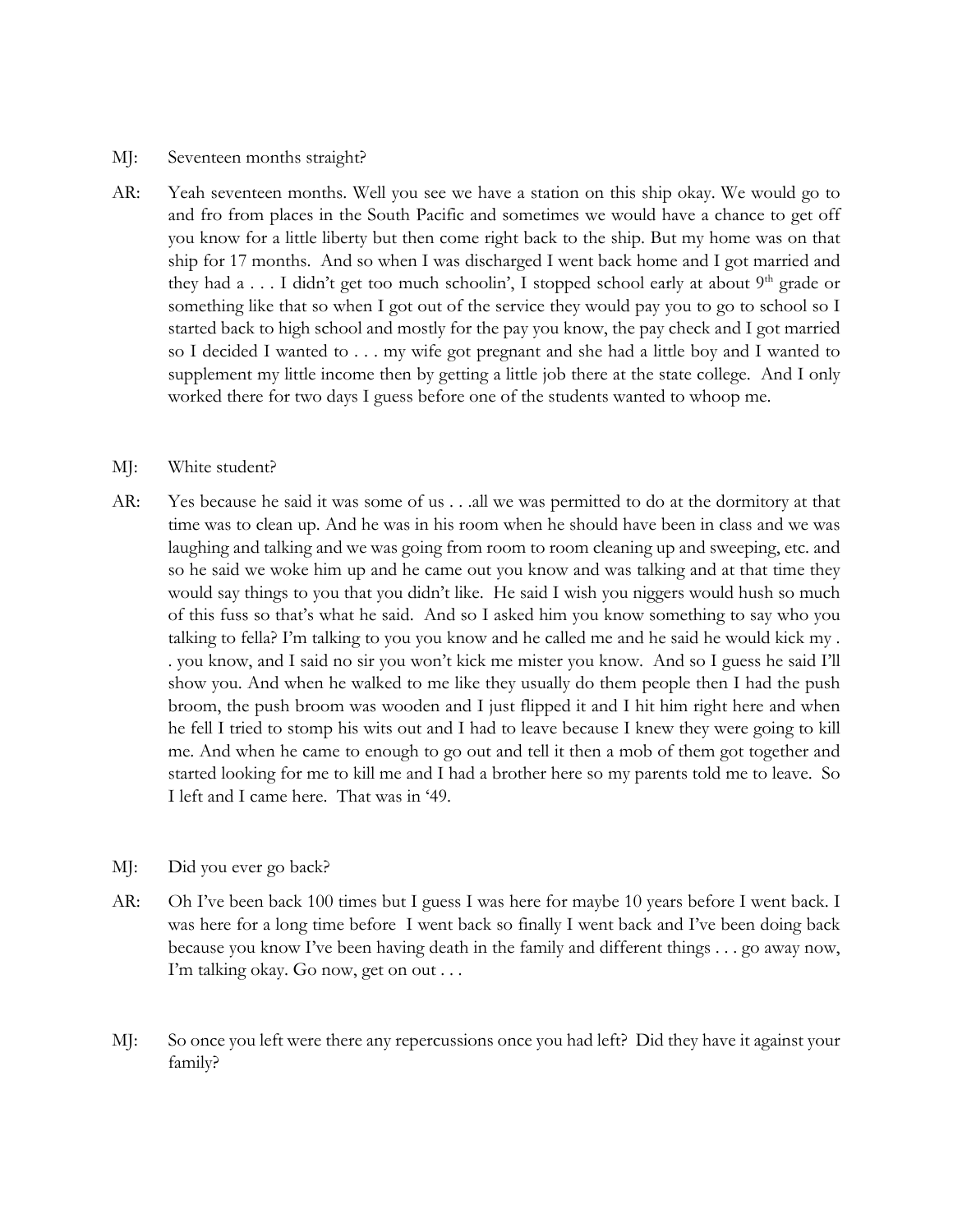MJ: Seventeen months straight?

AR: Yeah seventeen months. Well you see we have a station on this ship okay. We would go to and fro from places in the South Pacific and sometimes we would have a chance to get off you know for a little liberty but then come right back to the ship. But my home was on that ship for 17 months. And so when I was discharged I went back home and I got married and they had a . . . I didn't get too much schoolin', I stopped school early at about 9th grade or something like that so when I got out of the service they would pay you to go to school so I started back to high school and mostly for the pay you know, the pay check and I got married so I decided I wanted to . . . my wife got pregnant and she had a little boy and I wanted to supplement my little income then by getting a little job there at the state college. And I only worked there for two days I guess before one of the students wanted to whoop me.

MJ: White student?

AR: Yes because he said it was some of us . . .all we was permitted to do at the dormitory at that time was to clean up. And he was in his room when he should have been in class and we was laughing and talking and we was going from room to room cleaning up and sweeping, etc. and so he said we woke him up and he came out you know and was talking and at that time they would say things to you that you didn't like. He said I wish you niggers would hush so much of this fuss so that's what he said. And so I asked him you know something to say who you talking to fella? I'm talking to you you know and he called me and he said he would kick my . . you know, and I said no sir you won't kick me mister you know. And so I guess he said I'll show you. And when he walked to me like they usually do them people then I had the push broom, the push broom was wooden and I just flipped it and I hit him right here and when he fell I tried to stomp his wits out and I had to leave because I knew they were going to kill me. And when he came to enough to go out and tell it then a mob of them got together and started looking for me to kill me and I had a brother here so my parents told me to leave. So I left and I came here. That was in '49.

MJ: Did you ever go back?

AR: Oh I've been back 100 times but I guess I was here for maybe 10 years before I went back. I was here for a long time before I went back so finally I went back and I've been doing back because you know I've been having death in the family and different things . . . go away now, I'm talking okay. Go now, get on out . . .

MJ: So once you left were there any repercussions once you had left? Did they have it against your family?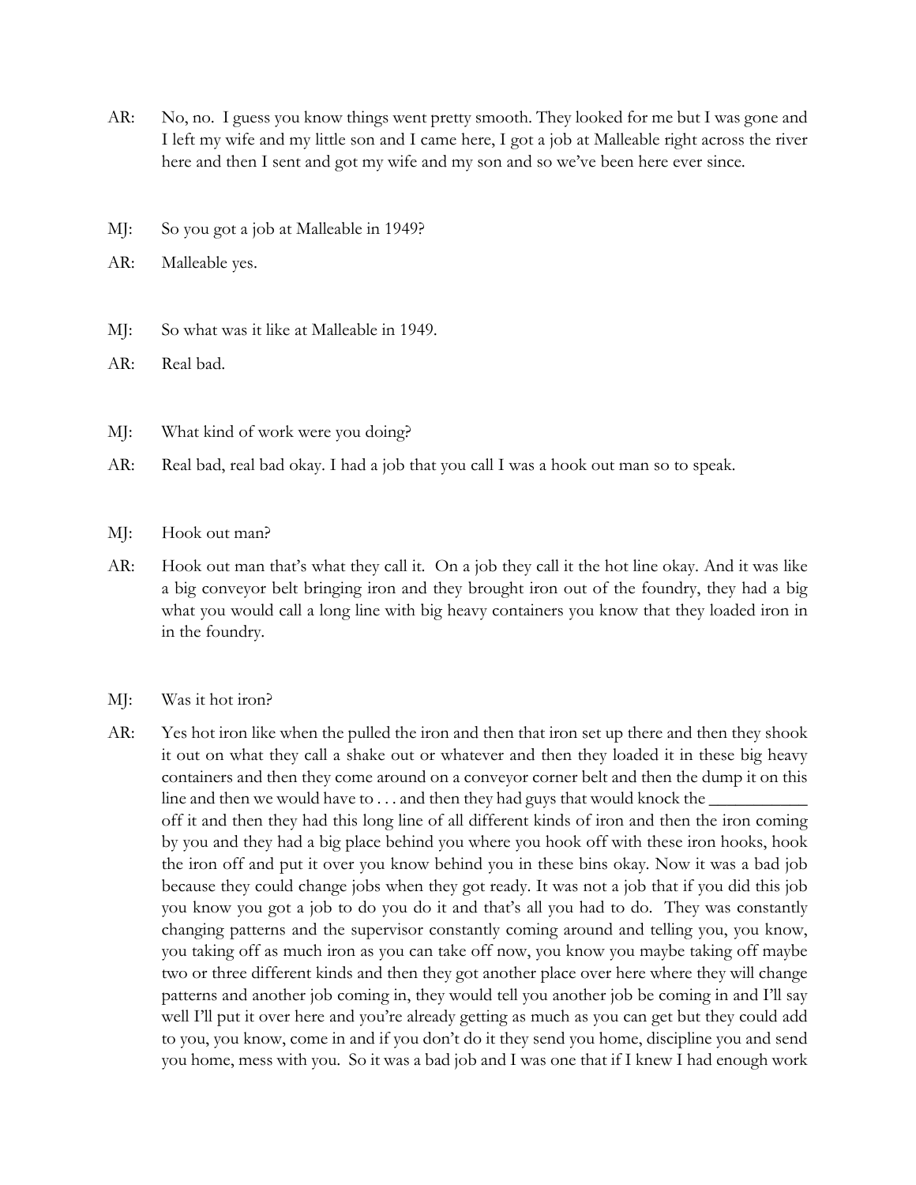AR: No, no. I guess you know things went pretty smooth. They looked for me but I was gone and I left my wife and my little son and I came here, I got a job at Malleable right across the river here and then I sent and got my wife and my son and so we've been here ever since.

MJ: So you got a job at Malleable in 1949?

AR: Malleable yes.

MJ: So what was it like at Malleable in 1949.

AR: Real bad.

MJ: What kind of work were you doing?

AR: Real bad, real bad okay. I had a job that you call I was a hook out man so to speak.

MJ: Hook out man?

AR: Hook out man that's what they call it. On a job they call it the hot line okay. And it was like a big conveyor belt bringing iron and they brought iron out of the foundry, they had a big what you would call a long line with big heavy containers you know that they loaded iron in in the foundry.

MJ: Was it hot iron?

AR: Yes hot iron like when the pulled the iron and then that iron set up there and then they shook it out on what they call a shake out or whatever and then they loaded it in these big heavy containers and then they come around on a conveyor corner belt and then the dump it on this line and then we would have to . . . and then they had guys that would knock the ___________ off it and then they had this long line of all different kinds of iron and then the iron coming by you and they had a big place behind you where you hook off with these iron hooks, hook the iron off and put it over you know behind you in these bins okay. Now it was a bad job because they could change jobs when they got ready. It was not a job that if you did this job you know you got a job to do you do it and that's all you had to do. They was constantly changing patterns and the supervisor constantly coming around and telling you, you know, you taking off as much iron as you can take off now, you know you maybe taking off maybe two or three different kinds and then they got another place over here where they will change patterns and another job coming in, they would tell you another job be coming in and I'll say well I'll put it over here and you're already getting as much as you can get but they could add to you, you know, come in and if you don't do it they send you home, discipline you and send you home, mess with you. So it was a bad job and I was one that if I knew I had enough work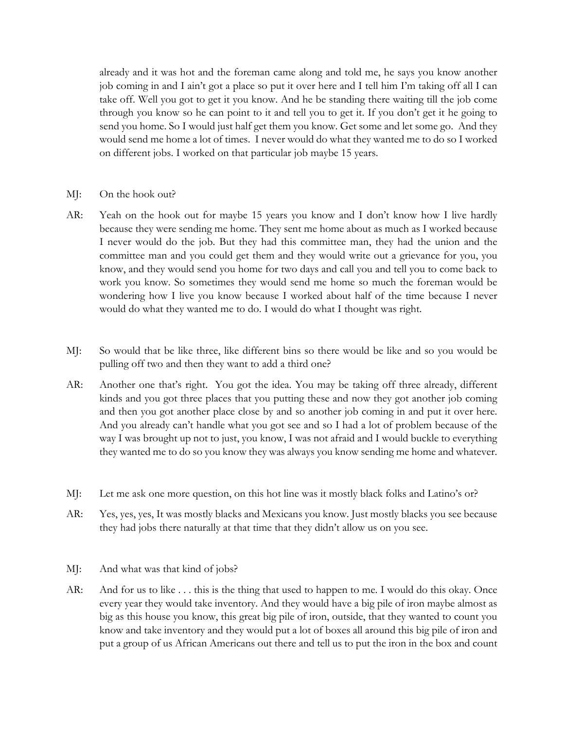already and it was hot and the foreman came along and told me, he says you know another job coming in and I ain't got a place so put it over here and I tell him I'm taking off all I can take off. Well you got to get it you know. And he be standing there waiting till the job come through you know so he can point to it and tell you to get it. If you don't get it he going to send you home. So I would just half get them you know. Get some and let some go. And they would send me home a lot of times. I never would do what they wanted me to do so I worked on different jobs. I worked on that particular job maybe 15 years.

MJ: On the hook out?

AR: Yeah on the hook out for maybe 15 years you know and I don't know how I live hardly because they were sending me home. They sent me home about as much as I worked because I never would do the job. But they had this committee man, they had the union and the committee man and you could get them and they would write out a grievance for you, you know, and they would send you home for two days and call you and tell you to come back to work you know. So sometimes they would send me home so much the foreman would be wondering how I live you know because I worked about half of the time because I never would do what they wanted me to do. I would do what I thought was right.

MJ: So would that be like three, like different bins so there would be like and so you would be pulling off two and then they want to add a third one?

AR: Another one that's right. You got the idea. You may be taking off three already, different kinds and you got three places that you putting these and now they got another job coming and then you got another place close by and so another job coming in and put it over here. And you already can't handle what you got see and so I had a lot of problem because of the way I was brought up not to just, you know, I was not afraid and I would buckle to everything they wanted me to do so you know they was always you know sending me home and whatever.

MJ: Let me ask one more question, on this hot line was it mostly black folks and Latino's or?

AR: Yes, yes, yes, It was mostly blacks and Mexicans you know. Just mostly blacks you see because they had jobs there naturally at that time that they didn't allow us on you see.

MJ: And what was that kind of jobs?

AR: And for us to like . . . this is the thing that used to happen to me. I would do this okay. Once every year they would take inventory. And they would have a big pile of iron maybe almost as big as this house you know, this great big pile of iron, outside, that they wanted to count you know and take inventory and they would put a lot of boxes all around this big pile of iron and put a group of us African Americans out there and tell us to put the iron in the box and count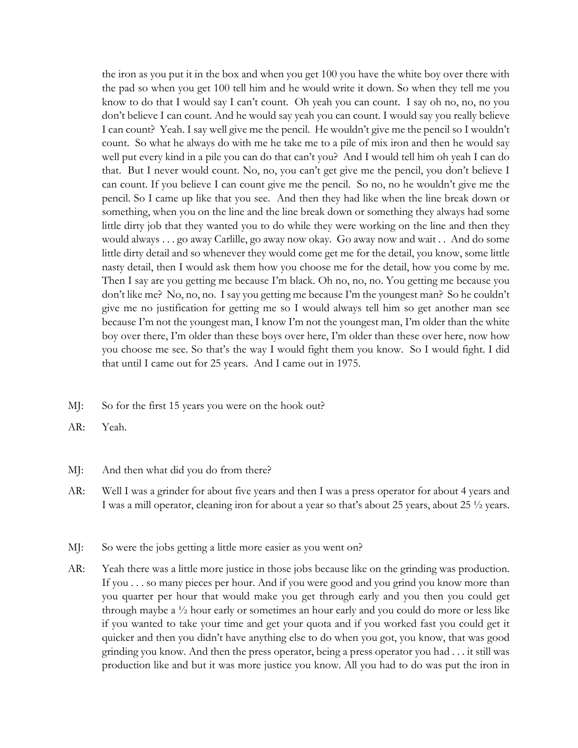the iron as you put it in the box and when you get 100 you have the white boy over there with the pad so when you get 100 tell him and he would write it down. So when they tell me you know to do that I would say I can't count. Oh yeah you can count. I say oh no, no, no you don't believe I can count. And he would say yeah you can count. I would say you really believe I can count? Yeah. I say well give me the pencil. He wouldn't give me the pencil so I wouldn't count. So what he always do with me he take me to a pile of mix iron and then he would say well put every kind in a pile you can do that can't you? And I would tell him oh yeah I can do that. But I never would count. No, no, you can't get give me the pencil, you don't believe I can count. If you believe I can count give me the pencil. So no, no he wouldn't give me the pencil. So I came up like that you see. And then they had like when the line break down or something, when you on the line and the line break down or something they always had some little dirty job that they wanted you to do while they were working on the line and then they would always . . . go away Carlille, go away now okay. Go away now and wait . . And do some little dirty detail and so whenever they would come get me for the detail, you know, some little nasty detail, then I would ask them how you choose me for the detail, how you come by me. Then I say are you getting me because I'm black. Oh no, no, no. You getting me because you don't like me? No, no, no. I say you getting me because I'm the youngest man? So he couldn't give me no justification for getting me so I would always tell him so get another man see because I'm not the youngest man, I know I'm not the youngest man, I'm older than the white boy over there, I'm older than these boys over here, I'm older than these over here, now how you choose me see. So that's the way I would fight them you know. So I would fight. I did that until I came out for 25 years. And I came out in 1975.

MJ: So for the first 15 years you were on the hook out?

AR: Yeah.

MJ: And then what did you do from there?

AR: Well I was a grinder for about five years and then I was a press operator for about 4 years and I was a mill operator, cleaning iron for about a year so that's about 25 years, about 25 ½ years.

MJ: So were the jobs getting a little more easier as you went on?

AR: Yeah there was a little more justice in those jobs because like on the grinding was production. If you . . . so many pieces per hour. And if you were good and you grind you know more than you quarter per hour that would make you get through early and you then you could get through maybe a ½ hour early or sometimes an hour early and you could do more or less like if you wanted to take your time and get your quota and if you worked fast you could get it quicker and then you didn't have anything else to do when you got, you know, that was good grinding you know. And then the press operator, being a press operator you had . . . it still was production like and but it was more justice you know. All you had to do was put the iron in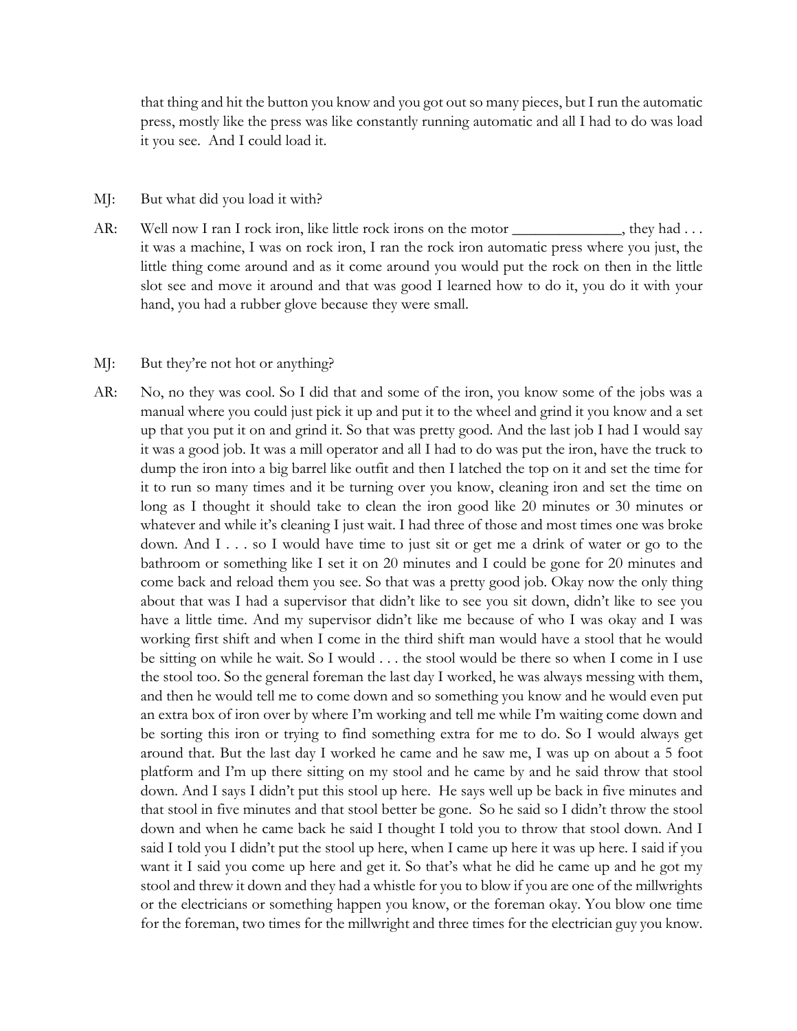that thing and hit the button you know and you got out so many pieces, but I run the automatic press, mostly like the press was like constantly running automatic and all I had to do was load it you see. And I could load it.

MJ: But what did you load it with?

AR: Well now I ran I rock iron, like little rock irons on the motor ______________, they had . . . it was a machine, I was on rock iron, I ran the rock iron automatic press where you just, the little thing come around and as it come around you would put the rock on then in the little slot see and move it around and that was good I learned how to do it, you do it with your hand, you had a rubber glove because they were small.

MJ: But they're not hot or anything?

AR: No, no they was cool. So I did that and some of the iron, you know some of the jobs was a manual where you could just pick it up and put it to the wheel and grind it you know and a set up that you put it on and grind it. So that was pretty good. And the last job I had I would say it was a good job. It was a mill operator and all I had to do was put the iron, have the truck to dump the iron into a big barrel like outfit and then I latched the top on it and set the time for it to run so many times and it be turning over you know, cleaning iron and set the time on long as I thought it should take to clean the iron good like 20 minutes or 30 minutes or whatever and while it's cleaning I just wait. I had three of those and most times one was broke down. And I . . . so I would have time to just sit or get me a drink of water or go to the bathroom or something like I set it on 20 minutes and I could be gone for 20 minutes and come back and reload them you see. So that was a pretty good job. Okay now the only thing about that was I had a supervisor that didn't like to see you sit down, didn't like to see you have a little time. And my supervisor didn't like me because of who I was okay and I was working first shift and when I come in the third shift man would have a stool that he would be sitting on while he wait. So I would . . . the stool would be there so when I come in I use the stool too. So the general foreman the last day I worked, he was always messing with them, and then he would tell me to come down and so something you know and he would even put an extra box of iron over by where I'm working and tell me while I'm waiting come down and be sorting this iron or trying to find something extra for me to do. So I would always get around that. But the last day I worked he came and he saw me, I was up on about a 5 foot platform and I'm up there sitting on my stool and he came by and he said throw that stool down. And I says I didn't put this stool up here. He says well up be back in five minutes and that stool in five minutes and that stool better be gone. So he said so I didn't throw the stool down and when he came back he said I thought I told you to throw that stool down. And I said I told you I didn't put the stool up here, when I came up here it was up here. I said if you want it I said you come up here and get it. So that's what he did he came up and he got my stool and threw it down and they had a whistle for you to blow if you are one of the millwrights or the electricians or something happen you know, or the foreman okay. You blow one time for the foreman, two times for the millwright and three times for the electrician guy you know.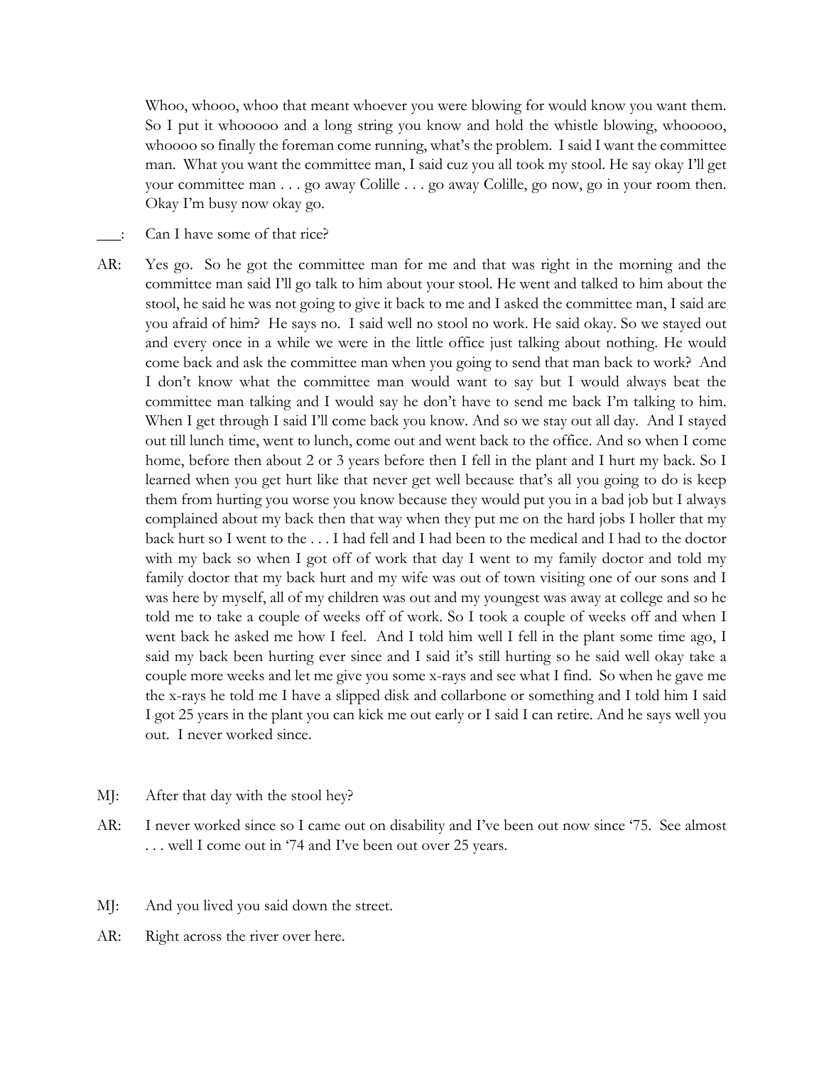Whoo, whooo, whoo that meant whoever you were blowing for would know you want them. So I put it whoooooo and a long string you know and hold the whistle blowing, whoooooo, whoooo so finally the foreman come running, what's the problem. I said I want the committee man. What you want the committee man, I said cuz you all took my stool. He say okay I'll get your committee man . . . go away Colille . . . go away Colille, go now, go in your room then. Okay I'm busy now okay go.

___: Can I have some of that rice?

AR: Yes go. So he got the committee man for me and that was right in the morning and the committee man said I'll go talk to him about your stool. He went and talked to him about the stool, he said he was not going to give it back to me and I asked the committee man, I said are you afraid of him? He says no. I said well no stool no work. He said okay. So we stayed out and every once in a while we were in the little office just talking about nothing. He would come back and ask the committee man when you going to send that man back to work? And I don't know what the committee man would want to say but I would always beat the committee man talking and I would say he don't have to send me back I'm talking to him. When I get through I said I'll come back you know. And so we stay out all day. And I stayed out till lunch time, went to lunch, come out and went back to the office. And so when I come home, before then about 2 or 3 years before then I fell in the plant and I hurt my back. So I learned when you get hurt like that never get well because that's all you going to do is keep them from hurting you worse you know because they would put you in a bad job but I always complained about my back then that way when they put me on the hard jobs I holler that my back hurt so I went to the . . . I had fell and I had been to the medical and I had to the doctor with my back so when I got off of work that day I went to my family doctor and told my family doctor that my back hurt and my wife was out of town visiting one of our sons and I was here by myself, all of my children was out and my youngest was away at college and so he told me to take a couple of weeks off of work. So I took a couple of weeks off and when I went back he asked me how I feel. And I told him well I fell in the plant some time ago, I said my back been hurting ever since and I said it's still hurting so he said well okay take a couple more weeks and let me give you some x-rays and see what I find. So when he gave me the x-rays he told me I have a slipped disk and collarbone or something and I told him I said I got 25 years in the plant you can kick me out early or I said I can retire. And he says well you out. I never worked since.

MJ: After that day with the stool hey?

AR: I never worked since so I came out on disability and I've been out now since '75. See almost . . . well I come out in '74 and I've been out over 25 years.

MJ: And you lived you said down the street.

AR: Right across the river over here.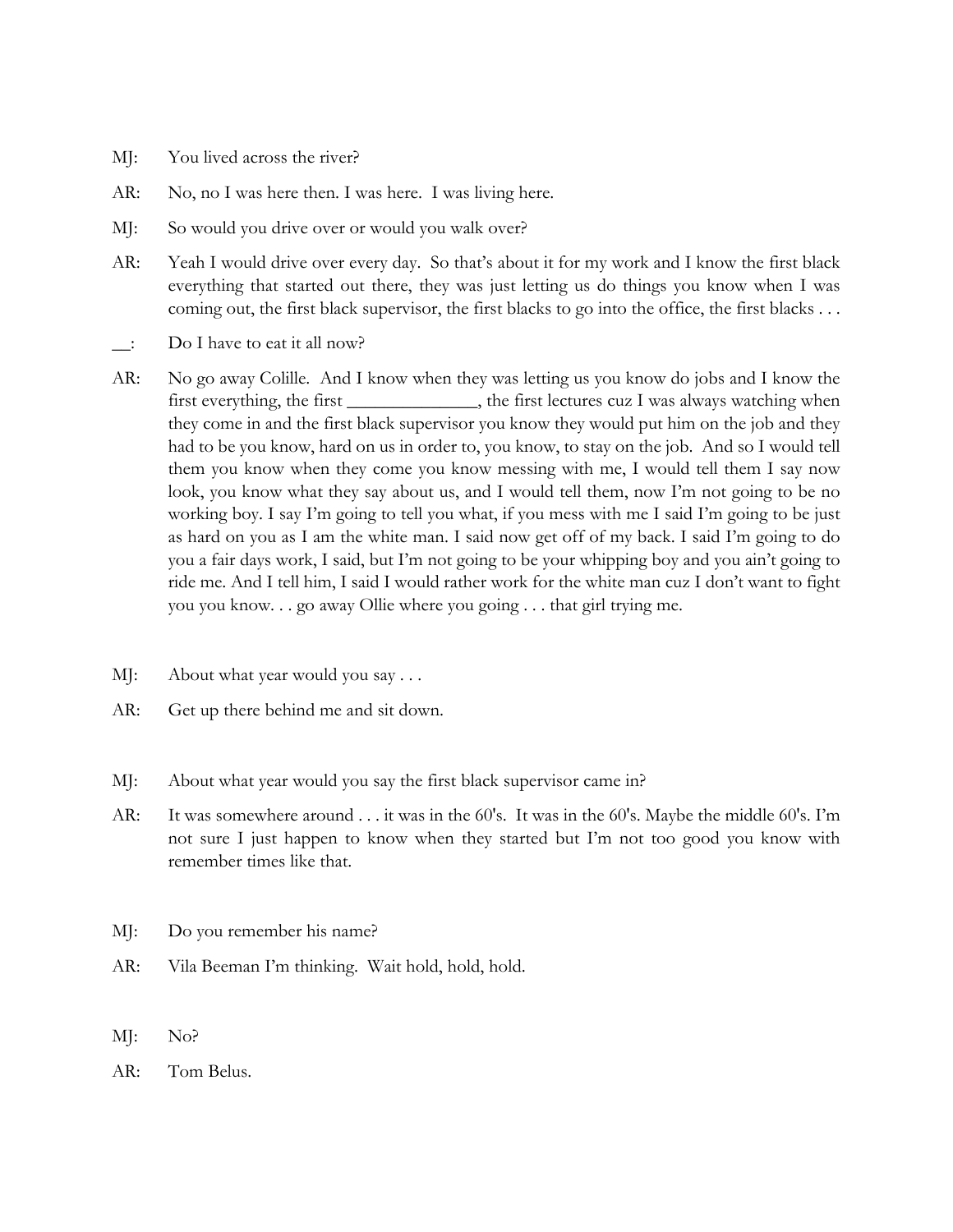MJ: You lived across the river?

AR: No, no I was here then. I was here. I was living here.

MJ: So would you drive over or would you walk over?

AR: Yeah I would drive over every day. So that's about it for my work and I know the first black everything that started out there, they was just letting us do things you know when I was coming out, the first black supervisor, the first blacks to go into the office, the first blacks . . .

__: Do I have to eat it all now?

AR: No go away Colille. And I know when they was letting us you know do jobs and I know the first everything, the first ______________, the first lectures cuz I was always watching when they come in and the first black supervisor you know they would put him on the job and they had to be you know, hard on us in order to, you know, to stay on the job. And so I would tell them you know when they come you know messing with me, I would tell them I say now look, you know what they say about us, and I would tell them, now I'm not going to be no working boy. I say I'm going to tell you what, if you mess with me I said I'm going to be just as hard on you as I am the white man. I said now get off of my back. I said I'm going to do you a fair days work, I said, but I'm not going to be your whipping boy and you ain't going to ride me. And I tell him, I said I would rather work for the white man cuz I don't want to fight you you know. . . go away Ollie where you going . . . that girl trying me.

MJ: About what year would you say . . .

AR: Get up there behind me and sit down.

MJ: About what year would you say the first black supervisor came in?

AR: It was somewhere around . . . it was in the 60's. It was in the 60's. Maybe the middle 60's. I'm not sure I just happen to know when they started but I'm not too good you know with remember times like that.

MJ: Do you remember his name?

AR: Vila Beeman I'm thinking. Wait hold, hold, hold.

MJ: No?

AR: Tom Belus.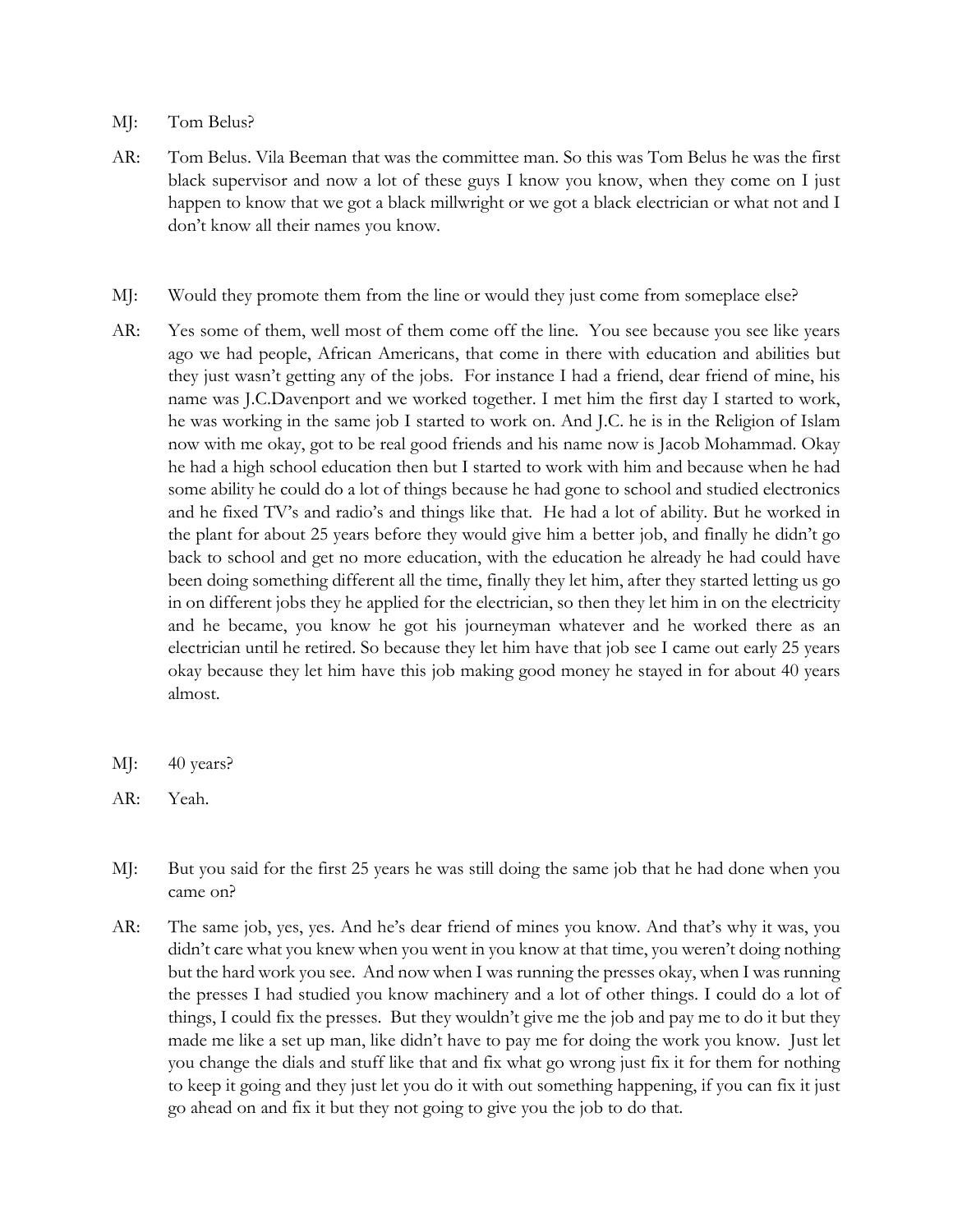MJ: Tom Belus?

AR: Tom Belus. Vila Beeman that was the committee man. So this was Tom Belus he was the first black supervisor and now a lot of these guys I know you know, when they come on I just happen to know that we got a black millwright or we got a black electrician or what not and I don't know all their names you know.

MJ: Would they promote them from the line or would they just come from someplace else?

AR: Yes some of them, well most of them come off the line. You see because you see like years ago we had people, African Americans, that come in there with education and abilities but they just wasn't getting any of the jobs. For instance I had a friend, dear friend of mine, his name was J.C.Davenport and we worked together. I met him the first day I started to work, he was working in the same job I started to work on. And J.C. he is in the Religion of Islam now with me okay, got to be real good friends and his name now is Jacob Mohammad. Okay he had a high school education then but I started to work with him and because when he had some ability he could do a lot of things because he had gone to school and studied electronics and he fixed TV's and radio's and things like that. He had a lot of ability. But he worked in the plant for about 25 years before they would give him a better job, and finally he didn't go back to school and get no more education, with the education he already he had could have been doing something different all the time, finally they let him, after they started letting us go in on different jobs they he applied for the electrician, so then they let him in on the electricity and he became, you know he got his journeyman whatever and he worked there as an electrician until he retired. So because they let him have that job see I came out early 25 years okay because they let him have this job making good money he stayed in for about 40 years almost.

MJ: 40 years?

AR: Yeah.

MJ: But you said for the first 25 years he was still doing the same job that he had done when you came on?

AR: The same job, yes, yes. And he's dear friend of mines you know. And that's why it was, you didn't care what you knew when you went in you know at that time, you weren't doing nothing but the hard work you see. And now when I was running the presses okay, when I was running the presses I had studied you know machinery and a lot of other things. I could do a lot of things, I could fix the presses. But they wouldn't give me the job and pay me to do it but they made me like a set up man, like didn't have to pay me for doing the work you know. Just let you change the dials and stuff like that and fix what go wrong just fix it for them for nothing to keep it going and they just let you do it with out something happening, if you can fix it just go ahead on and fix it but they not going to give you the job to do that.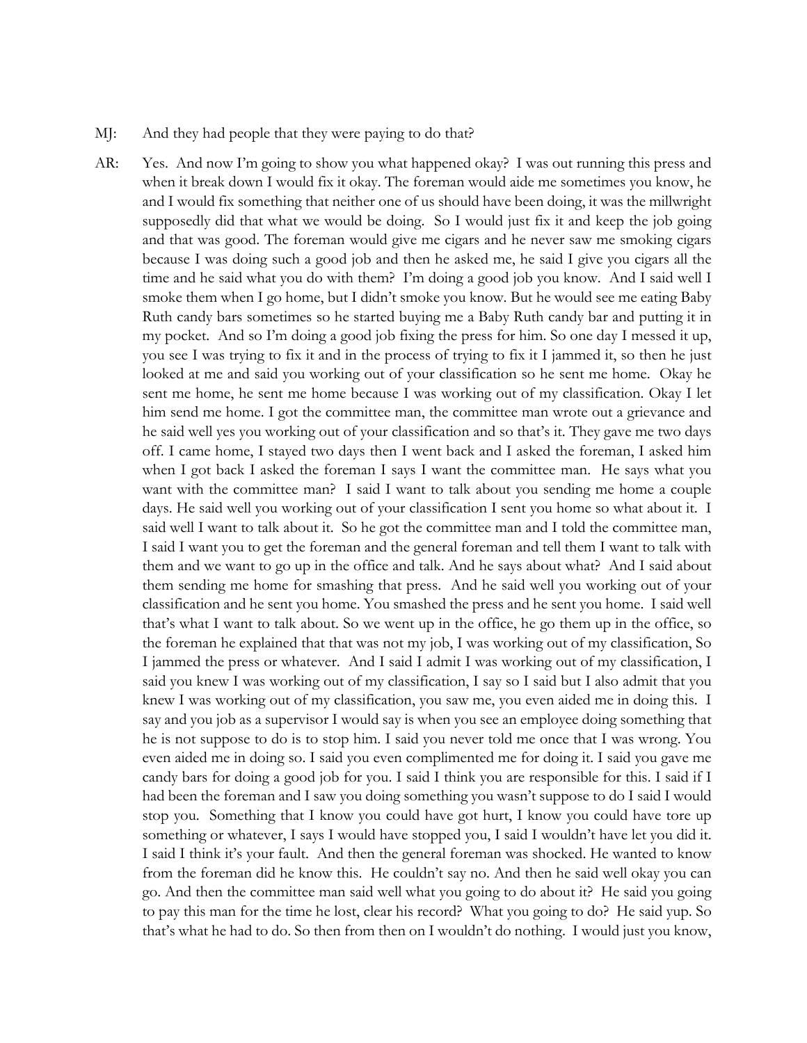MJ: And they had people that they were paying to do that?

AR: Yes. And now I'm going to show you what happened okay? I was out running this press and when it break down I would fix it okay. The foreman would aide me sometimes you know, he and I would fix something that neither one of us should have been doing, it was the millwright supposedly did that what we would be doing. So I would just fix it and keep the job going and that was good. The foreman would give me cigars and he never saw me smoking cigars because I was doing such a good job and then he asked me, he said I give you cigars all the time and he said what you do with them? I'm doing a good job you know. And I said well I smoke them when I go home, but I didn't smoke you know. But he would see me eating Baby Ruth candy bars sometimes so he started buying me a Baby Ruth candy bar and putting it in my pocket. And so I'm doing a good job fixing the press for him. So one day I messed it up, you see I was trying to fix it and in the process of trying to fix it I jammed it, so then he just looked at me and said you working out of your classification so he sent me home. Okay he sent me home, he sent me home because I was working out of my classification. Okay I let him send me home. I got the committee man, the committee man wrote out a grievance and he said well yes you working out of your classification and so that's it. They gave me two days off. I came home, I stayed two days then I went back and I asked the foreman, I asked him when I got back I asked the foreman I says I want the committee man. He says what you want with the committee man? I said I want to talk about you sending me home a couple days. He said well you working out of your classification I sent you home so what about it. I said well I want to talk about it. So he got the committee man and I told the committee man, I said I want you to get the foreman and the general foreman and tell them I want to talk with them and we want to go up in the office and talk. And he says about what? And I said about them sending me home for smashing that press. And he said well you working out of your classification and he sent you home. You smashed the press and he sent you home. I said well that's what I want to talk about. So we went up in the office, he go them up in the office, so the foreman he explained that that was not my job, I was working out of my classification, So I jammed the press or whatever. And I said I admit I was working out of my classification, I said you knew I was working out of my classification, I say so I said but I also admit that you knew I was working out of my classification, you saw me, you even aided me in doing this. I say and you job as a supervisor I would say is when you see an employee doing something that he is not suppose to do is to stop him. I said you never told me once that I was wrong. You even aided me in doing so. I said you even complimented me for doing it. I said you gave me candy bars for doing a good job for you. I said I think you are responsible for this. I said if I had been the foreman and I saw you doing something you wasn't suppose to do I said I would stop you. Something that I know you could have got hurt, I know you could have tore up something or whatever, I says I would have stopped you, I said I wouldn't have let you did it. I said I think it's your fault. And then the general foreman was shocked. He wanted to know from the foreman did he know this. He couldn't say no. And then he said well okay you can go. And then the committee man said well what you going to do about it? He said you going to pay this man for the time he lost, clear his record? What you going to do? He said yup. So that's what he had to do. So then from then on I wouldn't do nothing. I would just you know,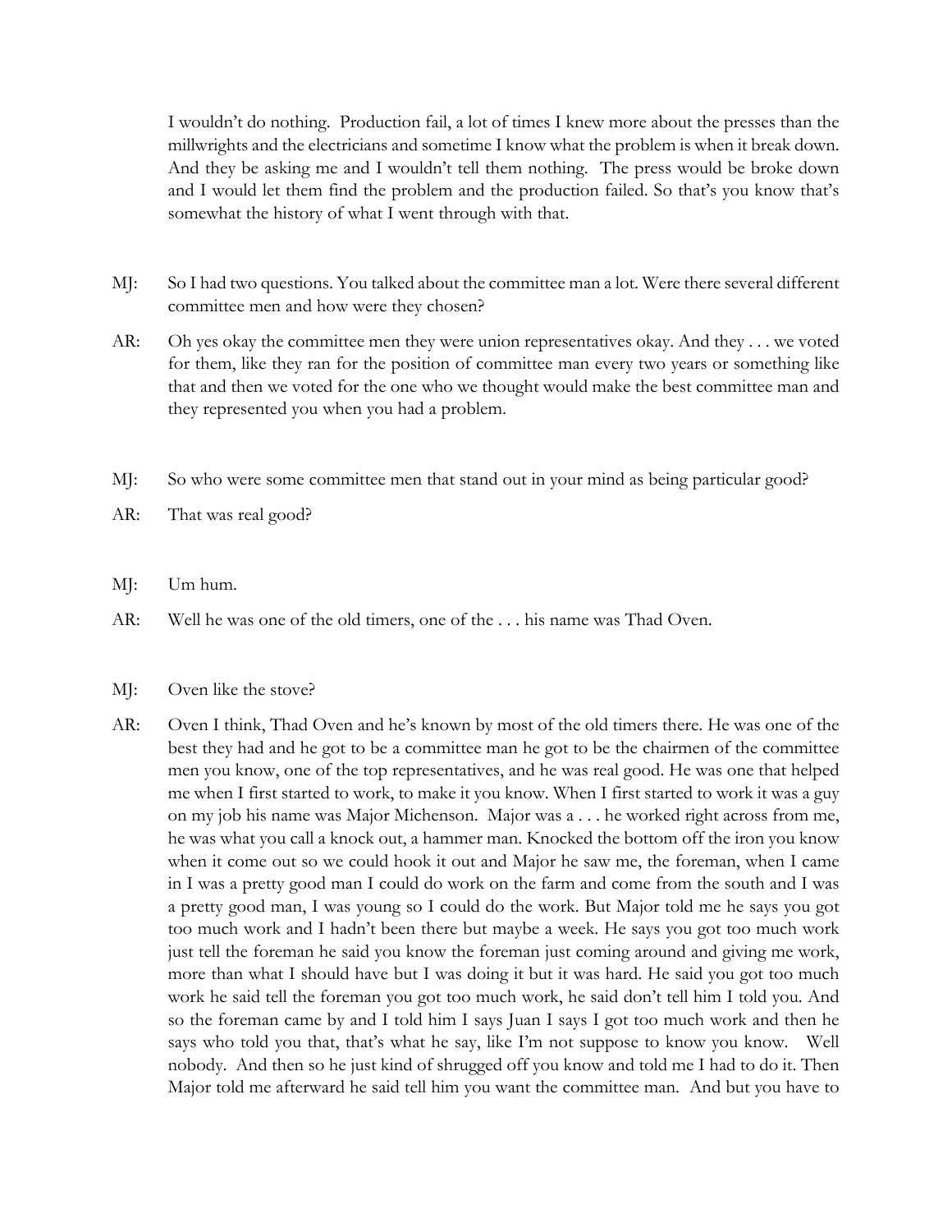I wouldn't do nothing. Production fail, a lot of times I knew more about the presses than the millwrights and the electricians and sometime I know what the problem is when it break down. And they be asking me and I wouldn't tell them nothing. The press would be broke down and I would let them find the problem and the production failed. So that's you know that's somewhat the history of what I went through with that.

MJ: So I had two questions. You talked about the committee man a lot. Were there several different committee men and how were they chosen?

AR: Oh yes okay the committee men they were union representatives okay. And they . . . we voted for them, like they ran for the position of committee man every two years or something like that and then we voted for the one who we thought would make the best committee man and they represented you when you had a problem.

MJ: So who were some committee men that stand out in your mind as being particular good?

AR: That was real good?

MJ: Um hum.

AR: Well he was one of the old timers, one of the . . . his name was Thad Oven.

MJ: Oven like the stove?

AR: Oven I think, Thad Oven and he's known by most of the old timers there. He was one of the best they had and he got to be a committee man he got to be the chairmen of the committee men you know, one of the top representatives, and he was real good. He was one that helped me when I first started to work, to make it you know. When I first started to work it was a guy on my job his name was Major Michenson. Major was a . . . he worked right across from me, he was what you call a knock out, a hammer man. Knocked the bottom off the iron you know when it come out so we could hook it out and Major he saw me, the foreman, when I came in I was a pretty good man I could do work on the farm and come from the south and I was a pretty good man, I was young so I could do the work. But Major told me he says you got too much work and I hadn't been there but maybe a week. He says you got too much work just tell the foreman he said you know the foreman just coming around and giving me work, more than what I should have but I was doing it but it was hard. He said you got too much work he said tell the foreman you got too much work, he said don't tell him I told you. And so the foreman came by and I told him I says Juan I says I got too much work and then he says who told you that, that's what he say, like I'm not suppose to know you know. Well nobody. And then so he just kind of shrugged off you know and told me I had to do it. Then Major told me afterward he said tell him you want the committee man. And but you have to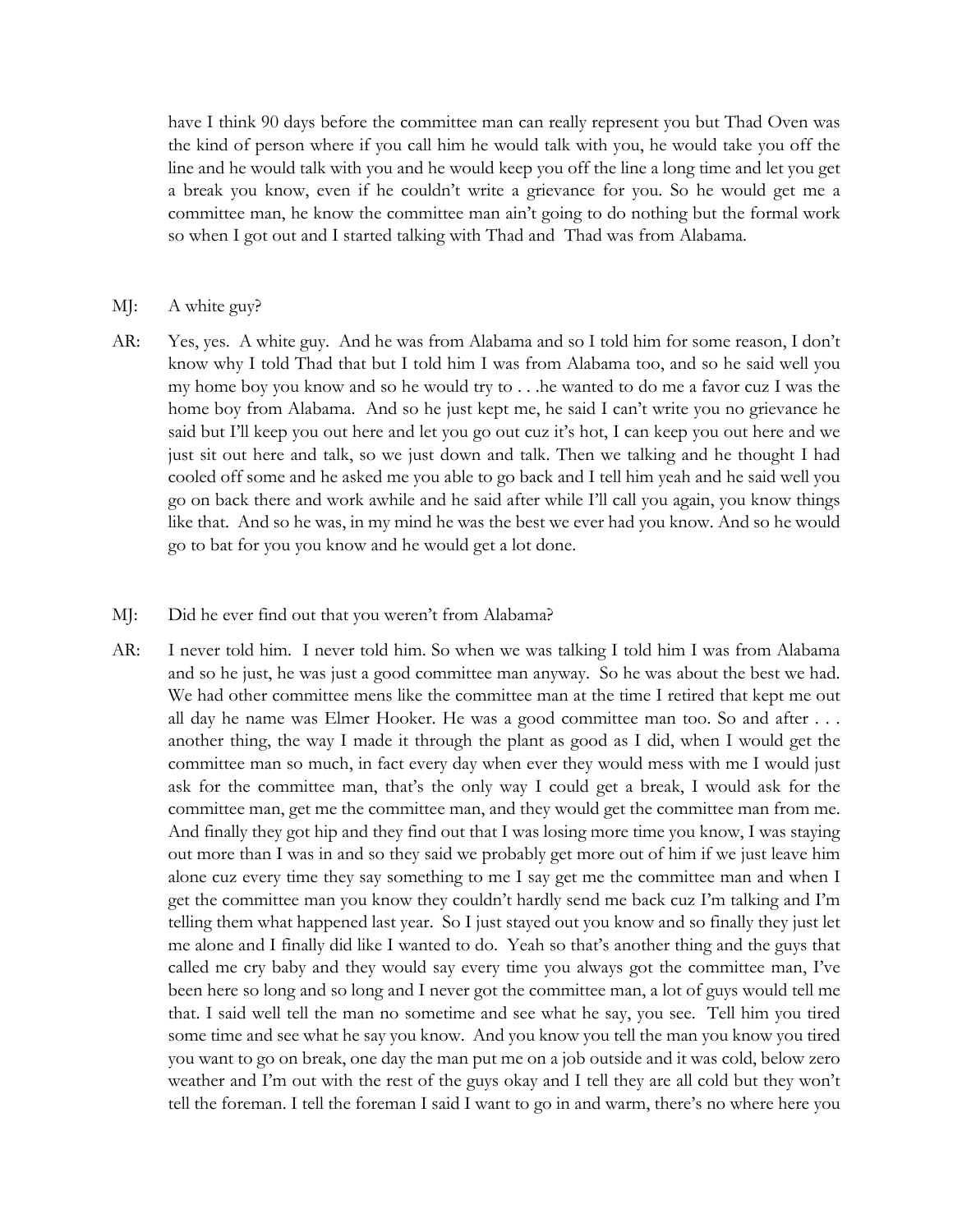have I think 90 days before the committee man can really represent you but Thad Oven was the kind of person where if you call him he would talk with you, he would take you off the line and he would talk with you and he would keep you off the line a long time and let you get a break you know, even if he couldn't write a grievance for you. So he would get me a committee man, he know the committee man ain't going to do nothing but the formal work so when I got out and I started talking with Thad and Thad was from Alabama.

MJ: A white guy?

AR: Yes, yes. A white guy. And he was from Alabama and so I told him for some reason, I don't know why I told Thad that but I told him I was from Alabama too, and so he said well you my home boy you know and so he would try to . . .he wanted to do me a favor cuz I was the home boy from Alabama. And so he just kept me, he said I can't write you no grievance he said but I'll keep you out here and let you go out cuz it's hot, I can keep you out here and we just sit out here and talk, so we just down and talk. Then we talking and he thought I had cooled off some and he asked me you able to go back and I tell him yeah and he said well you go on back there and work awhile and he said after while I'll call you again, you know things like that. And so he was, in my mind he was the best we ever had you know. And so he would go to bat for you you know and he would get a lot done.

MJ: Did he ever find out that you weren't from Alabama?

AR: I never told him. I never told him. So when we was talking I told him I was from Alabama and so he just, he was just a good committee man anyway. So he was about the best we had. We had other committee mens like the committee man at the time I retired that kept me out all day he name was Elmer Hooker. He was a good committee man too. So and after . . . another thing, the way I made it through the plant as good as I did, when I would get the committee man so much, in fact every day when ever they would mess with me I would just ask for the committee man, that's the only way I could get a break, I would ask for the committee man, get me the committee man, and they would get the committee man from me. And finally they got hip and they find out that I was losing more time you know, I was staying out more than I was in and so they said we probably get more out of him if we just leave him alone cuz every time they say something to me I say get me the committee man and when I get the committee man you know they couldn't hardly send me back cuz I'm talking and I'm telling them what happened last year. So I just stayed out you know and so finally they just let me alone and I finally did like I wanted to do. Yeah so that's another thing and the guys that called me cry baby and they would say every time you always got the committee man, I've been here so long and so long and I never got the committee man, a lot of guys would tell me that. I said well tell the man no sometime and see what he say, you see. Tell him you tired some time and see what he say you know. And you know you tell the man you know you tired you want to go on break, one day the man put me on a job outside and it was cold, below zero weather and I'm out with the rest of the guys okay and I tell they are all cold but they won't tell the foreman. I tell the foreman I said I want to go in and warm, there's no where here you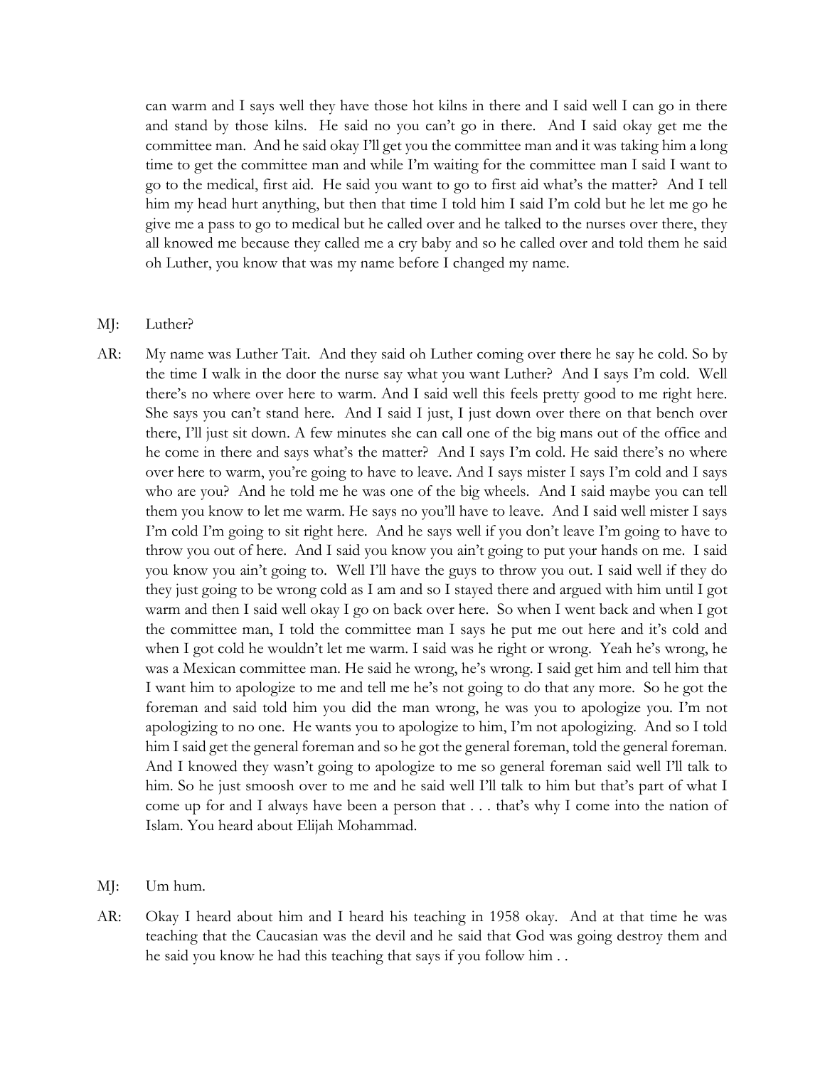can warm and I says well they have those hot kilns in there and I said well I can go in there and stand by those kilns. He said no you can't go in there. And I said okay get me the committee man. And he said okay I'll get you the committee man and it was taking him a long time to get the committee man and while I'm waiting for the committee man I said I want to go to the medical, first aid. He said you want to go to first aid what's the matter? And I tell him my head hurt anything, but then that time I told him I said I'm cold but he let me go he give me a pass to go to medical but he called over and he talked to the nurses over there, they all knowed me because they called me a cry baby and so he called over and told them he said oh Luther, you know that was my name before I changed my name.

MJ: Luther?

AR: My name was Luther Tait. And they said oh Luther coming over there he say he cold. So by the time I walk in the door the nurse say what you want Luther? And I says I'm cold. Well there's no where over here to warm. And I said well this feels pretty good to me right here. She says you can't stand here. And I said I just, I just down over there on that bench over there, I'll just sit down. A few minutes she can call one of the big mans out of the office and he come in there and says what's the matter? And I says I'm cold. He said there's no where over here to warm, you're going to have to leave. And I says mister I says I'm cold and I says who are you? And he told me he was one of the big wheels. And I said maybe you can tell them you know to let me warm. He says no you'll have to leave. And I said well mister I says I'm cold I'm going to sit right here. And he says well if you don't leave I'm going to have to throw you out of here. And I said you know you ain't going to put your hands on me. I said you know you ain't going to. Well I'll have the guys to throw you out. I said well if they do they just going to be wrong cold as I am and so I stayed there and argued with him until I got warm and then I said well okay I go on back over here. So when I went back and when I got the committee man, I told the committee man I says he put me out here and it's cold and when I got cold he wouldn't let me warm. I said was he right or wrong. Yeah he's wrong, he was a Mexican committee man. He said he wrong, he's wrong. I said get him and tell him that I want him to apologize to me and tell me he's not going to do that any more. So he got the foreman and said told him you did the man wrong, he was you to apologize you. I'm not apologizing to no one. He wants you to apologize to him, I'm not apologizing. And so I told him I said get the general foreman and so he got the general foreman, told the general foreman. And I knowed they wasn't going to apologize to me so general foreman said well I'll talk to him. So he just smoosh over to me and he said well I'll talk to him but that's part of what I come up for and I always have been a person that . . . that's why I come into the nation of Islam. You heard about Elijah Mohammad.

MJ: Um hum.

AR: Okay I heard about him and I heard his teaching in 1958 okay. And at that time he was teaching that the Caucasian was the devil and he said that God was going destroy them and he said you know he had this teaching that says if you follow him . .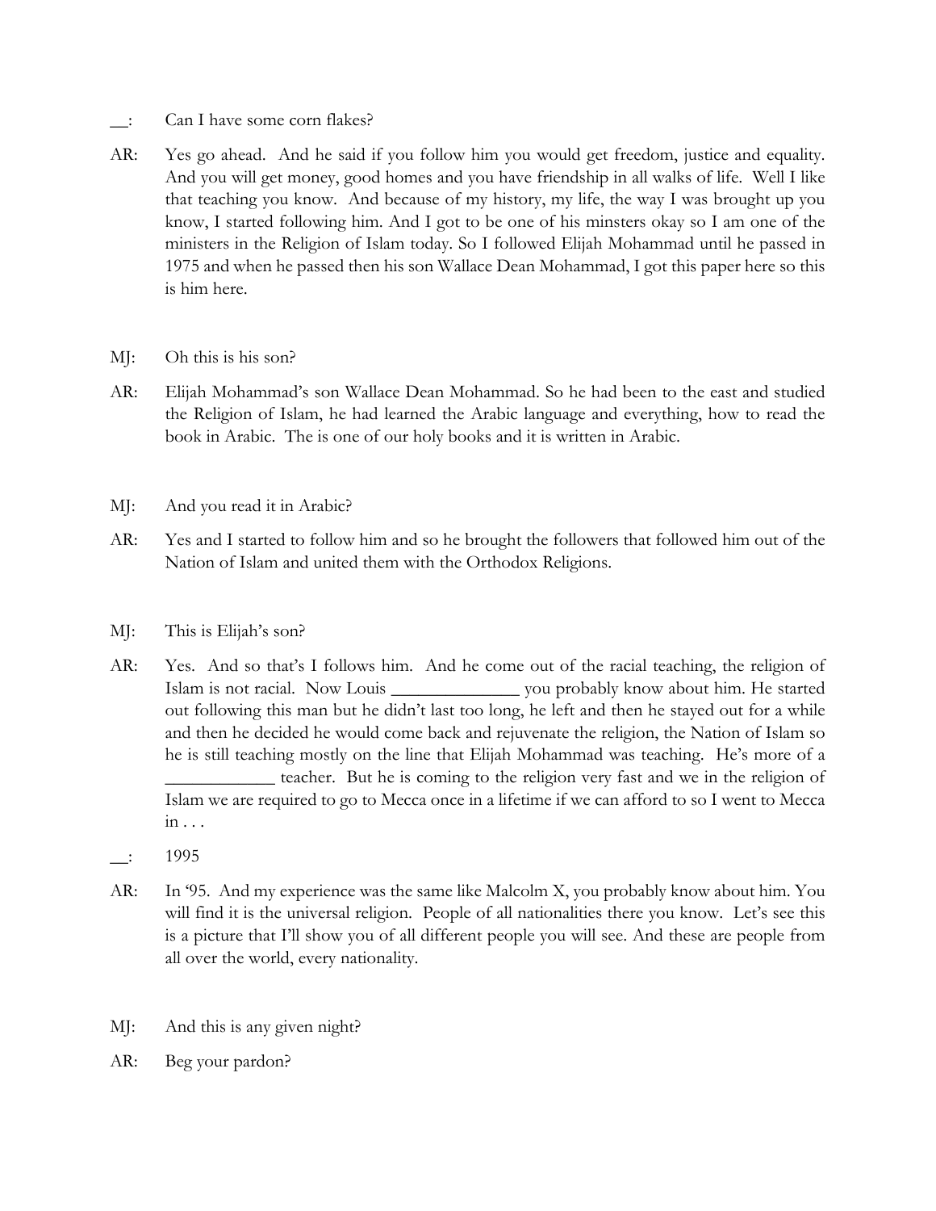__: Can I have some corn flakes?

AR: Yes go ahead. And he said if you follow him you would get freedom, justice and equality. And you will get money, good homes and you have friendship in all walks of life. Well I like that teaching you know. And because of my history, my life, the way I was brought up you know, I started following him. And I got to be one of his minsters okay so I am one of the ministers in the Religion of Islam today. So I followed Elijah Mohammad until he passed in 1975 and when he passed then his son Wallace Dean Mohammad, I got this paper here so this is him here.

MJ: Oh this is his son?

AR: Elijah Mohammad's son Wallace Dean Mohammad. So he had been to the east and studied the Religion of Islam, he had learned the Arabic language and everything, how to read the book in Arabic. The is one of our holy books and it is written in Arabic.

MJ: And you read it in Arabic?

AR: Yes and I started to follow him and so he brought the followers that followed him out of the Nation of Islam and united them with the Orthodox Religions.

MJ: This is Elijah's son?

AR: Yes. And so that's I follows him. And he come out of the racial teaching, the religion of Islam is not racial. Now Louis ______________ you probably know about him. He started out following this man but he didn't last too long, he left and then he stayed out for a while and then he decided he would come back and rejuvenate the religion, the Nation of Islam so he is still teaching mostly on the line that Elijah Mohammad was teaching. He's more of a ____________ teacher. But he is coming to the religion very fast and we in the religion of Islam we are required to go to Mecca once in a lifetime if we can afford to so I went to Mecca in . . .

__: 1995

AR: In '95. And my experience was the same like Malcolm X, you probably know about him. You will find it is the universal religion. People of all nationalities there you know. Let's see this is a picture that I'll show you of all different people you will see. And these are people from all over the world, every nationality.

MJ: And this is any given night?

AR: Beg your pardon?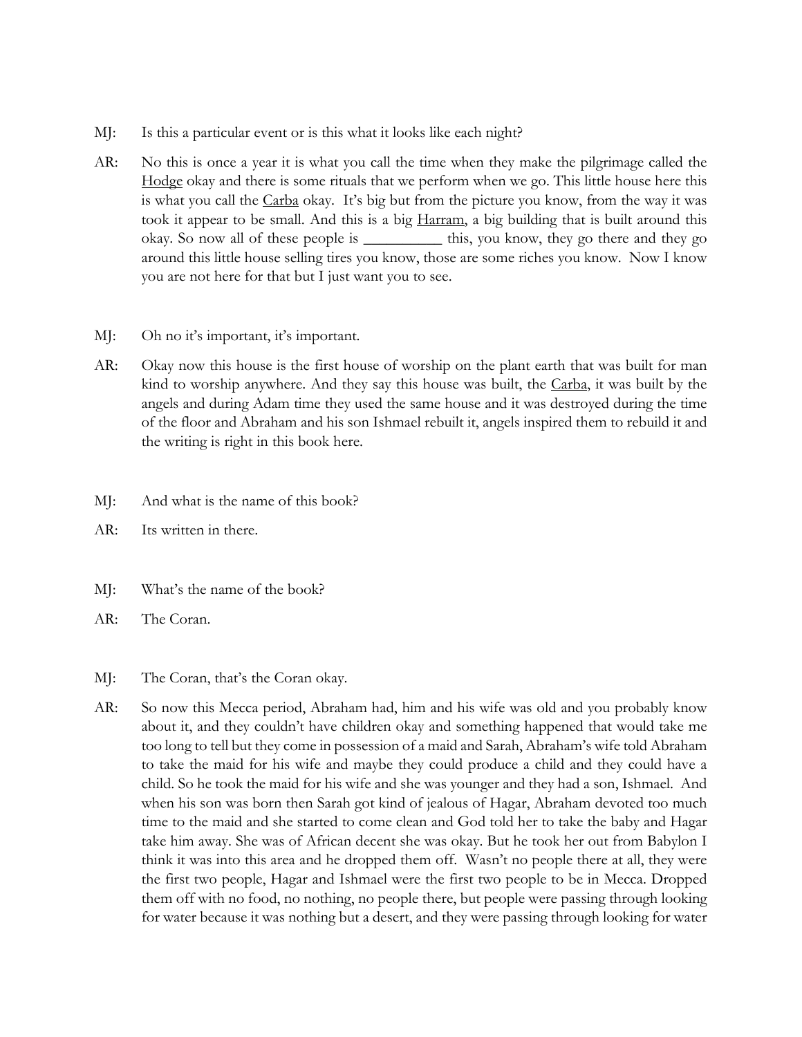MJ: Is this a particular event or is this what it looks like each night?

AR: No this is once a year it is what you call the time when they make the pilgrimage called the Hodge okay and there is some rituals that we perform when we go. This little house here this is what you call the Carba okay. It's big but from the picture you know, from the way it was took it appear to be small. And this is a big Harram, a big building that is built around this okay. So now all of these people is __________ this, you know, they go there and they go around this little house selling tires you know, those are some riches you know. Now I know you are not here for that but I just want you to see.

MJ: Oh no it's important, it's important.

AR: Okay now this house is the first house of worship on the plant earth that was built for man kind to worship anywhere. And they say this house was built, the Carba, it was built by the angels and during Adam time they used the same house and it was destroyed during the time of the floor and Abraham and his son Ishmael rebuilt it, angels inspired them to rebuild it and the writing is right in this book here.

MJ: And what is the name of this book?

AR: Its written in there.

MJ: What's the name of the book?

AR: The Coran.

MJ: The Coran, that's the Coran okay.

AR: So now this Mecca period, Abraham had, him and his wife was old and you probably know about it, and they couldn't have children okay and something happened that would take me too long to tell but they come in possession of a maid and Sarah, Abraham's wife told Abraham to take the maid for his wife and maybe they could produce a child and they could have a child. So he took the maid for his wife and she was younger and they had a son, Ishmael. And when his son was born then Sarah got kind of jealous of Hagar, Abraham devoted too much time to the maid and she started to come clean and God told her to take the baby and Hagar take him away. She was of African decent she was okay. But he took her out from Babylon I think it was into this area and he dropped them off. Wasn't no people there at all, they were the first two people, Hagar and Ishmael were the first two people to be in Mecca. Dropped them off with no food, no nothing, no people there, but people were passing through looking for water because it was nothing but a desert, and they were passing through looking for water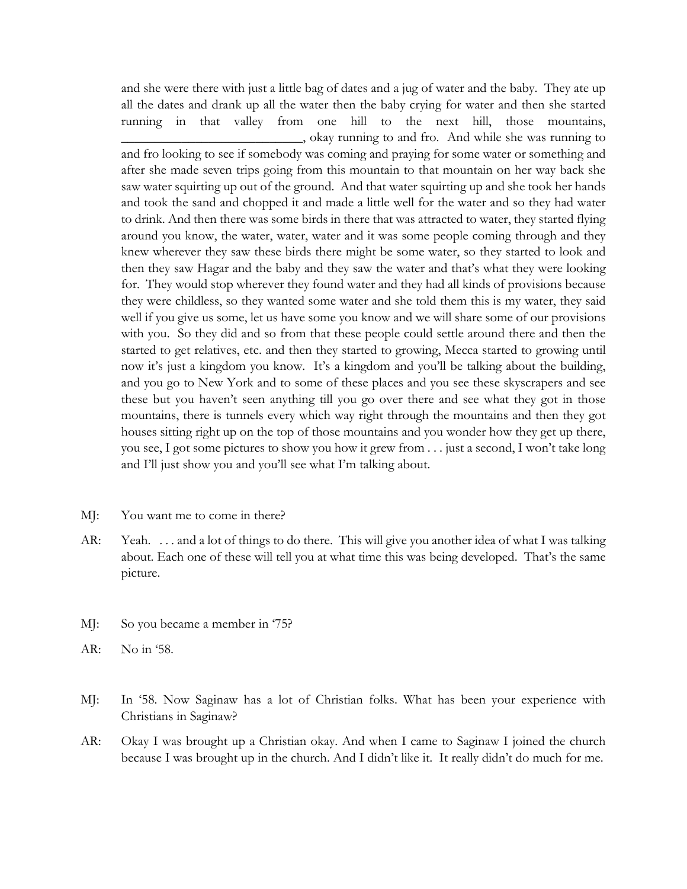and she were there with just a little bag of dates and a jug of water and the baby. They ate up all the dates and drank up all the water then the baby crying for water and then she started running in that valley from one hill to the next hill, those mountains, ___________________________, okay running to and fro. And while she was running to and fro looking to see if somebody was coming and praying for some water or something and after she made seven trips going from this mountain to that mountain on her way back she saw water squirting up out of the ground. And that water squirting up and she took her hands and took the sand and chopped it and made a little well for the water and so they had water to drink. And then there was some birds in there that was attracted to water, they started flying around you know, the water, water, water and it was some people coming through and they knew wherever they saw these birds there might be some water, so they started to look and then they saw Hagar and the baby and they saw the water and that's what they were looking for. They would stop wherever they found water and they had all kinds of provisions because they were childless, so they wanted some water and she told them this is my water, they said well if you give us some, let us have some you know and we will share some of our provisions with you. So they did and so from that these people could settle around there and then the started to get relatives, etc. and then they started to growing, Mecca started to growing until now it's just a kingdom you know. It's a kingdom and you'll be talking about the building, and you go to New York and to some of these places and you see these skyscrapers and see these but you haven't seen anything till you go over there and see what they got in those mountains, there is tunnels every which way right through the mountains and then they got houses sitting right up on the top of those mountains and you wonder how they get up there, you see, I got some pictures to show you how it grew from . . . just a second, I won't take long and I'll just show you and you'll see what I'm talking about.

MJ: You want me to come in there?

AR: Yeah. . . . and a lot of things to do there. This will give you another idea of what I was talking about. Each one of these will tell you at what time this was being developed. That's the same picture.

MJ: So you became a member in '75?

AR: No in '58.

MJ: In '58. Now Saginaw has a lot of Christian folks. What has been your experience with Christians in Saginaw?

AR: Okay I was brought up a Christian okay. And when I came to Saginaw I joined the church because I was brought up in the church. And I didn't like it. It really didn't do much for me.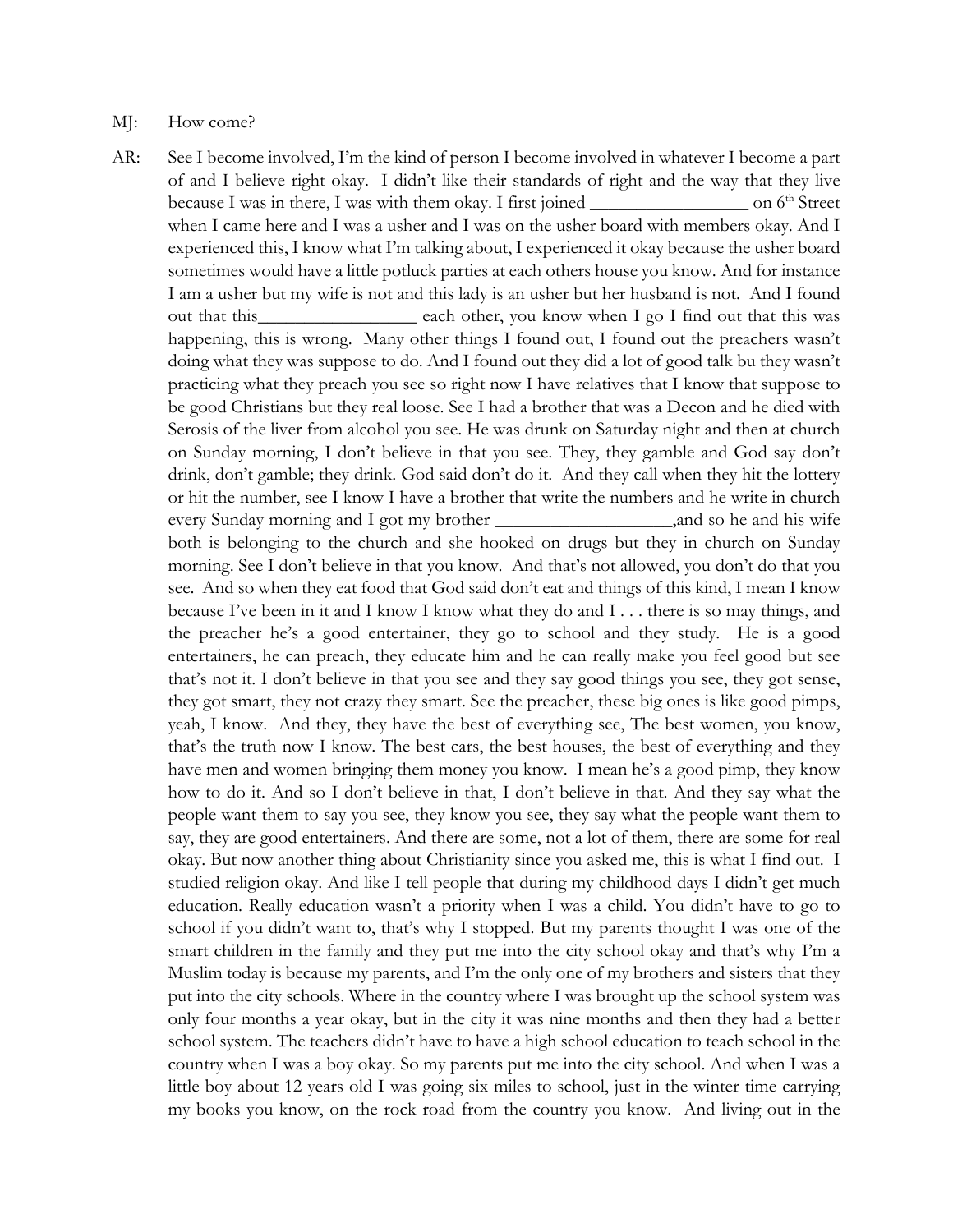MJ: How come?

AR: See I become involved, I'm the kind of person I become involved in whatever I become a part of and I believe right okay. I didn't like their standards of right and the way that they live because I was in there, I was with them okay. I first joined _________________ on 6th Street when I came here and I was a usher and I was on the usher board with members okay. And I experienced this, I know what I'm talking about, I experienced it okay because the usher board sometimes would have a little potluck parties at each others house you know. And for instance I am a usher but my wife is not and this lady is an usher but her husband is not. And I found out that this_________________ each other, you know when I go I find out that this was happening, this is wrong. Many other things I found out, I found out the preachers wasn't doing what they was suppose to do. And I found out they did a lot of good talk bu they wasn't practicing what they preach you see so right now I have relatives that I know that suppose to be good Christians but they real loose. See I had a brother that was a Decon and he died with Serosis of the liver from alcohol you see. He was drunk on Saturday night and then at church on Sunday morning, I don't believe in that you see. They, they gamble and God say don't drink, don't gamble; they drink. God said don't do it. And they call when they hit the lottery or hit the number, see I know I have a brother that write the numbers and he write in church every Sunday morning and I got my brother ___________________,and so he and his wife both is belonging to the church and she hooked on drugs but they in church on Sunday morning. See I don't believe in that you know. And that's not allowed, you don't do that you see. And so when they eat food that God said don't eat and things of this kind, I mean I know because I've been in it and I know I know what they do and I . . . there is so may things, and the preacher he's a good entertainer, they go to school and they study. He is a good entertainers, he can preach, they educate him and he can really make you feel good but see that's not it. I don't believe in that you see and they say good things you see, they got sense, they got smart, they not crazy they smart. See the preacher, these big ones is like good pimps, yeah, I know. And they, they have the best of everything see, The best women, you know, that's the truth now I know. The best cars, the best houses, the best of everything and they have men and women bringing them money you know. I mean he's a good pimp, they know how to do it. And so I don't believe in that, I don't believe in that. And they say what the people want them to say you see, they know you see, they say what the people want them to say, they are good entertainers. And there are some, not a lot of them, there are some for real okay. But now another thing about Christianity since you asked me, this is what I find out. I studied religion okay. And like I tell people that during my childhood days I didn't get much education. Really education wasn't a priority when I was a child. You didn't have to go to school if you didn't want to, that's why I stopped. But my parents thought I was one of the smart children in the family and they put me into the city school okay and that's why I'm a Muslim today is because my parents, and I'm the only one of my brothers and sisters that they put into the city schools. Where in the country where I was brought up the school system was only four months a year okay, but in the city it was nine months and then they had a better school system. The teachers didn't have to have a high school education to teach school in the country when I was a boy okay. So my parents put me into the city school. And when I was a little boy about 12 years old I was going six miles to school, just in the winter time carrying my books you know, on the rock road from the country you know. And living out in the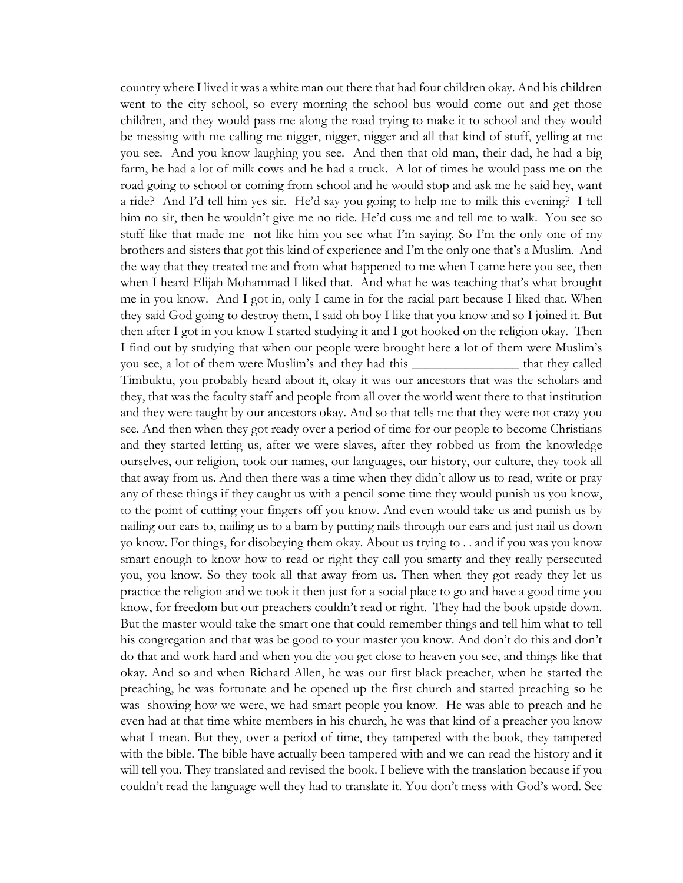country where I lived it was a white man out there that had four children okay. And his children went to the city school, so every morning the school bus would come out and get those children, and they would pass me along the road trying to make it to school and they would be messing with me calling me nigger, nigger, nigger and all that kind of stuff, yelling at me you see. And you know laughing you see. And then that old man, their dad, he had a big farm, he had a lot of milk cows and he had a truck. A lot of times he would pass me on the road going to school or coming from school and he would stop and ask me he said hey, want a ride? And I'd tell him yes sir. He'd say you going to help me to milk this evening? I tell him no sir, then he wouldn't give me no ride. He'd cuss me and tell me to walk. You see so stuff like that made me not like him you see what I'm saying. So I'm the only one of my brothers and sisters that got this kind of experience and I'm the only one that's a Muslim. And the way that they treated me and from what happened to me when I came here you see, then when I heard Elijah Mohammad I liked that. And what he was teaching that's what brought me in you know. And I got in, only I came in for the racial part because I liked that. When they said God going to destroy them, I said oh boy I like that you know and so I joined it. But then after I got in you know I started studying it and I got hooked on the religion okay. Then I find out by studying that when our people were brought here a lot of them were Muslim's you see, a lot of them were Muslim's and they had this ________________ that they called Timbuktu, you probably heard about it, okay it was our ancestors that was the scholars and they, that was the faculty staff and people from all over the world went there to that institution and they were taught by our ancestors okay. And so that tells me that they were not crazy you see. And then when they got ready over a period of time for our people to become Christians and they started letting us, after we were slaves, after they robbed us from the knowledge ourselves, our religion, took our names, our languages, our history, our culture, they took all that away from us. And then there was a time when they didn't allow us to read, write or pray any of these things if they caught us with a pencil some time they would punish us you know, to the point of cutting your fingers off you know. And even would take us and punish us by nailing our ears to, nailing us to a barn by putting nails through our ears and just nail us down yo know. For things, for disobeying them okay. About us trying to . . and if you was you know smart enough to know how to read or right they call you smarty and they really persecuted you, you know. So they took all that away from us. Then when they got ready they let us practice the religion and we took it then just for a social place to go and have a good time you know, for freedom but our preachers couldn't read or right. They had the book upside down. But the master would take the smart one that could remember things and tell him what to tell his congregation and that was be good to your master you know. And don't do this and don't do that and work hard and when you die you get close to heaven you see, and things like that okay. And so and when Richard Allen, he was our first black preacher, when he started the preaching, he was fortunate and he opened up the first church and started preaching so he was showing how we were, we had smart people you know. He was able to preach and he even had at that time white members in his church, he was that kind of a preacher you know what I mean. But they, over a period of time, they tampered with the book, they tampered with the bible. The bible have actually been tampered with and we can read the history and it will tell you. They translated and revised the book. I believe with the translation because if you couldn't read the language well they had to translate it. You don't mess with God's word. See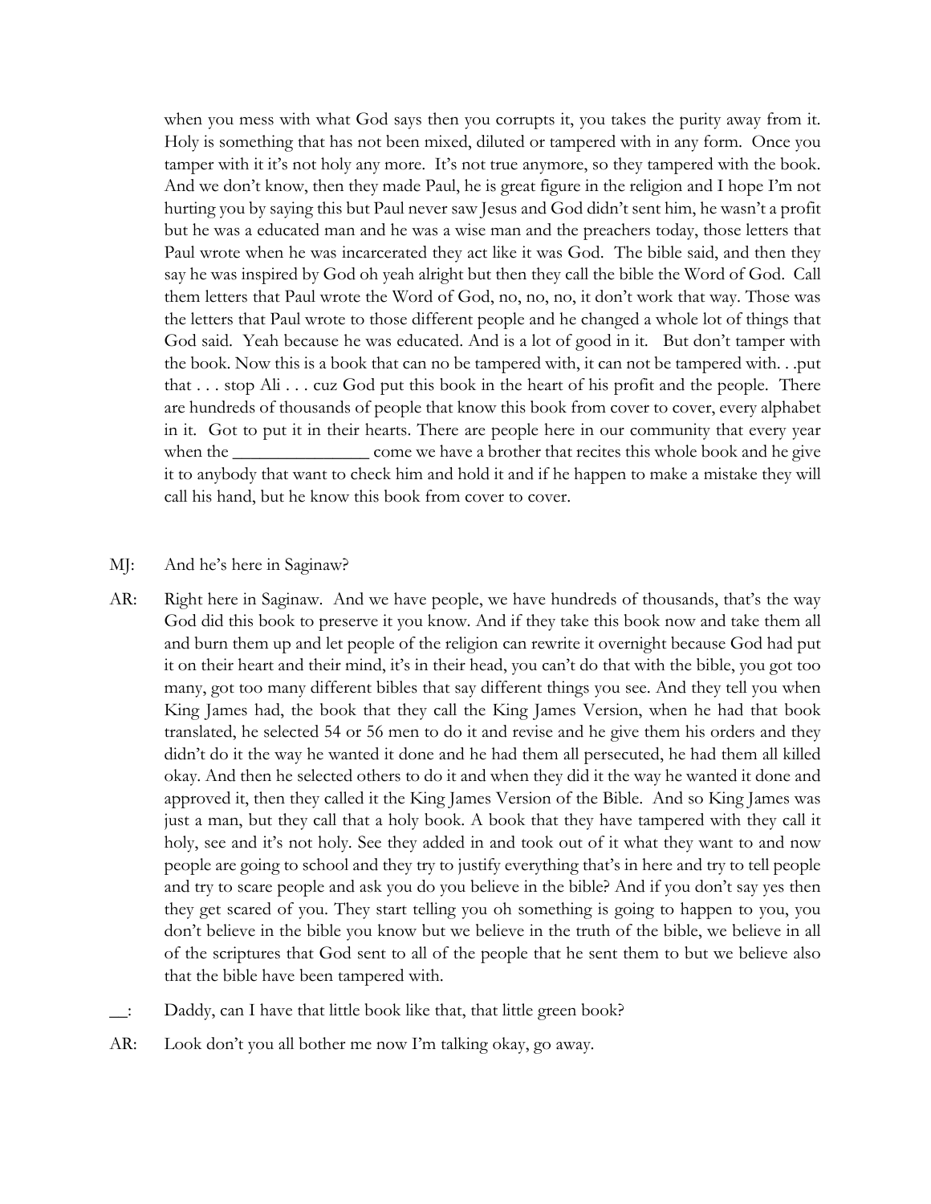when you mess with what God says then you corrupts it, you takes the purity away from it. Holy is something that has not been mixed, diluted or tampered with in any form. Once you tamper with it it's not holy any more. It's not true anymore, so they tampered with the book. And we don't know, then they made Paul, he is great figure in the religion and I hope I'm not hurting you by saying this but Paul never saw Jesus and God didn't sent him, he wasn't a profit but he was a educated man and he was a wise man and the preachers today, those letters that Paul wrote when he was incarcerated they act like it was God. The bible said, and then they say he was inspired by God oh yeah alright but then they call the bible the Word of God. Call them letters that Paul wrote the Word of God, no, no, no, it don't work that way. Those was the letters that Paul wrote to those different people and he changed a whole lot of things that God said. Yeah because he was educated. And is a lot of good in it. But don't tamper with the book. Now this is a book that can no be tampered with, it can not be tampered with. . .put that . . . stop Ali . . . cuz God put this book in the heart of his profit and the people. There are hundreds of thousands of people that know this book from cover to cover, every alphabet in it. Got to put it in their hearts. There are people here in our community that every year when the _______________ come we have a brother that recites this whole book and he give it to anybody that want to check him and hold it and if he happen to make a mistake they will call his hand, but he know this book from cover to cover.

MJ: And he's here in Saginaw?

AR: Right here in Saginaw. And we have people, we have hundreds of thousands, that's the way God did this book to preserve it you know. And if they take this book now and take them all and burn them up and let people of the religion can rewrite it overnight because God had put it on their heart and their mind, it's in their head, you can't do that with the bible, you got too many, got too many different bibles that say different things you see. And they tell you when King James had, the book that they call the King James Version, when he had that book translated, he selected 54 or 56 men to do it and revise and he give them his orders and they didn't do it the way he wanted it done and he had them all persecuted, he had them all killed okay. And then he selected others to do it and when they did it the way he wanted it done and approved it, then they called it the King James Version of the Bible. And so King James was just a man, but they call that a holy book. A book that they have tampered with they call it holy, see and it's not holy. See they added in and took out of it what they want to and now people are going to school and they try to justify everything that's in here and try to tell people and try to scare people and ask you do you believe in the bible? And if you don't say yes then they get scared of you. They start telling you oh something is going to happen to you, you don't believe in the bible you know but we believe in the truth of the bible, we believe in all of the scriptures that God sent to all of the people that he sent them to but we believe also that the bible have been tampered with.

__: Daddy, can I have that little book like that, that little green book?

AR: Look don't you all bother me now I'm talking okay, go away.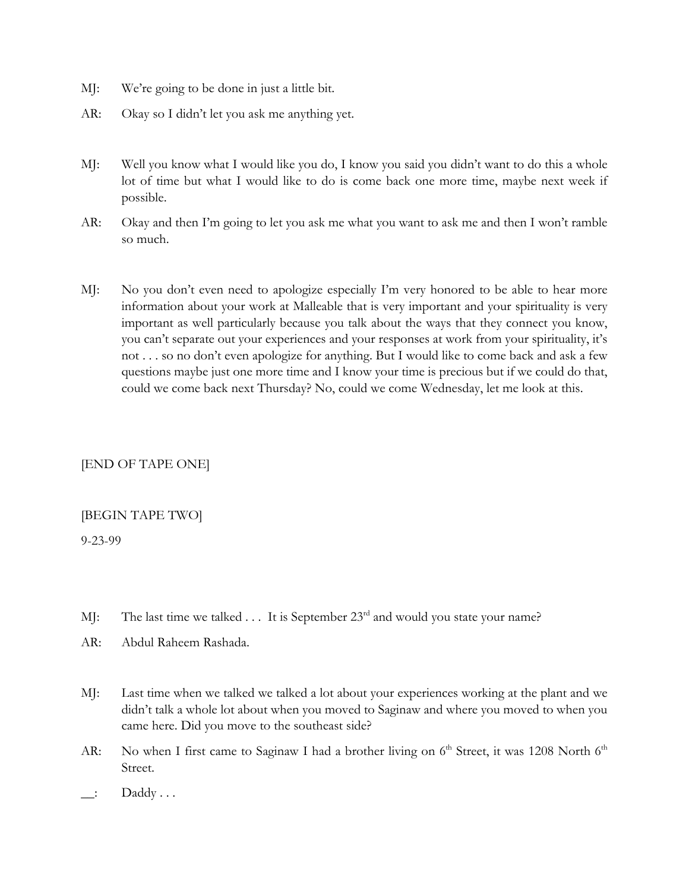MJ: We're going to be done in just a little bit.

AR: Okay so I didn't let you ask me anything yet.

MJ: Well you know what I would like you do, I know you said you didn't want to do this a whole lot of time but what I would like to do is come back one more time, maybe next week if possible.

AR: Okay and then I'm going to let you ask me what you want to ask me and then I won't ramble so much.

MJ: No you don't even need to apologize especially I'm very honored to be able to hear more information about your work at Malleable that is very important and your spirituality is very important as well particularly because you talk about the ways that they connect you know, you can't separate out your experiences and your responses at work from your spirituality, it's not . . . so no don't even apologize for anything. But I would like to come back and ask a few questions maybe just one more time and I know your time is precious but if we could do that, could we come back next Thursday? No, could we come Wednesday, let me look at this.

[END OF TAPE ONE]

[BEGIN TAPE TWO]

9-23-99

MJ: The last time we talked . . . It is September 23rd and would you state your name?

AR: Abdul Raheem Rashada.

MJ: Last time when we talked we talked a lot about your experiences working at the plant and we didn't talk a whole lot about when you moved to Saginaw and where you moved to when you came here. Did you move to the southeast side?

AR: No when I first came to Saginaw I had a brother living on 6th Street, it was 1208 North 6th Street.

__: Daddy . . .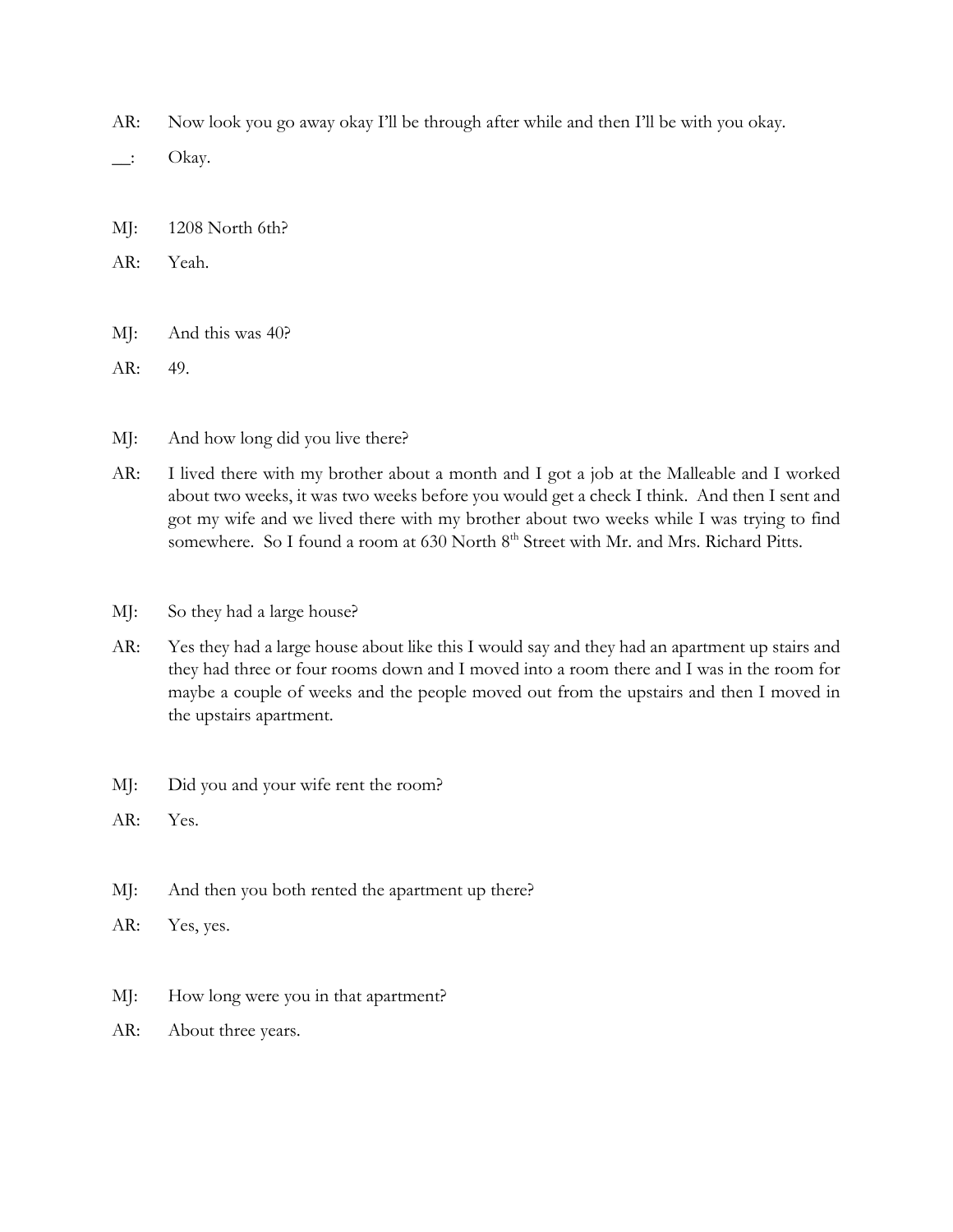AR: Now look you go away okay I'll be through after while and then I'll be with you okay.

__: Okay.

MJ: 1208 North 6th?

AR: Yeah.

MJ: And this was 40?

AR: 49.

MJ: And how long did you live there?

AR: I lived there with my brother about a month and I got a job at the Malleable and I worked about two weeks, it was two weeks before you would get a check I think. And then I sent and got my wife and we lived there with my brother about two weeks while I was trying to find somewhere. So I found a room at 630 North 8th Street with Mr. and Mrs. Richard Pitts.

MJ: So they had a large house?

AR: Yes they had a large house about like this I would say and they had an apartment up stairs and they had three or four rooms down and I moved into a room there and I was in the room for maybe a couple of weeks and the people moved out from the upstairs and then I moved in the upstairs apartment.

MJ: Did you and your wife rent the room?

AR: Yes.

MJ: And then you both rented the apartment up there?

AR: Yes, yes.

MJ: How long were you in that apartment?

AR: About three years.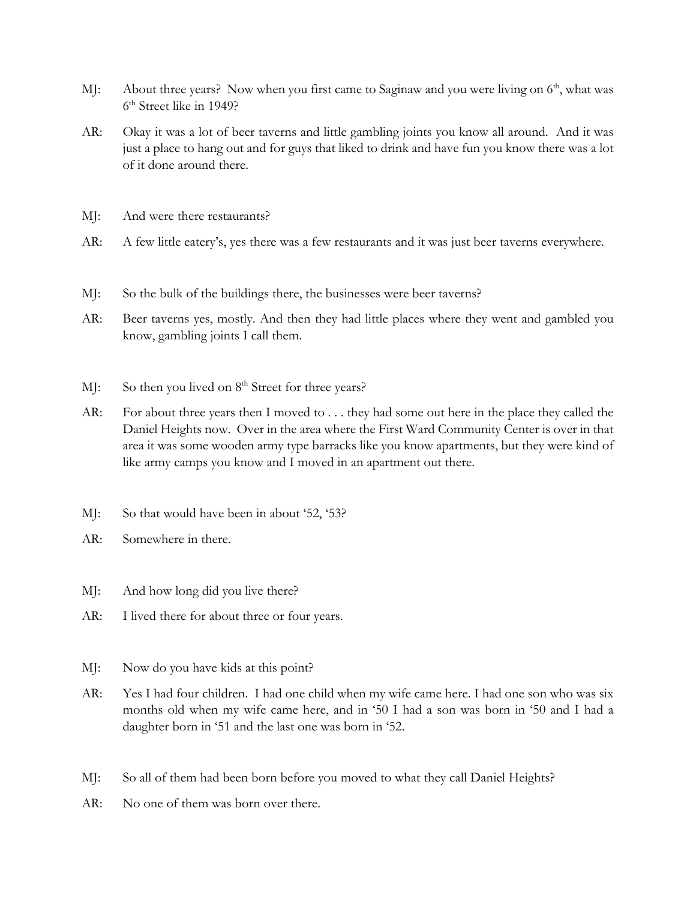MJ: About three years? Now when you first came to Saginaw and you were living on 6th, what was 6th Street like in 1949?

AR: Okay it was a lot of beer taverns and little gambling joints you know all around. And it was just a place to hang out and for guys that liked to drink and have fun you know there was a lot of it done around there.

MJ: And were there restaurants?

AR: A few little eatery's, yes there was a few restaurants and it was just beer taverns everywhere.

MJ: So the bulk of the buildings there, the businesses were beer taverns?

AR: Beer taverns yes, mostly. And then they had little places where they went and gambled you know, gambling joints I call them.

MJ: So then you lived on 8th Street for three years?

AR: For about three years then I moved to . . . they had some out here in the place they called the Daniel Heights now. Over in the area where the First Ward Community Center is over in that area it was some wooden army type barracks like you know apartments, but they were kind of like army camps you know and I moved in an apartment out there.

MJ: So that would have been in about '52, '53?

AR: Somewhere in there.

MJ: And how long did you live there?

AR: I lived there for about three or four years.

MJ: Now do you have kids at this point?

AR: Yes I had four children. I had one child when my wife came here. I had one son who was six months old when my wife came here, and in '50 I had a son was born in '50 and I had a daughter born in '51 and the last one was born in '52.

MJ: So all of them had been born before you moved to what they call Daniel Heights?

AR: No one of them was born over there.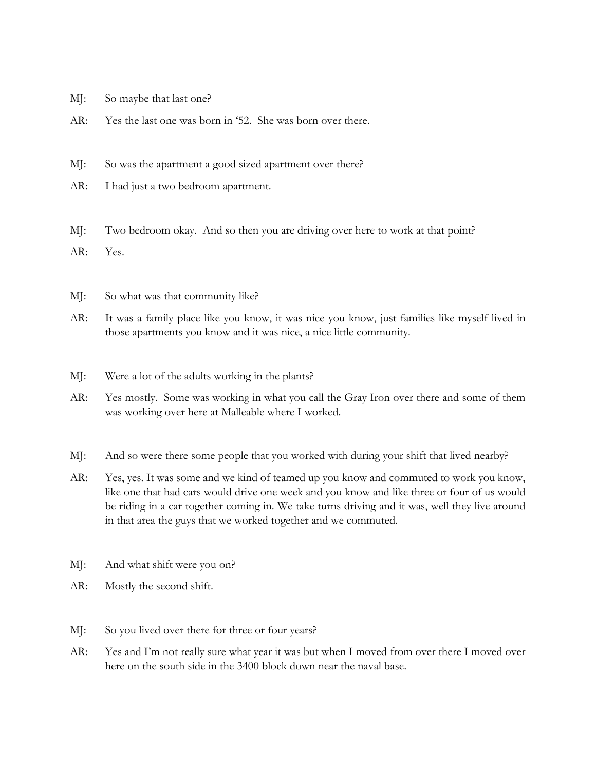MJ: So maybe that last one?

AR: Yes the last one was born in '52. She was born over there.

MJ: So was the apartment a good sized apartment over there?

AR: I had just a two bedroom apartment.

MJ: Two bedroom okay. And so then you are driving over here to work at that point?

AR: Yes.

MJ: So what was that community like?

AR: It was a family place like you know, it was nice you know, just families like myself lived in those apartments you know and it was nice, a nice little community.

MJ: Were a lot of the adults working in the plants?

AR: Yes mostly. Some was working in what you call the Gray Iron over there and some of them was working over here at Malleable where I worked.

MJ: And so were there some people that you worked with during your shift that lived nearby?

AR: Yes, yes. It was some and we kind of teamed up you know and commuted to work you know, like one that had cars would drive one week and you know and like three or four of us would be riding in a car together coming in. We take turns driving and it was, well they live around in that area the guys that we worked together and we commuted.

MJ: And what shift were you on?

AR: Mostly the second shift.

MJ: So you lived over there for three or four years?

AR: Yes and I'm not really sure what year it was but when I moved from over there I moved over here on the south side in the 3400 block down near the naval base.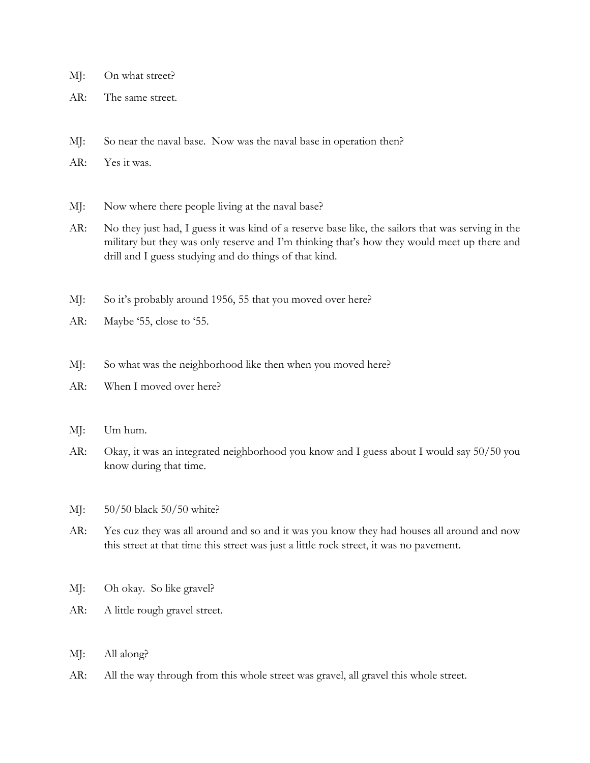MJ: On what street?

AR: The same street.

MJ: So near the naval base. Now was the naval base in operation then?

AR: Yes it was.

MJ: Now where there people living at the naval base?

AR: No they just had, I guess it was kind of a reserve base like, the sailors that was serving in the military but they was only reserve and I'm thinking that's how they would meet up there and drill and I guess studying and do things of that kind.

MJ: So it's probably around 1956, 55 that you moved over here?

AR: Maybe '55, close to '55.

MJ: So what was the neighborhood like then when you moved here?

AR: When I moved over here?

MJ: Um hum.

AR: Okay, it was an integrated neighborhood you know and I guess about I would say 50/50 you know during that time.

MJ: 50/50 black 50/50 white?

AR: Yes cuz they was all around and so and it was you know they had houses all around and now this street at that time this street was just a little rock street, it was no pavement.

MJ: Oh okay. So like gravel?

AR: A little rough gravel street.

MJ: All along?

AR: All the way through from this whole street was gravel, all gravel this whole street.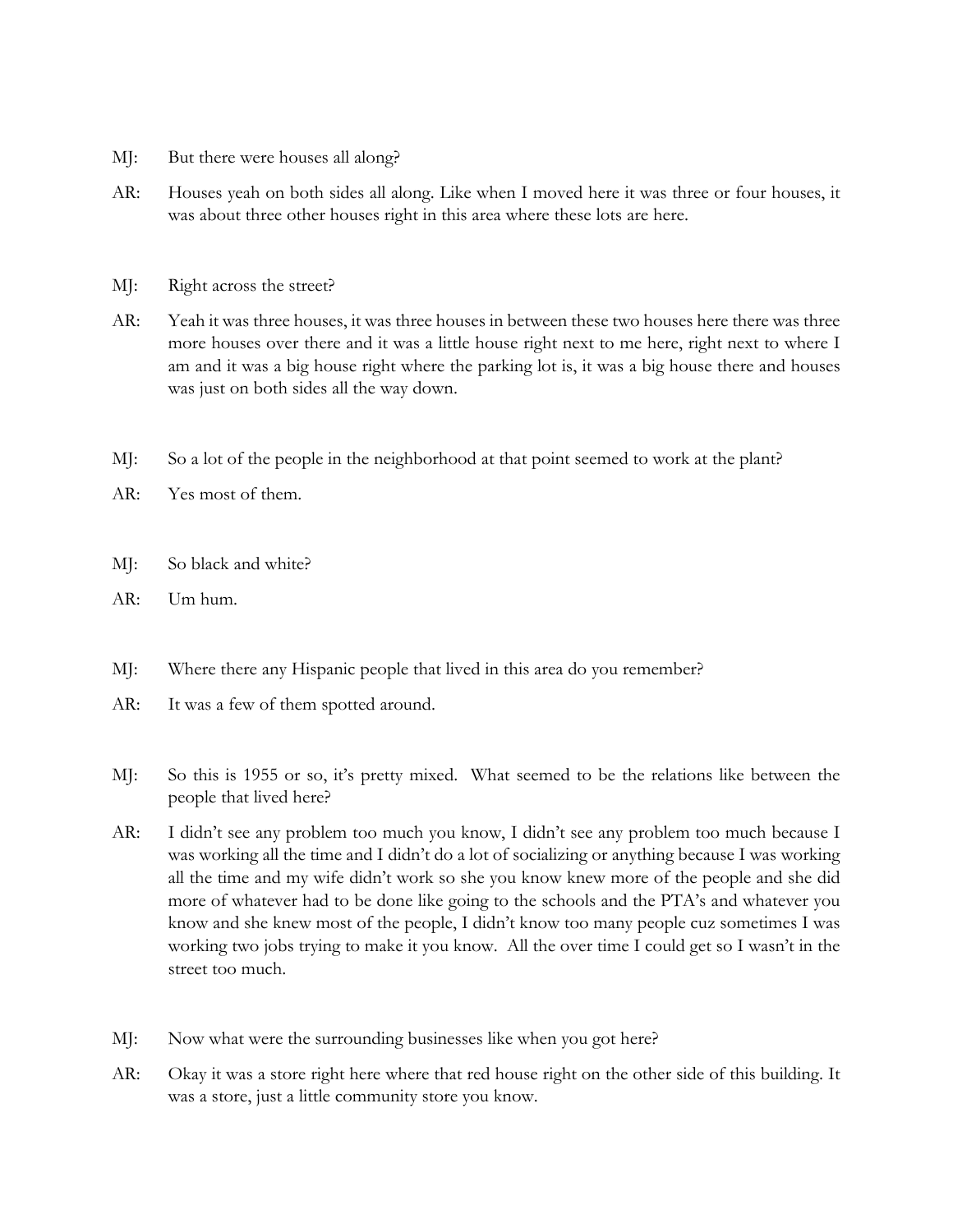MJ: But there were houses all along?

AR: Houses yeah on both sides all along. Like when I moved here it was three or four houses, it was about three other houses right in this area where these lots are here.

MJ: Right across the street?

AR: Yeah it was three houses, it was three houses in between these two houses here there was three more houses over there and it was a little house right next to me here, right next to where I am and it was a big house right where the parking lot is, it was a big house there and houses was just on both sides all the way down.

MJ: So a lot of the people in the neighborhood at that point seemed to work at the plant?

AR: Yes most of them.

MJ: So black and white?

AR: Um hum.

MJ: Where there any Hispanic people that lived in this area do you remember?

AR: It was a few of them spotted around.

MJ: So this is 1955 or so, it's pretty mixed. What seemed to be the relations like between the people that lived here?

AR: I didn't see any problem too much you know, I didn't see any problem too much because I was working all the time and I didn't do a lot of socializing or anything because I was working all the time and my wife didn't work so she you know knew more of the people and she did more of whatever had to be done like going to the schools and the PTA's and whatever you know and she knew most of the people, I didn't know too many people cuz sometimes I was working two jobs trying to make it you know. All the over time I could get so I wasn't in the street too much.

MJ: Now what were the surrounding businesses like when you got here?

AR: Okay it was a store right here where that red house right on the other side of this building. It was a store, just a little community store you know.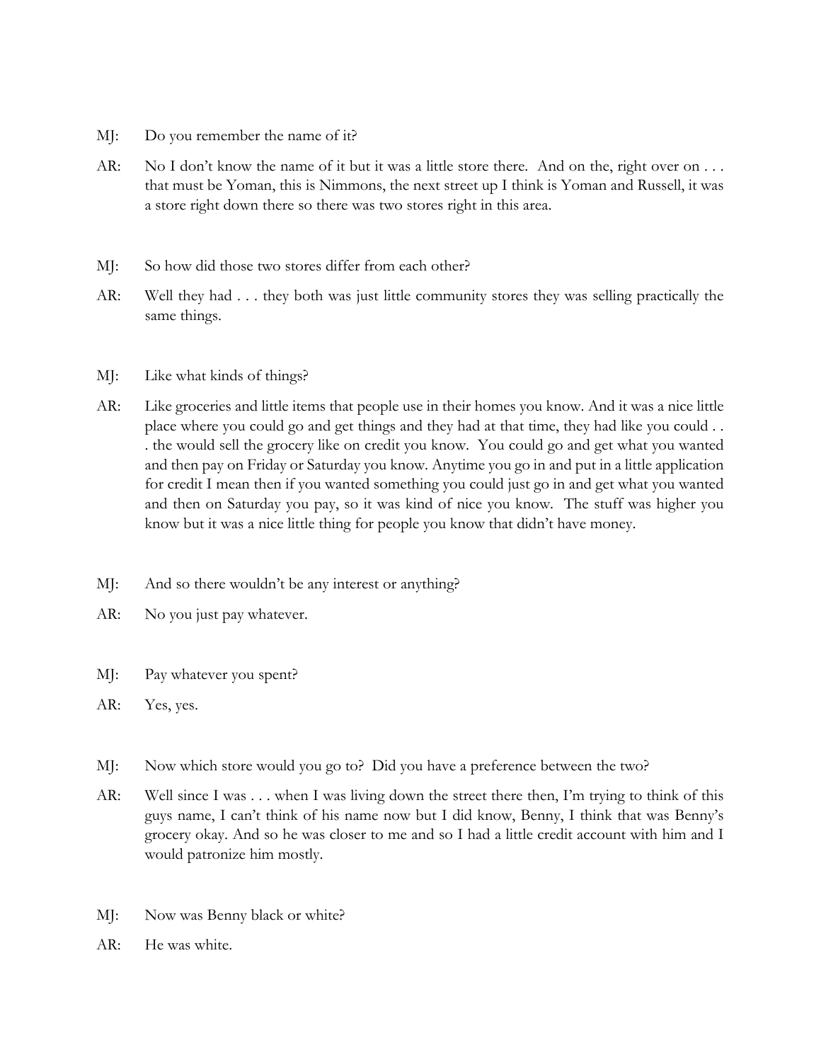MJ: Do you remember the name of it?

AR: No I don't know the name of it but it was a little store there. And on the, right over on . . . that must be Yoman, this is Nimmons, the next street up I think is Yoman and Russell, it was a store right down there so there was two stores right in this area.

MJ: So how did those two stores differ from each other?

AR: Well they had . . . they both was just little community stores they was selling practically the same things.

MJ: Like what kinds of things?

AR: Like groceries and little items that people use in their homes you know. And it was a nice little place where you could go and get things and they had at that time, they had like you could . . . the would sell the grocery like on credit you know. You could go and get what you wanted and then pay on Friday or Saturday you know. Anytime you go in and put in a little application for credit I mean then if you wanted something you could just go in and get what you wanted and then on Saturday you pay, so it was kind of nice you know. The stuff was higher you know but it was a nice little thing for people you know that didn't have money.

MJ: And so there wouldn't be any interest or anything?

AR: No you just pay whatever.

MJ: Pay whatever you spent?

AR: Yes, yes.

MJ: Now which store would you go to? Did you have a preference between the two?

AR: Well since I was . . . when I was living down the street there then, I'm trying to think of this guys name, I can't think of his name now but I did know, Benny, I think that was Benny's grocery okay. And so he was closer to me and so I had a little credit account with him and I would patronize him mostly.

MJ: Now was Benny black or white?

AR: He was white.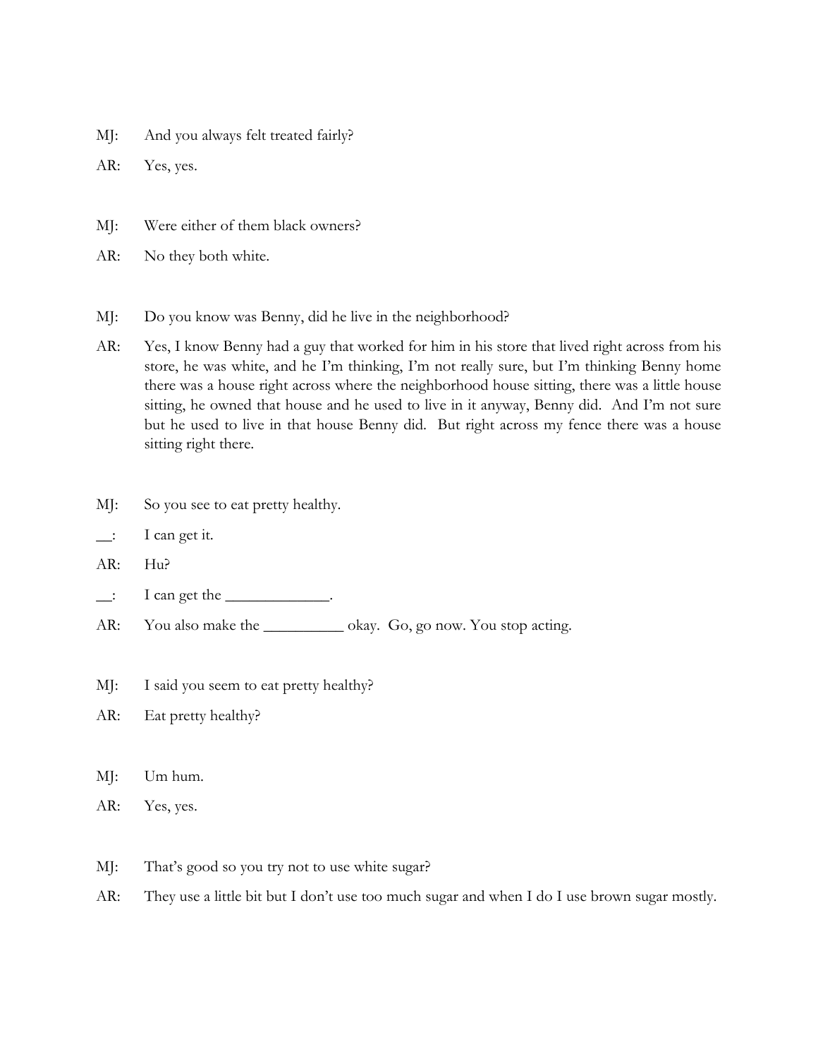MJ: And you always felt treated fairly?

AR: Yes, yes.

MJ: Were either of them black owners?

AR: No they both white.

MJ: Do you know was Benny, did he live in the neighborhood?

AR: Yes, I know Benny had a guy that worked for him in his store that lived right across from his store, he was white, and he I'm thinking, I'm not really sure, but I'm thinking Benny home there was a house right across where the neighborhood house sitting, there was a little house sitting, he owned that house and he used to live in it anyway, Benny did. And I'm not sure but he used to live in that house Benny did. But right across my fence there was a house sitting right there.

MJ: So you see to eat pretty healthy.

__: I can get it.

AR: Hu?

__: I can get the _____________.

AR: You also make the __________ okay. Go, go now. You stop acting.

MJ: I said you seem to eat pretty healthy?

AR: Eat pretty healthy?

MJ: Um hum.

AR: Yes, yes.

MJ: That's good so you try not to use white sugar?

AR: They use a little bit but I don't use too much sugar and when I do I use brown sugar mostly.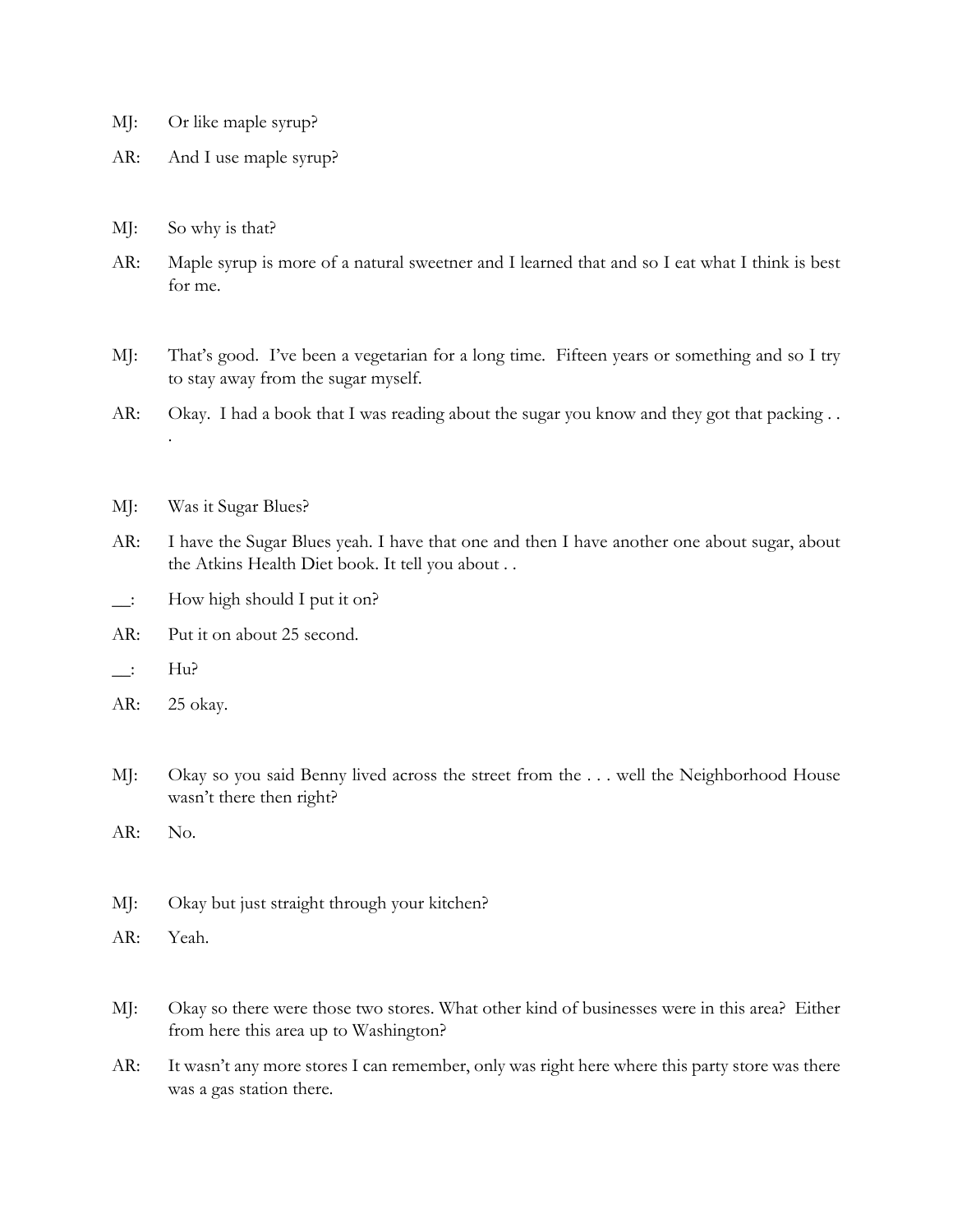MJ: Or like maple syrup?

AR: And I use maple syrup?

MJ: So why is that?

AR: Maple syrup is more of a natural sweetner and I learned that and so I eat what I think is best for me.

MJ: That's good. I've been a vegetarian for a long time. Fifteen years or something and so I try to stay away from the sugar myself.

AR: Okay. I had a book that I was reading about the sugar you know and they got that packing . . .

MJ: Was it Sugar Blues?

AR: I have the Sugar Blues yeah. I have that one and then I have another one about sugar, about the Atkins Health Diet book. It tell you about . .

__: How high should I put it on?

AR: Put it on about 25 second.

__: Hu?

AR: 25 okay.

MJ: Okay so you said Benny lived across the street from the . . . well the Neighborhood House wasn't there then right?

AR: No.

MJ: Okay but just straight through your kitchen?

AR: Yeah.

MJ: Okay so there were those two stores. What other kind of businesses were in this area? Either from here this area up to Washington?

AR: It wasn't any more stores I can remember, only was right here where this party store was there was a gas station there.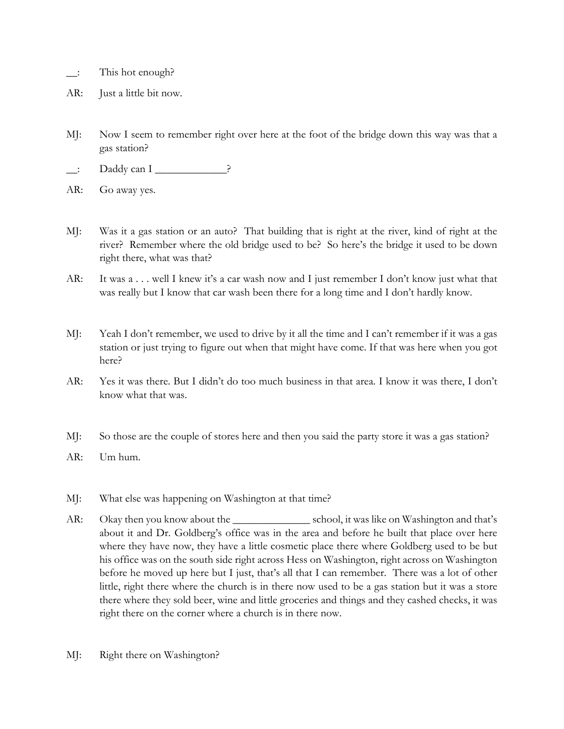__: This hot enough?

AR: Just a little bit now.

MJ: Now I seem to remember right over here at the foot of the bridge down this way was that a gas station?

__: Daddy can I _____________?

AR: Go away yes.

MJ: Was it a gas station or an auto? That building that is right at the river, kind of right at the river? Remember where the old bridge used to be? So here's the bridge it used to be down right there, what was that?

AR: It was a . . . well I knew it's a car wash now and I just remember I don't know just what that was really but I know that car wash been there for a long time and I don't hardly know.

MJ: Yeah I don't remember, we used to drive by it all the time and I can't remember if it was a gas station or just trying to figure out when that might have come. If that was here when you got here?

AR: Yes it was there. But I didn't do too much business in that area. I know it was there, I don't know what that was.

MJ: So those are the couple of stores here and then you said the party store it was a gas station?

AR: Um hum.

MJ: What else was happening on Washington at that time?

AR: Okay then you know about the ______________ school, it was like on Washington and that's about it and Dr. Goldberg's office was in the area and before he built that place over here where they have now, they have a little cosmetic place there where Goldberg used to be but his office was on the south side right across Hess on Washington, right across on Washington before he moved up here but I just, that's all that I can remember. There was a lot of other little, right there where the church is in there now used to be a gas station but it was a store there where they sold beer, wine and little groceries and things and they cashed checks, it was right there on the corner where a church is in there now.

MJ: Right there on Washington?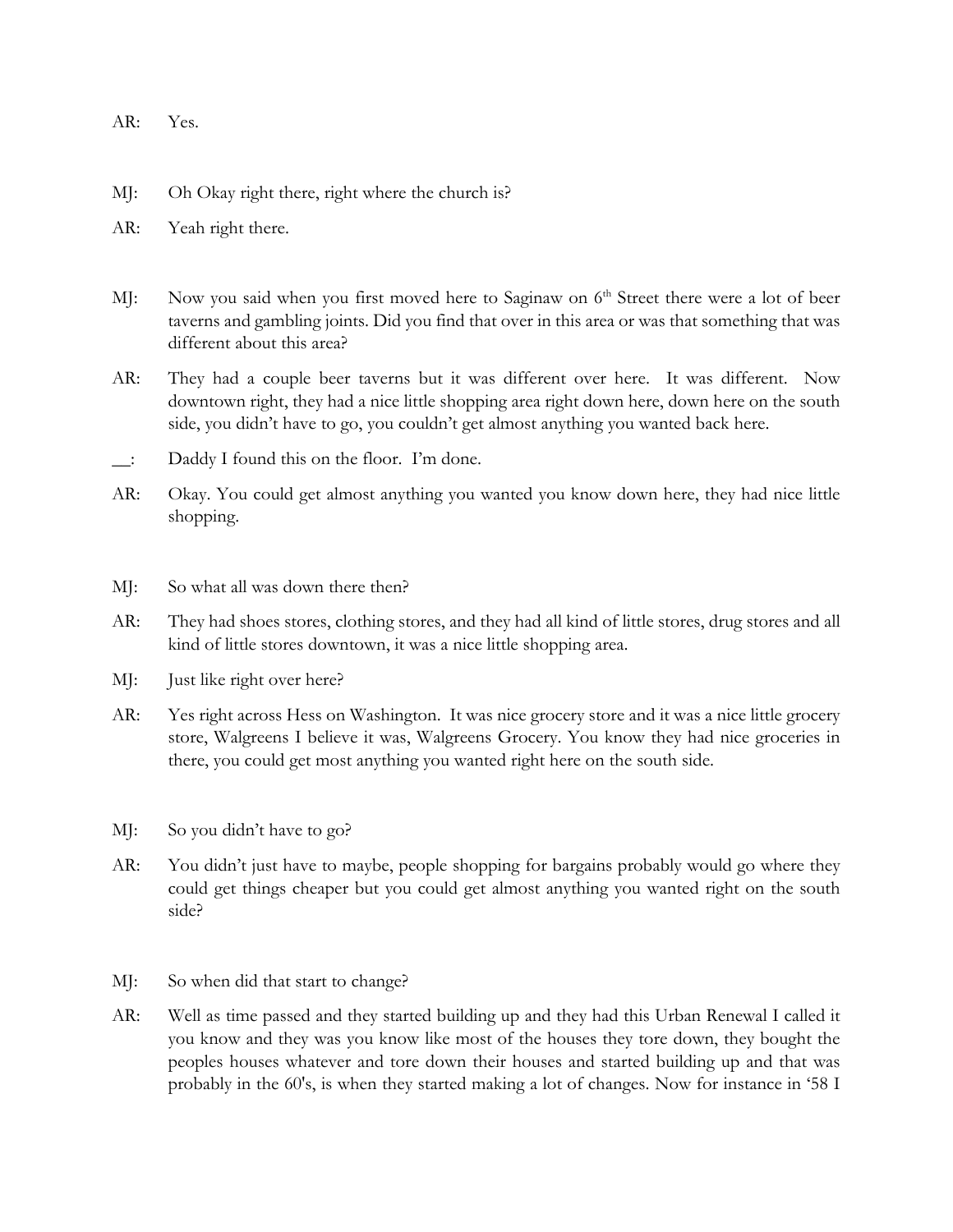AR: Yes.

MJ: Oh Okay right there, right where the church is?

AR: Yeah right there.

MJ: Now you said when you first moved here to Saginaw on 6th Street there were a lot of beer taverns and gambling joints. Did you find that over in this area or was that something that was different about this area?

AR: They had a couple beer taverns but it was different over here. It was different. Now downtown right, they had a nice little shopping area right down here, down here on the south side, you didn't have to go, you couldn't get almost anything you wanted back here.

__: Daddy I found this on the floor. I'm done.

AR: Okay. You could get almost anything you wanted you know down here, they had nice little shopping.

MJ: So what all was down there then?

AR: They had shoes stores, clothing stores, and they had all kind of little stores, drug stores and all kind of little stores downtown, it was a nice little shopping area.

MJ: Just like right over here?

AR: Yes right across Hess on Washington. It was nice grocery store and it was a nice little grocery store, Walgreens I believe it was, Walgreens Grocery. You know they had nice groceries in there, you could get most anything you wanted right here on the south side.

MJ: So you didn't have to go?

AR: You didn't just have to maybe, people shopping for bargains probably would go where they could get things cheaper but you could get almost anything you wanted right on the south side?

MJ: So when did that start to change?

AR: Well as time passed and they started building up and they had this Urban Renewal I called it you know and they was you know like most of the houses they tore down, they bought the peoples houses whatever and tore down their houses and started building up and that was probably in the 60's, is when they started making a lot of changes. Now for instance in '58 I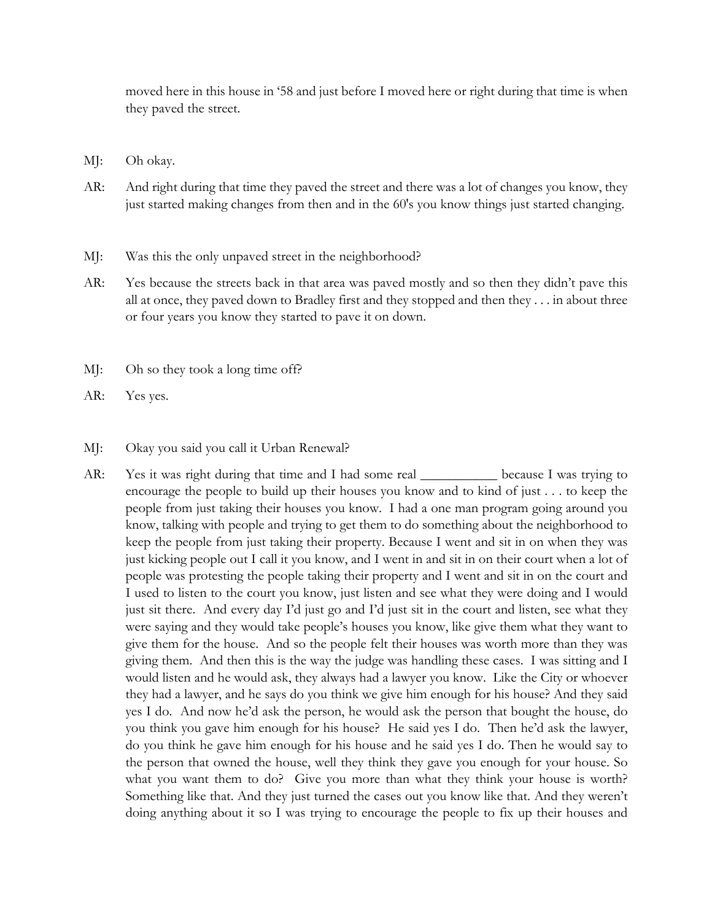moved here in this house in '58 and just before I moved here or right during that time is when they paved the street.

MJ: Oh okay.

AR: And right during that time they paved the street and there was a lot of changes you know, they just started making changes from then and in the 60's you know things just started changing.

MJ: Was this the only unpaved street in the neighborhood?

AR: Yes because the streets back in that area was paved mostly and so then they didn't pave this all at once, they paved down to Bradley first and they stopped and then they . . . in about three or four years you know they started to pave it on down.

MJ: Oh so they took a long time off?

AR: Yes yes.

MJ: Okay you said you call it Urban Renewal?

AR: Yes it was right during that time and I had some real ___________ because I was trying to encourage the people to build up their houses you know and to kind of just . . . to keep the people from just taking their houses you know. I had a one man program going around you know, talking with people and trying to get them to do something about the neighborhood to keep the people from just taking their property. Because I went and sit in on when they was just kicking people out I call it you know, and I went in and sit in on their court when a lot of people was protesting the people taking their property and I went and sit in on the court and I used to listen to the court you know, just listen and see what they were doing and I would just sit there. And every day I'd just go and I'd just sit in the court and listen, see what they were saying and they would take people's houses you know, like give them what they want to give them for the house. And so the people felt their houses was worth more than they was giving them. And then this is the way the judge was handling these cases. I was sitting and I would listen and he would ask, they always had a lawyer you know. Like the City or whoever they had a lawyer, and he says do you think we give him enough for his house? And they said yes I do. And now he'd ask the person, he would ask the person that bought the house, do you think you gave him enough for his house? He said yes I do. Then he'd ask the lawyer, do you think he gave him enough for his house and he said yes I do. Then he would say to the person that owned the house, well they think they gave you enough for your house. So what you want them to do? Give you more than what they think your house is worth? Something like that. And they just turned the cases out you know like that. And they weren't doing anything about it so I was trying to encourage the people to fix up their houses and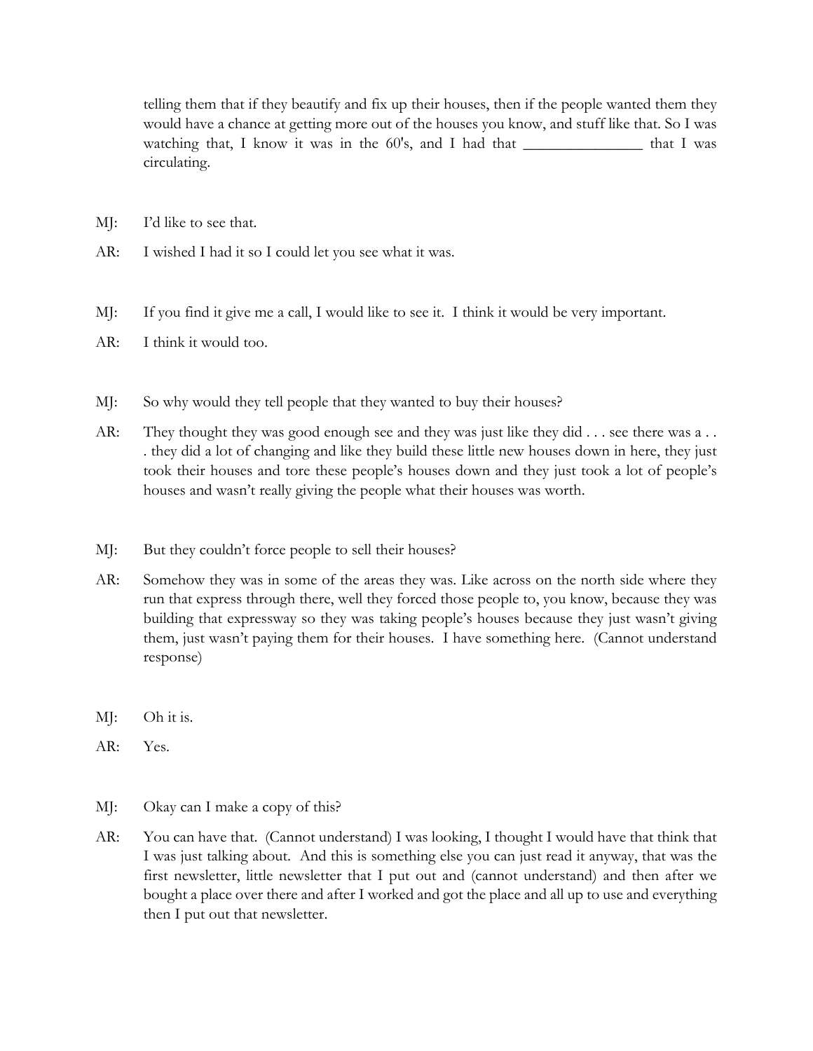telling them that if they beautify and fix up their houses, then if the people wanted them they would have a chance at getting more out of the houses you know, and stuff like that. So I was watching that, I know it was in the 60's, and I had that _______________ that I was circulating.

MJ: I'd like to see that.

AR: I wished I had it so I could let you see what it was.

MJ: If you find it give me a call, I would like to see it. I think it would be very important.

AR: I think it would too.

MJ: So why would they tell people that they wanted to buy their houses?

AR: They thought they was good enough see and they was just like they did . . . see there was a . . . they did a lot of changing and like they build these little new houses down in here, they just took their houses and tore these people's houses down and they just took a lot of people's houses and wasn't really giving the people what their houses was worth.

MJ: But they couldn't force people to sell their houses?

AR: Somehow they was in some of the areas they was. Like across on the north side where they run that express through there, well they forced those people to, you know, because they was building that expressway so they was taking people's houses because they just wasn't giving them, just wasn't paying them for their houses. I have something here. (Cannot understand response)

MJ: Oh it is.

AR: Yes.

MJ: Okay can I make a copy of this?

AR: You can have that. (Cannot understand) I was looking, I thought I would have that think that I was just talking about. And this is something else you can just read it anyway, that was the first newsletter, little newsletter that I put out and (cannot understand) and then after we bought a place over there and after I worked and got the place and all up to use and everything then I put out that newsletter.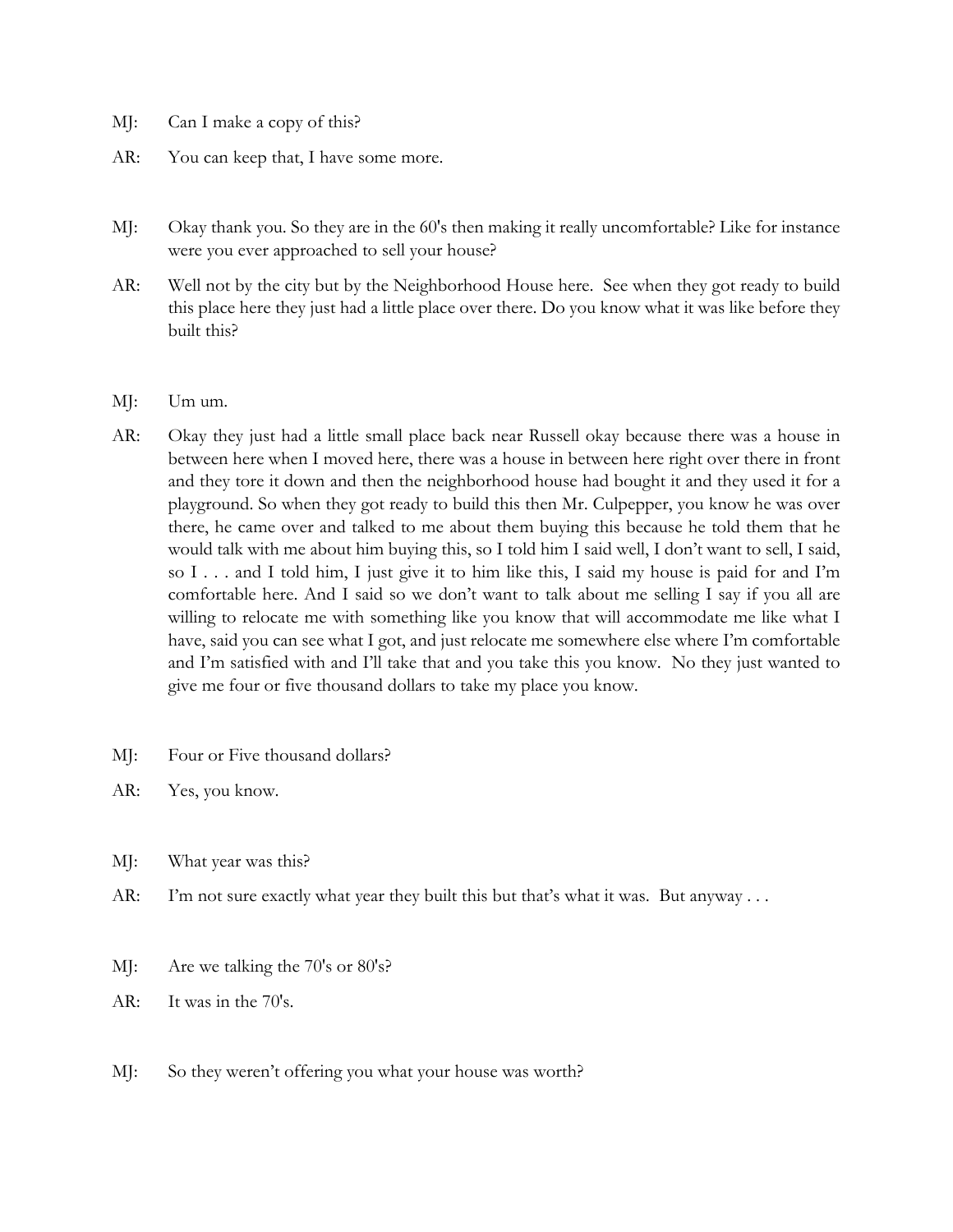MJ: Can I make a copy of this?

AR: You can keep that, I have some more.

MJ: Okay thank you. So they are in the 60's then making it really uncomfortable? Like for instance were you ever approached to sell your house?

AR: Well not by the city but by the Neighborhood House here. See when they got ready to build this place here they just had a little place over there. Do you know what it was like before they built this?

MJ: Um um.

AR: Okay they just had a little small place back near Russell okay because there was a house in between here when I moved here, there was a house in between here right over there in front and they tore it down and then the neighborhood house had bought it and they used it for a playground. So when they got ready to build this then Mr. Culpepper, you know he was over there, he came over and talked to me about them buying this because he told them that he would talk with me about him buying this, so I told him I said well, I don't want to sell, I said, so I . . . and I told him, I just give it to him like this, I said my house is paid for and I'm comfortable here. And I said so we don't want to talk about me selling I say if you all are willing to relocate me with something like you know that will accommodate me like what I have, said you can see what I got, and just relocate me somewhere else where I'm comfortable and I'm satisfied with and I'll take that and you take this you know. No they just wanted to give me four or five thousand dollars to take my place you know.

MJ: Four or Five thousand dollars?

AR: Yes, you know.

MJ: What year was this?

AR: I'm not sure exactly what year they built this but that's what it was. But anyway . . .

MJ: Are we talking the 70's or 80's?

AR: It was in the 70's.

MJ: So they weren't offering you what your house was worth?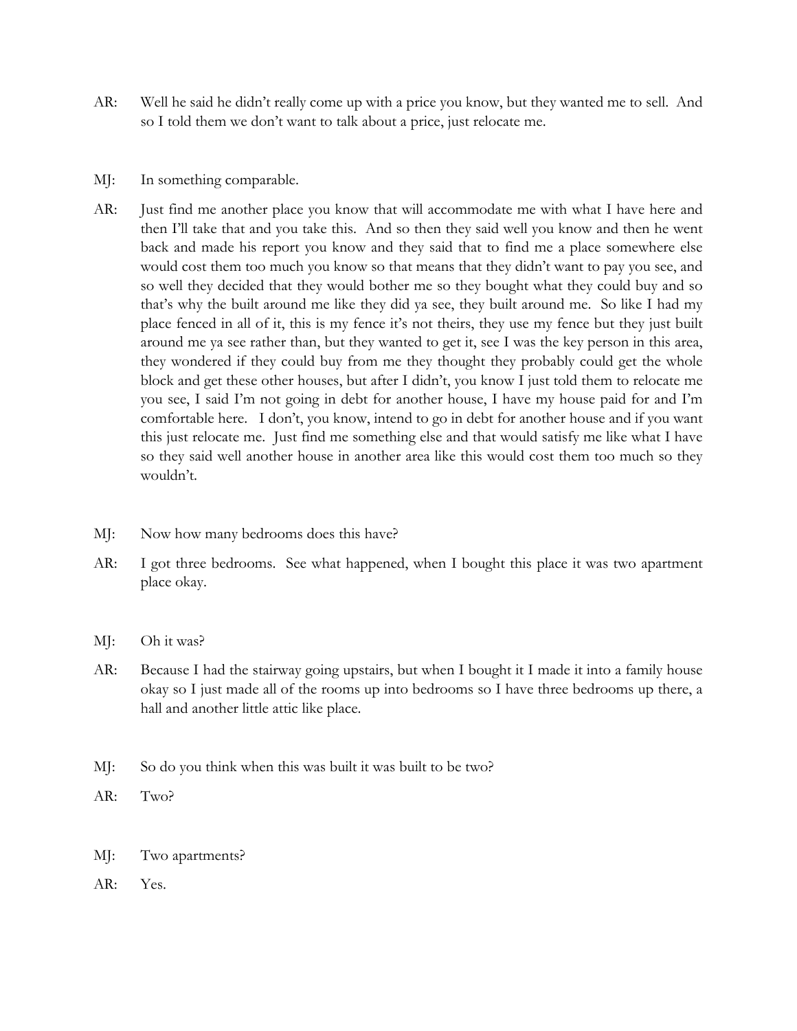AR: Well he said he didn't really come up with a price you know, but they wanted me to sell. And so I told them we don't want to talk about a price, just relocate me.

MJ: In something comparable.

AR: Just find me another place you know that will accommodate me with what I have here and then I'll take that and you take this. And so then they said well you know and then he went back and made his report you know and they said that to find me a place somewhere else would cost them too much you know so that means that they didn't want to pay you see, and so well they decided that they would bother me so they bought what they could buy and so that's why the built around me like they did ya see, they built around me. So like I had my place fenced in all of it, this is my fence it's not theirs, they use my fence but they just built around me ya see rather than, but they wanted to get it, see I was the key person in this area, they wondered if they could buy from me they thought they probably could get the whole block and get these other houses, but after I didn't, you know I just told them to relocate me you see, I said I'm not going in debt for another house, I have my house paid for and I'm comfortable here. I don't, you know, intend to go in debt for another house and if you want this just relocate me. Just find me something else and that would satisfy me like what I have so they said well another house in another area like this would cost them too much so they wouldn't.

MJ: Now how many bedrooms does this have?

AR: I got three bedrooms. See what happened, when I bought this place it was two apartment place okay.

MJ: Oh it was?

AR: Because I had the stairway going upstairs, but when I bought it I made it into a family house okay so I just made all of the rooms up into bedrooms so I have three bedrooms up there, a hall and another little attic like place.

MJ: So do you think when this was built it was built to be two?

AR: Two?

MJ: Two apartments?

AR: Yes.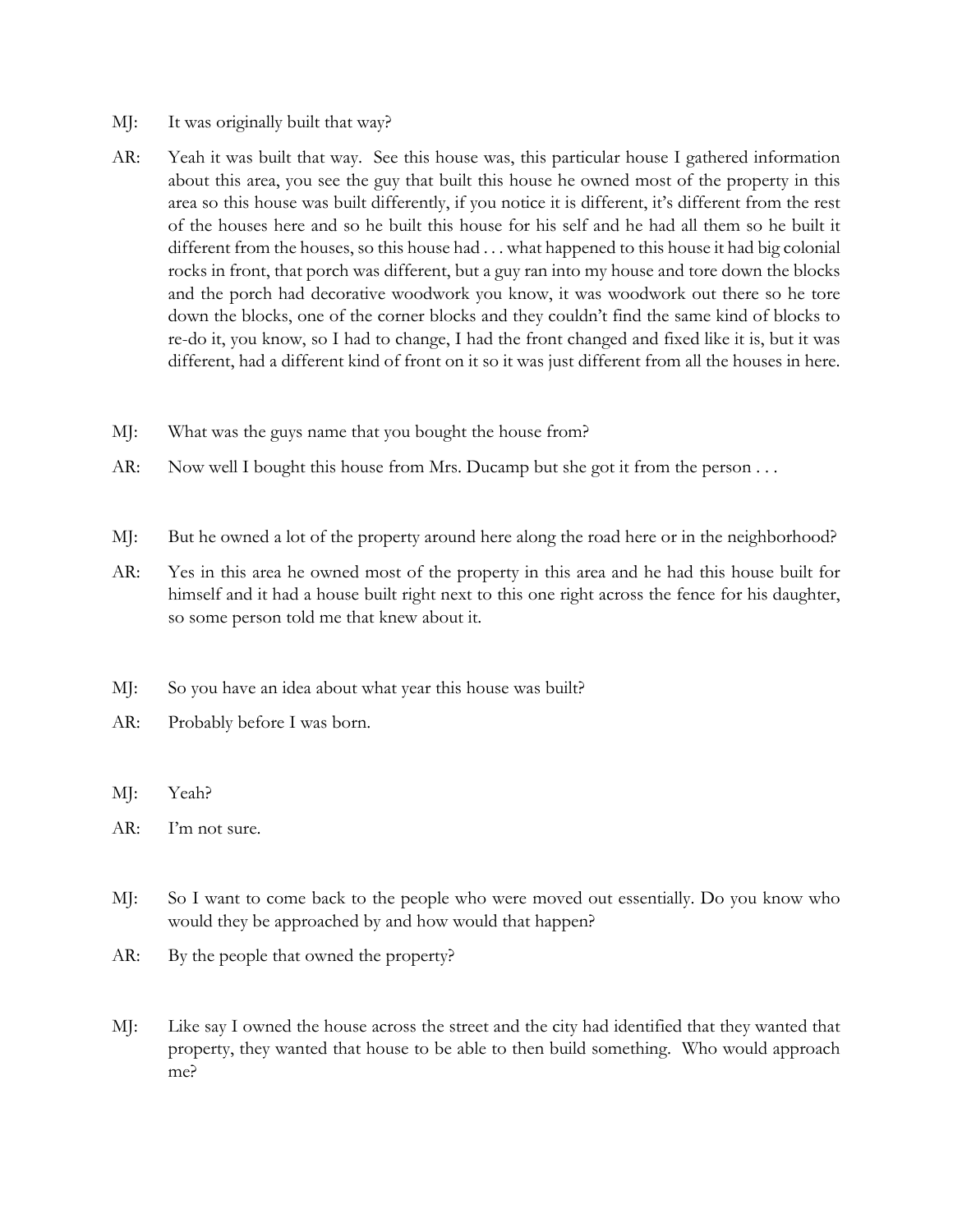MJ: It was originally built that way?

AR: Yeah it was built that way. See this house was, this particular house I gathered information about this area, you see the guy that built this house he owned most of the property in this area so this house was built differently, if you notice it is different, it's different from the rest of the houses here and so he built this house for his self and he had all them so he built it different from the houses, so this house had . . . what happened to this house it had big colonial rocks in front, that porch was different, but a guy ran into my house and tore down the blocks and the porch had decorative woodwork you know, it was woodwork out there so he tore down the blocks, one of the corner blocks and they couldn't find the same kind of blocks to re-do it, you know, so I had to change, I had the front changed and fixed like it is, but it was different, had a different kind of front on it so it was just different from all the houses in here.

MJ: What was the guys name that you bought the house from?

AR: Now well I bought this house from Mrs. Ducamp but she got it from the person . . .

MJ: But he owned a lot of the property around here along the road here or in the neighborhood?

AR: Yes in this area he owned most of the property in this area and he had this house built for himself and it had a house built right next to this one right across the fence for his daughter, so some person told me that knew about it.

MJ: So you have an idea about what year this house was built?

AR: Probably before I was born.

MJ: Yeah?

AR: I'm not sure.

MJ: So I want to come back to the people who were moved out essentially. Do you know who would they be approached by and how would that happen?

AR: By the people that owned the property?

MJ: Like say I owned the house across the street and the city had identified that they wanted that property, they wanted that house to be able to then build something. Who would approach me?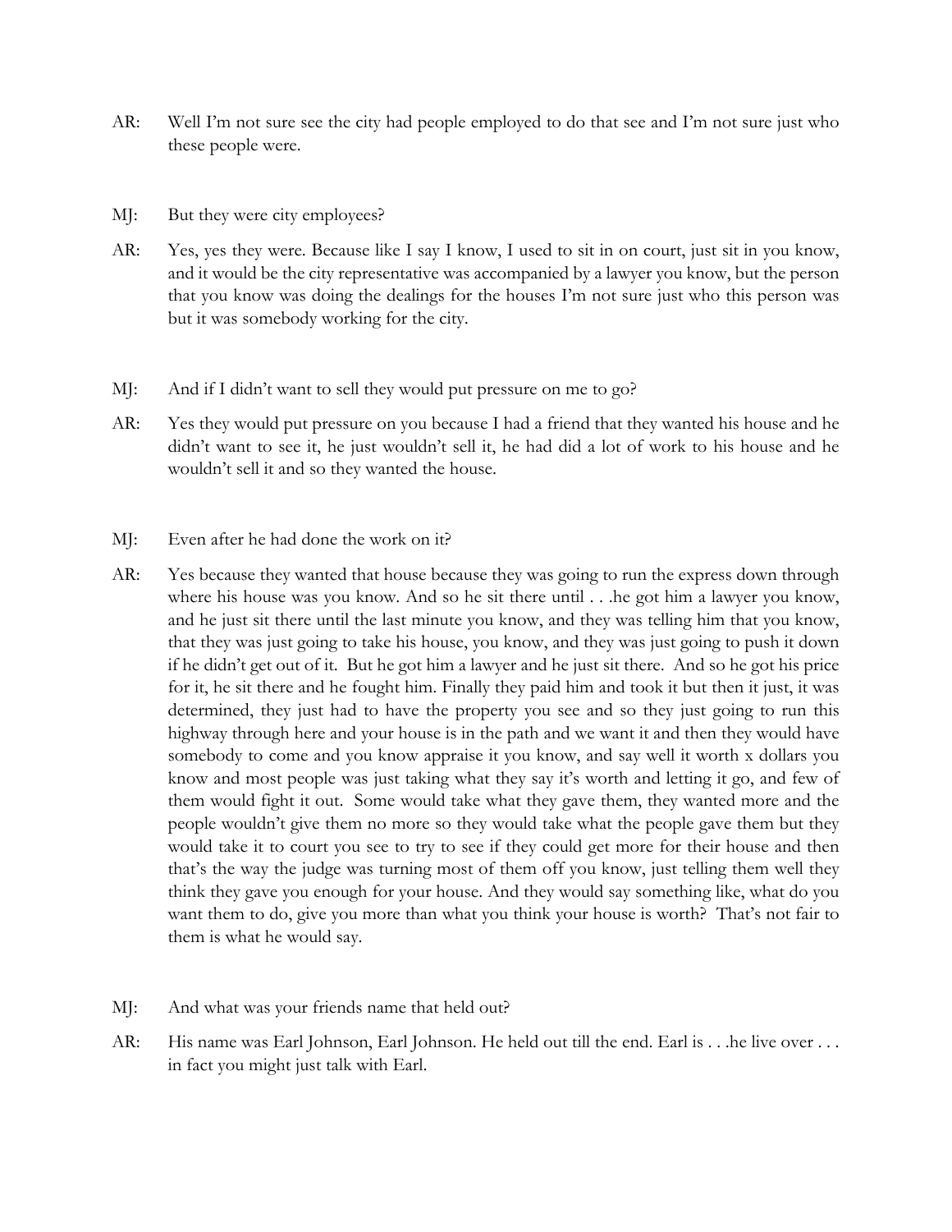AR: Well I'm not sure see the city had people employed to do that see and I'm not sure just who these people were.

MJ: But they were city employees?

AR: Yes, yes they were. Because like I say I know, I used to sit in on court, just sit in you know, and it would be the city representative was accompanied by a lawyer you know, but the person that you know was doing the dealings for the houses I'm not sure just who this person was but it was somebody working for the city.

MJ: And if I didn't want to sell they would put pressure on me to go?

AR: Yes they would put pressure on you because I had a friend that they wanted his house and he didn't want to see it, he just wouldn't sell it, he had did a lot of work to his house and he wouldn't sell it and so they wanted the house.

MJ: Even after he had done the work on it?

AR: Yes because they wanted that house because they was going to run the express down through where his house was you know. And so he sit there until . . .he got him a lawyer you know, and he just sit there until the last minute you know, and they was telling him that you know, that they was just going to take his house, you know, and they was just going to push it down if he didn't get out of it. But he got him a lawyer and he just sit there. And so he got his price for it, he sit there and he fought him. Finally they paid him and took it but then it just, it was determined, they just had to have the property you see and so they just going to run this highway through here and your house is in the path and we want it and then they would have somebody to come and you know appraise it you know, and say well it worth x dollars you know and most people was just taking what they say it's worth and letting it go, and few of them would fight it out. Some would take what they gave them, they wanted more and the people wouldn't give them no more so they would take what the people gave them but they would take it to court you see to try to see if they could get more for their house and then that's the way the judge was turning most of them off you know, just telling them well they think they gave you enough for your house. And they would say something like, what do you want them to do, give you more than what you think your house is worth? That's not fair to them is what he would say.

MJ: And what was your friends name that held out?

AR: His name was Earl Johnson, Earl Johnson. He held out till the end. Earl is . . .he live over . . . in fact you might just talk with Earl.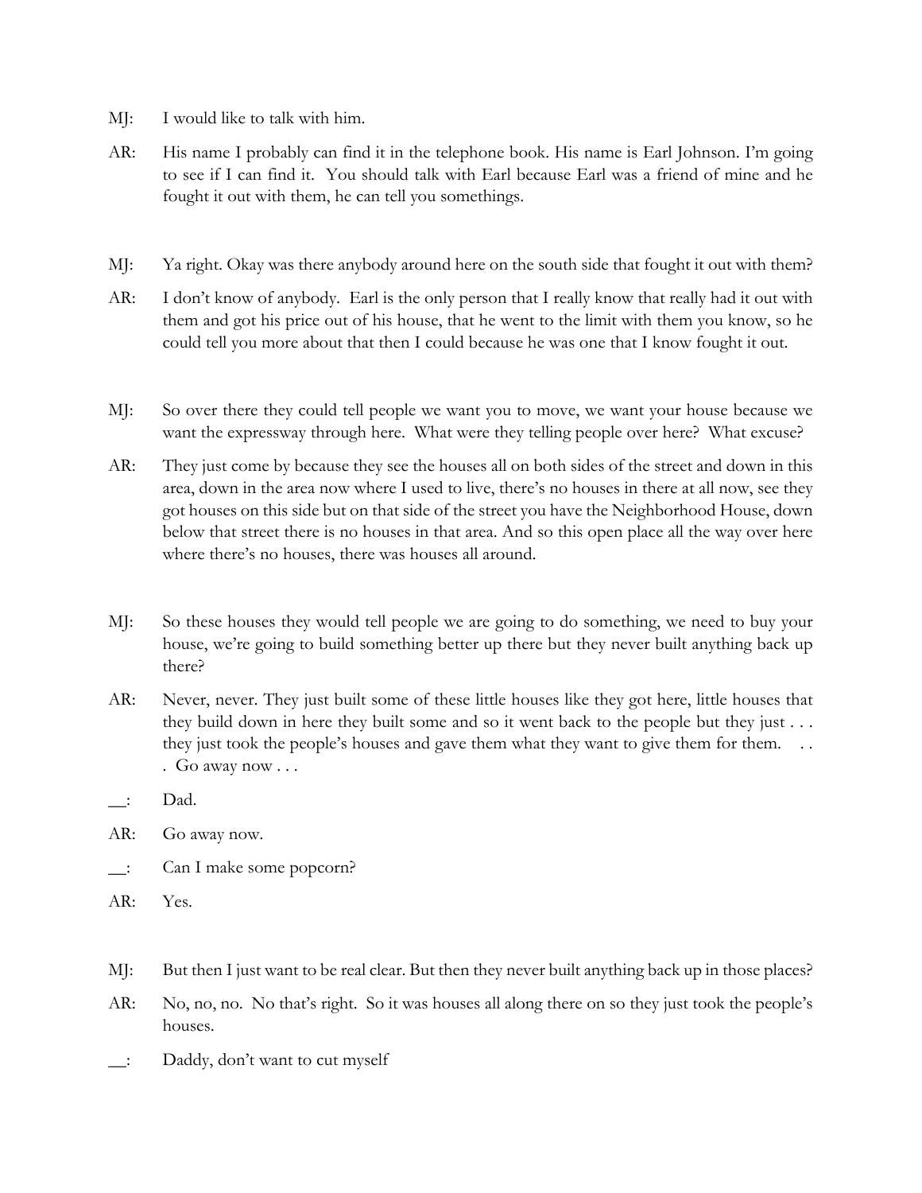MJ: I would like to talk with him.

AR: His name I probably can find it in the telephone book. His name is Earl Johnson. I'm going to see if I can find it. You should talk with Earl because Earl was a friend of mine and he fought it out with them, he can tell you somethings.

MJ: Ya right. Okay was there anybody around here on the south side that fought it out with them?

AR: I don't know of anybody. Earl is the only person that I really know that really had it out with them and got his price out of his house, that he went to the limit with them you know, so he could tell you more about that then I could because he was one that I know fought it out.

MJ: So over there they could tell people we want you to move, we want your house because we want the expressway through here. What were they telling people over here? What excuse?

AR: They just come by because they see the houses all on both sides of the street and down in this area, down in the area now where I used to live, there's no houses in there at all now, see they got houses on this side but on that side of the street you have the Neighborhood House, down below that street there is no houses in that area. And so this open place all the way over here where there's no houses, there was houses all around.

MJ: So these houses they would tell people we are going to do something, we need to buy your house, we're going to build something better up there but they never built anything back up there?

AR: Never, never. They just built some of these little houses like they got here, little houses that they build down in here they built some and so it went back to the people but they just . . . they just took the people's houses and gave them what they want to give them for them. . . . Go away now . . .

__: Dad.

AR: Go away now.

__: Can I make some popcorn?

AR: Yes.

MJ: But then I just want to be real clear. But then they never built anything back up in those places?

AR: No, no, no. No that's right. So it was houses all along there on so they just took the people's houses.

__: Daddy, don't want to cut myself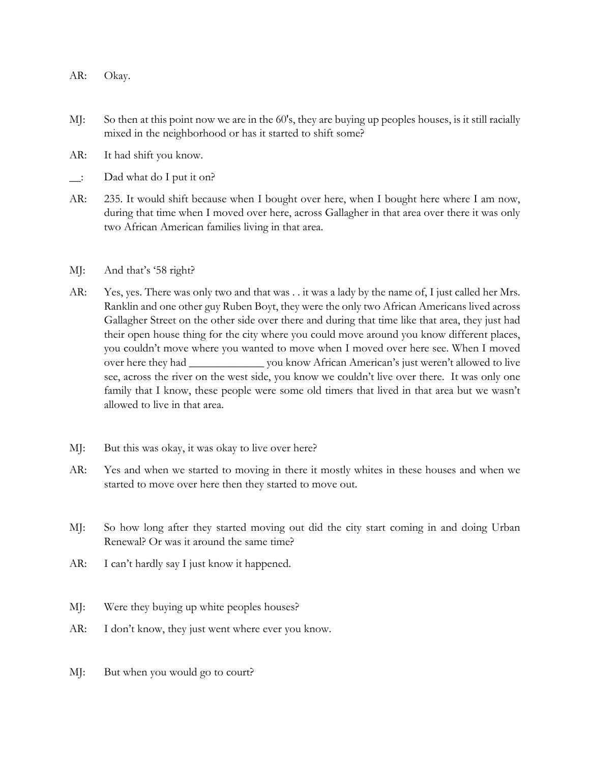AR: Okay.

MJ: So then at this point now we are in the 60's, they are buying up peoples houses, is it still racially mixed in the neighborhood or has it started to shift some?

AR: It had shift you know.

__: Dad what do I put it on?

AR: 235. It would shift because when I bought over here, when I bought here where I am now, during that time when I moved over here, across Gallagher in that area over there it was only two African American families living in that area.

MJ: And that's '58 right?

AR: Yes, yes. There was only two and that was . . it was a lady by the name of, I just called her Mrs. Ranklin and one other guy Ruben Boyt, they were the only two African Americans lived across Gallagher Street on the other side over there and during that time like that area, they just had their open house thing for the city where you could move around you know different places, you couldn't move where you wanted to move when I moved over here see. When I moved over here they had _____________ you know African American's just weren't allowed to live see, across the river on the west side, you know we couldn't live over there. It was only one family that I know, these people were some old timers that lived in that area but we wasn't allowed to live in that area.

MJ: But this was okay, it was okay to live over here?

AR: Yes and when we started to moving in there it mostly whites in these houses and when we started to move over here then they started to move out.

MJ: So how long after they started moving out did the city start coming in and doing Urban Renewal? Or was it around the same time?

AR: I can't hardly say I just know it happened.

MJ: Were they buying up white peoples houses?

AR: I don't know, they just went where ever you know.

MJ: But when you would go to court?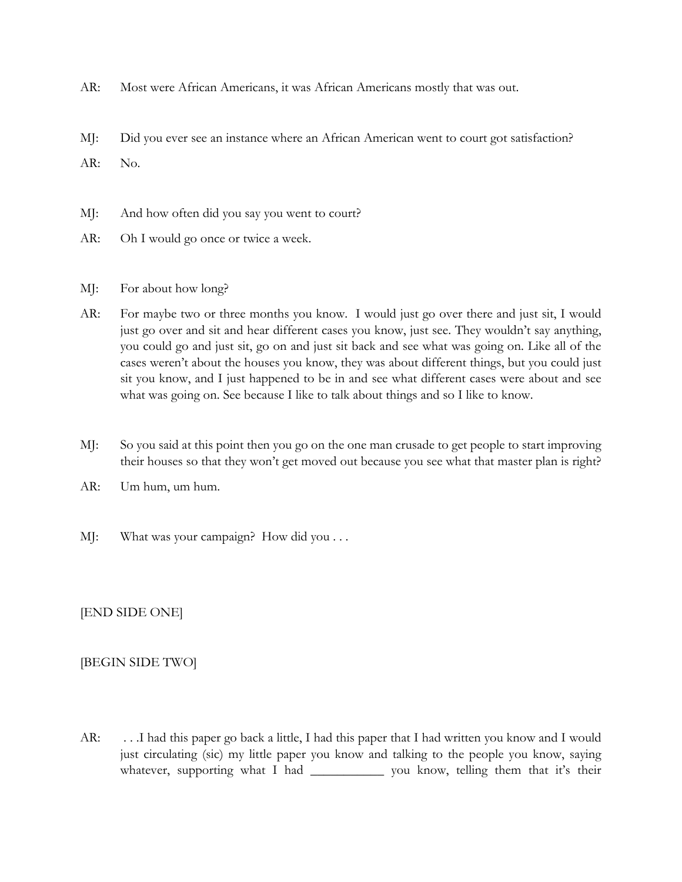AR: Most were African Americans, it was African Americans mostly that was out.

MJ: Did you ever see an instance where an African American went to court got satisfaction?

AR: No.

MJ: And how often did you say you went to court?

AR: Oh I would go once or twice a week.

MJ: For about how long?

AR: For maybe two or three months you know. I would just go over there and just sit, I would just go over and sit and hear different cases you know, just see. They wouldn't say anything, you could go and just sit, go on and just sit back and see what was going on. Like all of the cases weren't about the houses you know, they was about different things, but you could just sit you know, and I just happened to be in and see what different cases were about and see what was going on. See because I like to talk about things and so I like to know.

MJ: So you said at this point then you go on the one man crusade to get people to start improving their houses so that they won't get moved out because you see what that master plan is right?

AR: Um hum, um hum.

MJ: What was your campaign? How did you . . .

[END SIDE ONE]

[BEGIN SIDE TWO]

AR: . . .I had this paper go back a little, I had this paper that I had written you know and I would just circulating (sic) my little paper you know and talking to the people you know, saying whatever, supporting what I had ___________ you know, telling them that it's their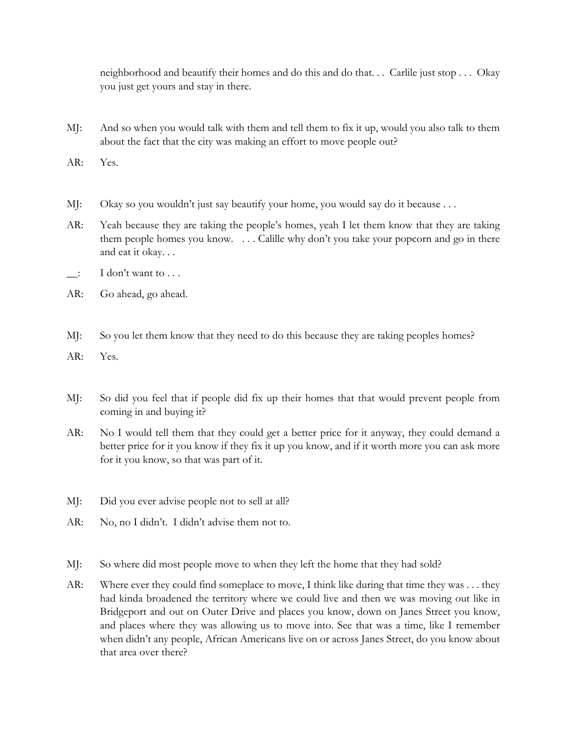neighborhood and beautify their homes and do this and do that. . . Carlile just stop . . . Okay you just get yours and stay in there.

MJ: And so when you would talk with them and tell them to fix it up, would you also talk to them about the fact that the city was making an effort to move people out?

AR: Yes.

MJ: Okay so you wouldn't just say beautify your home, you would say do it because . . .

AR: Yeah because they are taking the people's homes, yeah I let them know that they are taking them people homes you know. . . . Calille why don't you take your popcorn and go in there and eat it okay. . .

__: I don't want to . . .

AR: Go ahead, go ahead.

MJ: So you let them know that they need to do this because they are taking peoples homes?

AR: Yes.

MJ: So did you feel that if people did fix up their homes that that would prevent people from coming in and buying it?

AR: No I would tell them that they could get a better price for it anyway, they could demand a better price for it you know if they fix it up you know, and if it worth more you can ask more for it you know, so that was part of it.

MJ: Did you ever advise people not to sell at all?

AR: No, no I didn't. I didn't advise them not to.

MJ: So where did most people move to when they left the home that they had sold?

AR: Where ever they could find someplace to move, I think like during that time they was . . . they had kinda broadened the territory where we could live and then we was moving out like in Bridgeport and out on Outer Drive and places you know, down on Janes Street you know, and places where they was allowing us to move into. See that was a time, like I remember when didn't any people, African Americans live on or across Janes Street, do you know about that area over there?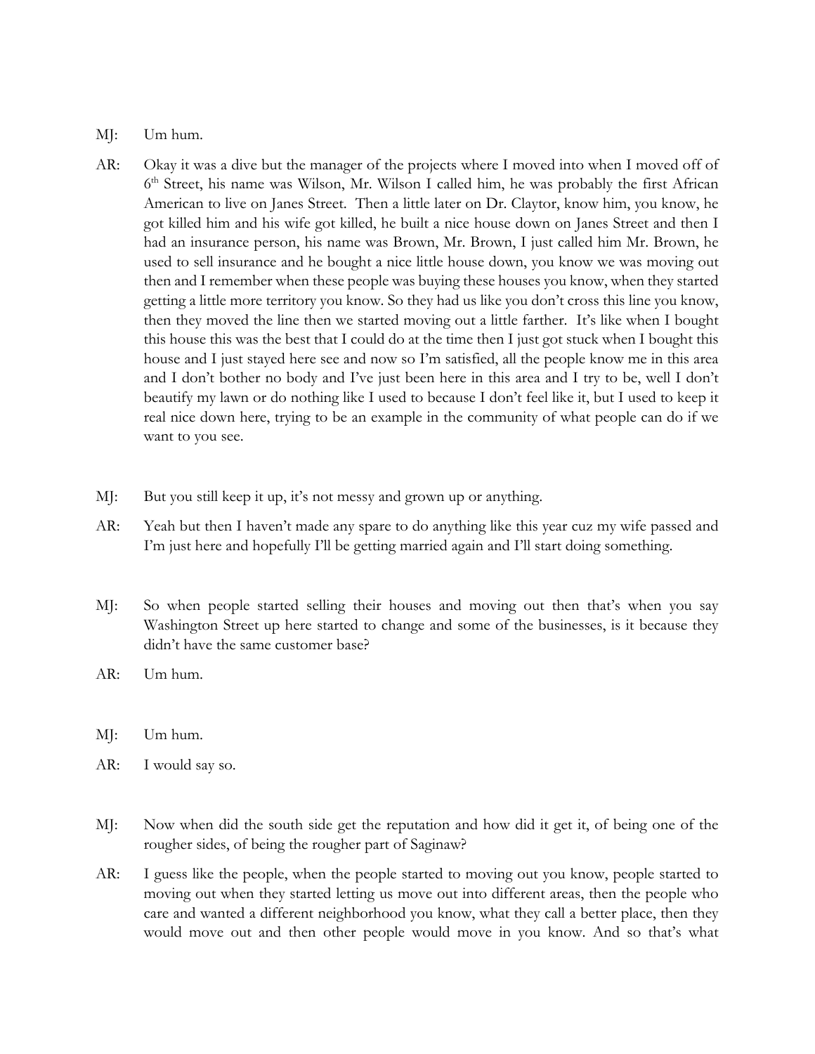MJ: Um hum.

AR: Okay it was a dive but the manager of the projects where I moved into when I moved off of 6th Street, his name was Wilson, Mr. Wilson I called him, he was probably the first African American to live on Janes Street. Then a little later on Dr. Claytor, know him, you know, he got killed him and his wife got killed, he built a nice house down on Janes Street and then I had an insurance person, his name was Brown, Mr. Brown, I just called him Mr. Brown, he used to sell insurance and he bought a nice little house down, you know we was moving out then and I remember when these people was buying these houses you know, when they started getting a little more territory you know. So they had us like you don't cross this line you know, then they moved the line then we started moving out a little farther. It's like when I bought this house this was the best that I could do at the time then I just got stuck when I bought this house and I just stayed here see and now so I'm satisfied, all the people know me in this area and I don't bother no body and I've just been here in this area and I try to be, well I don't beautify my lawn or do nothing like I used to because I don't feel like it, but I used to keep it real nice down here, trying to be an example in the community of what people can do if we want to you see.

MJ: But you still keep it up, it's not messy and grown up or anything.

AR: Yeah but then I haven't made any spare to do anything like this year cuz my wife passed and I'm just here and hopefully I'll be getting married again and I'll start doing something.

MJ: So when people started selling their houses and moving out then that's when you say Washington Street up here started to change and some of the businesses, is it because they didn't have the same customer base?

AR: Um hum.

MJ: Um hum.

AR: I would say so.

MJ: Now when did the south side get the reputation and how did it get it, of being one of the rougher sides, of being the rougher part of Saginaw?

AR: I guess like the people, when the people started to moving out you know, people started to moving out when they started letting us move out into different areas, then the people who care and wanted a different neighborhood you know, what they call a better place, then they would move out and then other people would move in you know. And so that's what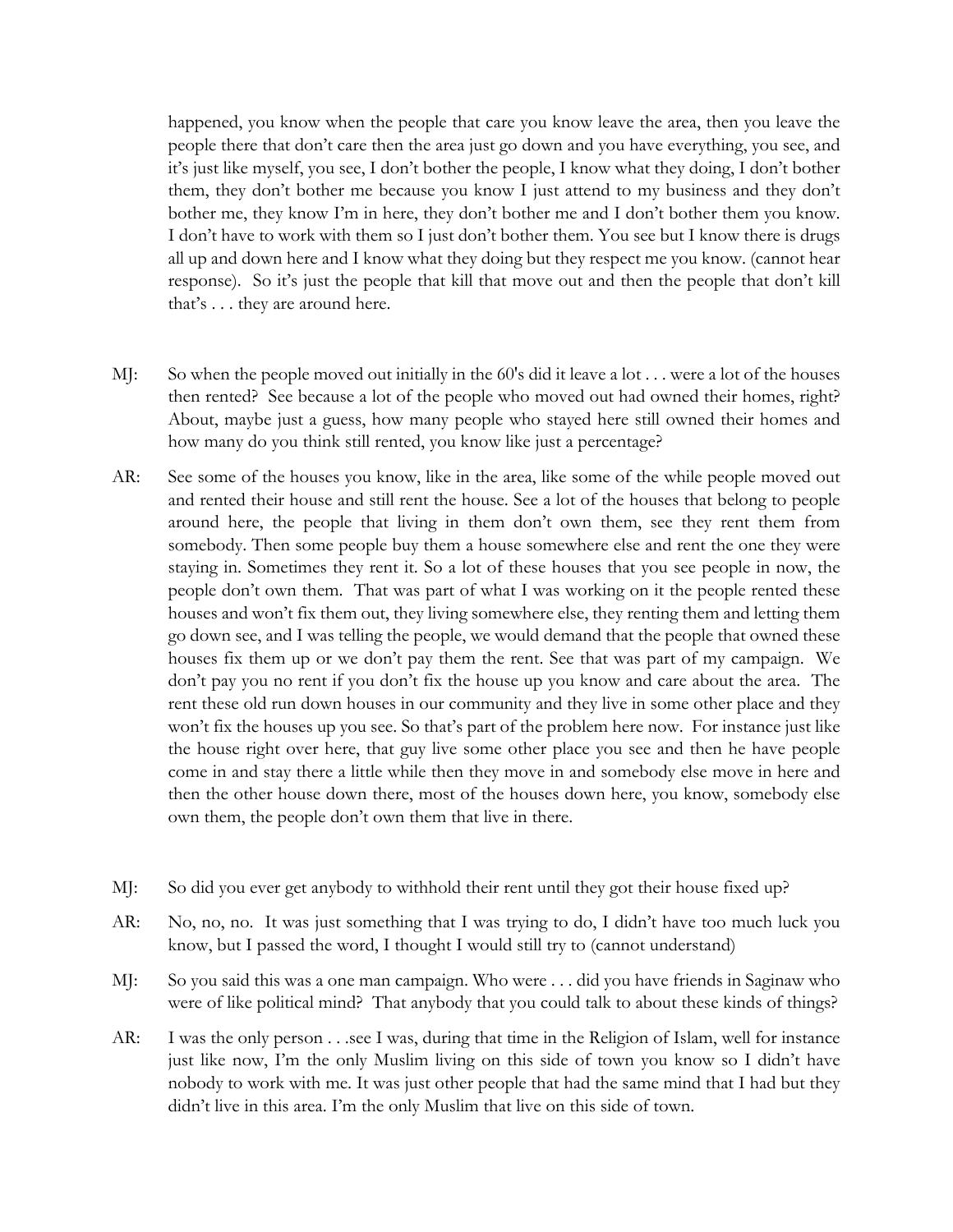happened, you know when the people that care you know leave the area, then you leave the people there that don't care then the area just go down and you have everything, you see, and it's just like myself, you see, I don't bother the people, I know what they doing, I don't bother them, they don't bother me because you know I just attend to my business and they don't bother me, they know I'm in here, they don't bother me and I don't bother them you know. I don't have to work with them so I just don't bother them. You see but I know there is drugs all up and down here and I know what they doing but they respect me you know. (cannot hear response). So it's just the people that kill that move out and then the people that don't kill that's . . . they are around here.

MJ: So when the people moved out initially in the 60's did it leave a lot . . . were a lot of the houses then rented? See because a lot of the people who moved out had owned their homes, right? About, maybe just a guess, how many people who stayed here still owned their homes and how many do you think still rented, you know like just a percentage?

AR: See some of the houses you know, like in the area, like some of the while people moved out and rented their house and still rent the house. See a lot of the houses that belong to people around here, the people that living in them don't own them, see they rent them from somebody. Then some people buy them a house somewhere else and rent the one they were staying in. Sometimes they rent it. So a lot of these houses that you see people in now, the people don't own them. That was part of what I was working on it the people rented these houses and won't fix them out, they living somewhere else, they renting them and letting them go down see, and I was telling the people, we would demand that the people that owned these houses fix them up or we don't pay them the rent. See that was part of my campaign. We don't pay you no rent if you don't fix the house up you know and care about the area. The rent these old run down houses in our community and they live in some other place and they won't fix the houses up you see. So that's part of the problem here now. For instance just like the house right over here, that guy live some other place you see and then he have people come in and stay there a little while then they move in and somebody else move in here and then the other house down there, most of the houses down here, you know, somebody else own them, the people don't own them that live in there.

MJ: So did you ever get anybody to withhold their rent until they got their house fixed up?

AR: No, no, no. It was just something that I was trying to do, I didn't have too much luck you know, but I passed the word, I thought I would still try to (cannot understand)

MJ: So you said this was a one man campaign. Who were . . . did you have friends in Saginaw who were of like political mind? That anybody that you could talk to about these kinds of things?

AR: I was the only person . . .see I was, during that time in the Religion of Islam, well for instance just like now, I'm the only Muslim living on this side of town you know so I didn't have nobody to work with me. It was just other people that had the same mind that I had but they didn't live in this area. I'm the only Muslim that live on this side of town.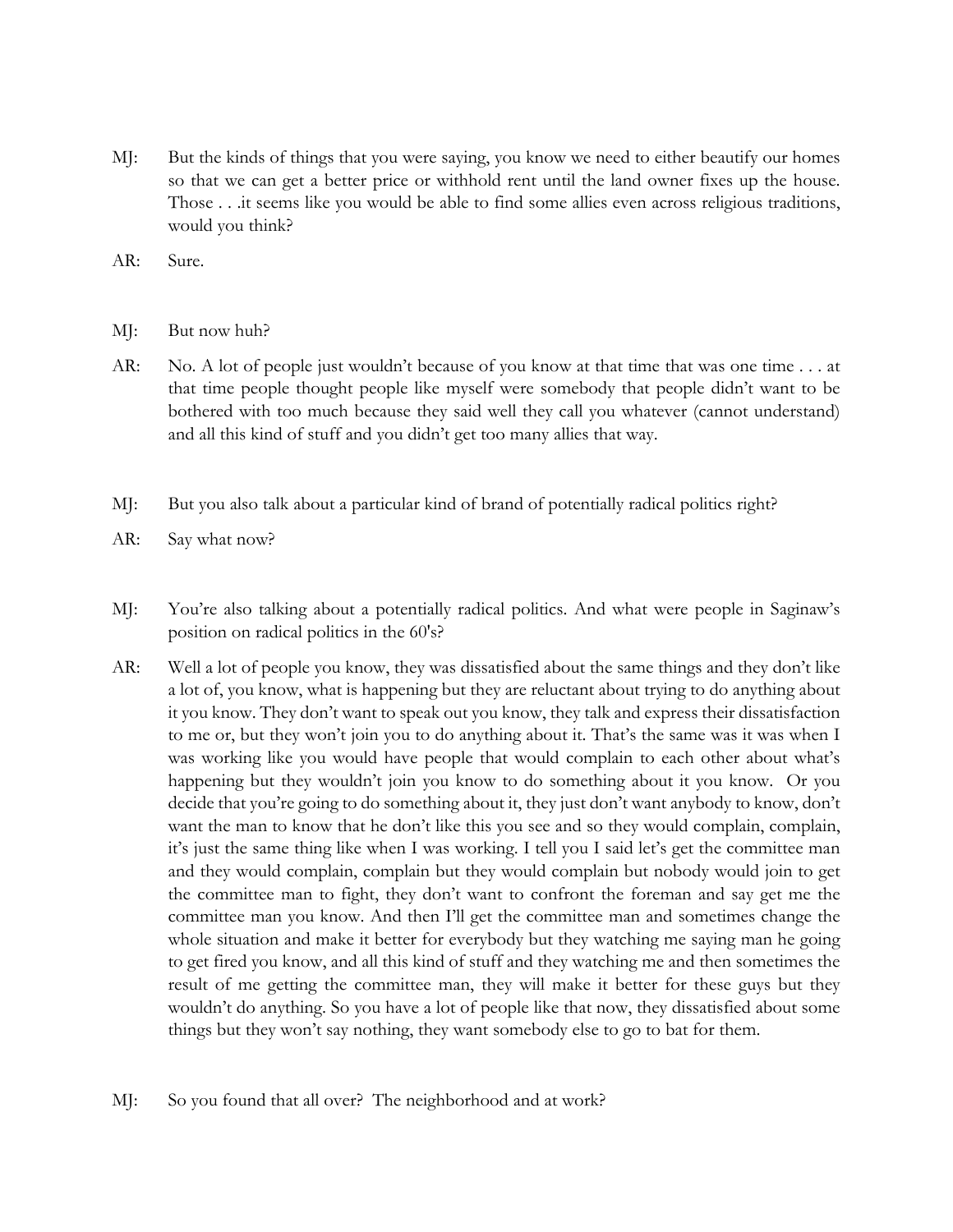MJ: But the kinds of things that you were saying, you know we need to either beautify our homes so that we can get a better price or withhold rent until the land owner fixes up the house. Those . . .it seems like you would be able to find some allies even across religious traditions, would you think?

AR: Sure.

MJ: But now huh?

AR: No. A lot of people just wouldn't because of you know at that time that was one time . . . at that time people thought people like myself were somebody that people didn't want to be bothered with too much because they said well they call you whatever (cannot understand) and all this kind of stuff and you didn't get too many allies that way.

MJ: But you also talk about a particular kind of brand of potentially radical politics right?

AR: Say what now?

MJ: You're also talking about a potentially radical politics. And what were people in Saginaw's position on radical politics in the 60's?

AR: Well a lot of people you know, they was dissatisfied about the same things and they don't like a lot of, you know, what is happening but they are reluctant about trying to do anything about it you know. They don't want to speak out you know, they talk and express their dissatisfaction to me or, but they won't join you to do anything about it. That's the same was it was when I was working like you would have people that would complain to each other about what's happening but they wouldn't join you know to do something about it you know. Or you decide that you're going to do something about it, they just don't want anybody to know, don't want the man to know that he don't like this you see and so they would complain, complain, it's just the same thing like when I was working. I tell you I said let's get the committee man and they would complain, complain but they would complain but nobody would join to get the committee man to fight, they don't want to confront the foreman and say get me the committee man you know. And then I'll get the committee man and sometimes change the whole situation and make it better for everybody but they watching me saying man he going to get fired you know, and all this kind of stuff and they watching me and then sometimes the result of me getting the committee man, they will make it better for these guys but they wouldn't do anything. So you have a lot of people like that now, they dissatisfied about some things but they won't say nothing, they want somebody else to go to bat for them.

MJ: So you found that all over? The neighborhood and at work?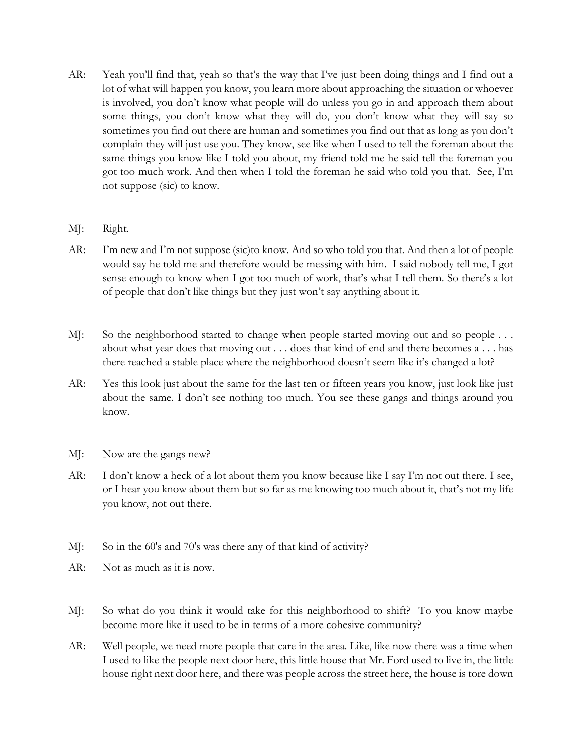AR: Yeah you'll find that, yeah so that's the way that I've just been doing things and I find out a lot of what will happen you know, you learn more about approaching the situation or whoever is involved, you don't know what people will do unless you go in and approach them about some things, you don't know what they will do, you don't know what they will say so sometimes you find out there are human and sometimes you find out that as long as you don't complain they will just use you. They know, see like when I used to tell the foreman about the same things you know like I told you about, my friend told me he said tell the foreman you got too much work. And then when I told the foreman he said who told you that. See, I'm not suppose (sic) to know.

MJ: Right.

AR: I'm new and I'm not suppose (sic)to know. And so who told you that. And then a lot of people would say he told me and therefore would be messing with him. I said nobody tell me, I got sense enough to know when I got too much of work, that's what I tell them. So there's a lot of people that don't like things but they just won't say anything about it.

MJ: So the neighborhood started to change when people started moving out and so people . . . about what year does that moving out . . . does that kind of end and there becomes a . . . has there reached a stable place where the neighborhood doesn't seem like it's changed a lot?

AR: Yes this look just about the same for the last ten or fifteen years you know, just look like just about the same. I don't see nothing too much. You see these gangs and things around you know.

MJ: Now are the gangs new?

AR: I don't know a heck of a lot about them you know because like I say I'm not out there. I see, or I hear you know about them but so far as me knowing too much about it, that's not my life you know, not out there.

MJ: So in the 60's and 70's was there any of that kind of activity?

AR: Not as much as it is now.

MJ: So what do you think it would take for this neighborhood to shift? To you know maybe become more like it used to be in terms of a more cohesive community?

AR: Well people, we need more people that care in the area. Like, like now there was a time when I used to like the people next door here, this little house that Mr. Ford used to live in, the little house right next door here, and there was people across the street here, the house is tore down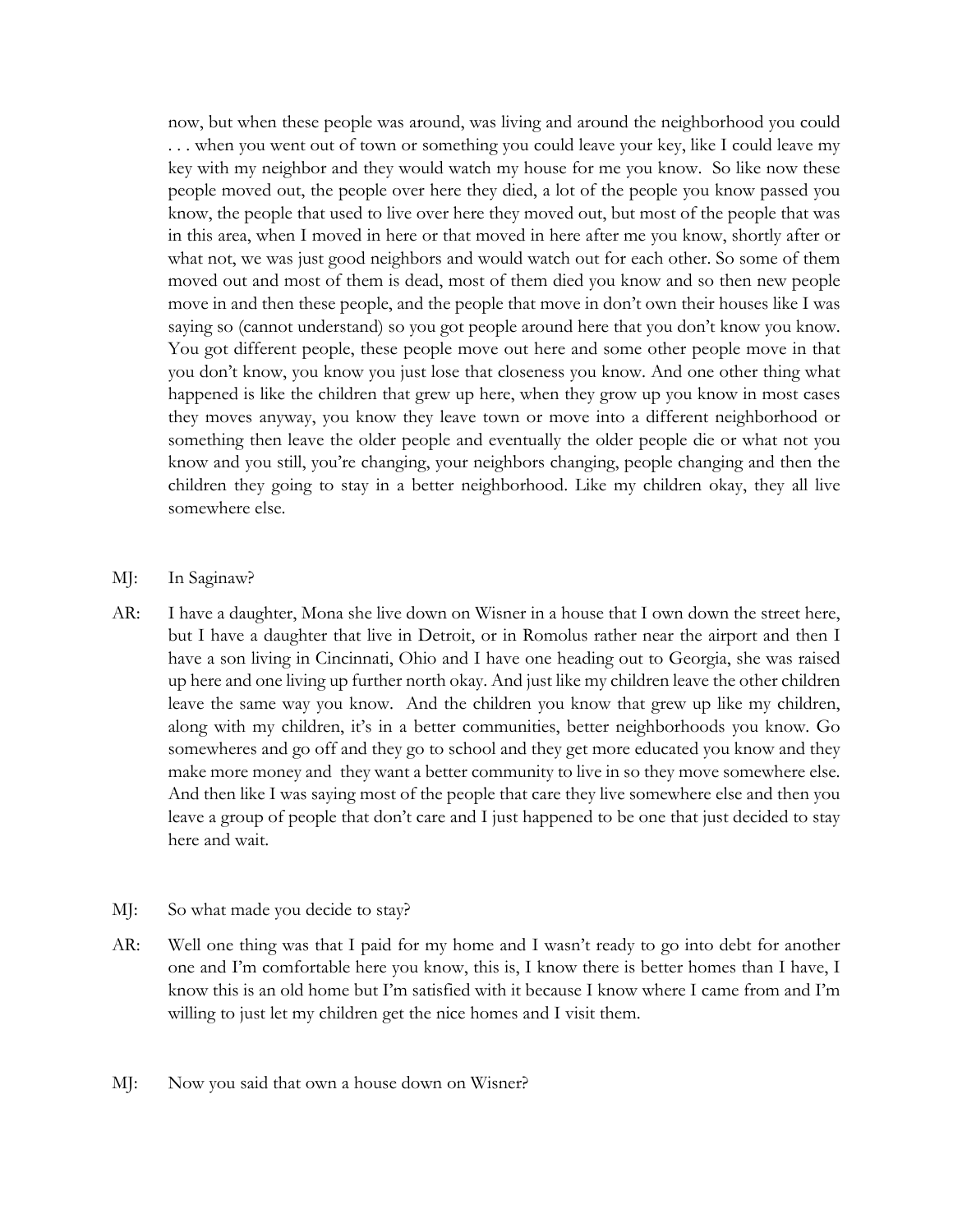now, but when these people was around, was living and around the neighborhood you could . . . when you went out of town or something you could leave your key, like I could leave my key with my neighbor and they would watch my house for me you know. So like now these people moved out, the people over here they died, a lot of the people you know passed you know, the people that used to live over here they moved out, but most of the people that was in this area, when I moved in here or that moved in here after me you know, shortly after or what not, we was just good neighbors and would watch out for each other. So some of them moved out and most of them is dead, most of them died you know and so then new people move in and then these people, and the people that move in don't own their houses like I was saying so (cannot understand) so you got people around here that you don't know you know. You got different people, these people move out here and some other people move in that you don't know, you know you just lose that closeness you know. And one other thing what happened is like the children that grew up here, when they grow up you know in most cases they moves anyway, you know they leave town or move into a different neighborhood or something then leave the older people and eventually the older people die or what not you know and you still, you're changing, your neighbors changing, people changing and then the children they going to stay in a better neighborhood. Like my children okay, they all live somewhere else.

MJ: In Saginaw?

AR: I have a daughter, Mona she live down on Wisner in a house that I own down the street here, but I have a daughter that live in Detroit, or in Romolus rather near the airport and then I have a son living in Cincinnati, Ohio and I have one heading out to Georgia, she was raised up here and one living up further north okay. And just like my children leave the other children leave the same way you know. And the children you know that grew up like my children, along with my children, it's in a better communities, better neighborhoods you know. Go somewheres and go off and they go to school and they get more educated you know and they make more money and they want a better community to live in so they move somewhere else. And then like I was saying most of the people that care they live somewhere else and then you leave a group of people that don't care and I just happened to be one that just decided to stay here and wait.

MJ: So what made you decide to stay?

AR: Well one thing was that I paid for my home and I wasn't ready to go into debt for another one and I'm comfortable here you know, this is, I know there is better homes than I have, I know this is an old home but I'm satisfied with it because I know where I came from and I'm willing to just let my children get the nice homes and I visit them.

MJ: Now you said that own a house down on Wisner?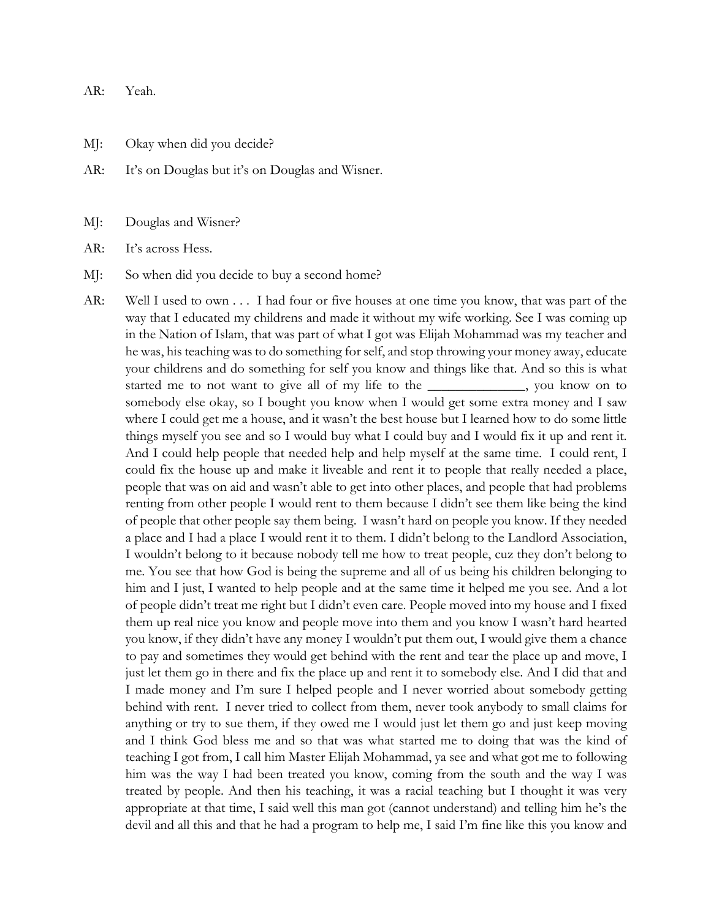AR: Yeah.

MJ: Okay when did you decide?

AR: It's on Douglas but it's on Douglas and Wisner.

MJ: Douglas and Wisner?

AR: It's across Hess.

MJ: So when did you decide to buy a second home?

AR: Well I used to own . . . I had four or five houses at one time you know, that was part of the way that I educated my childrens and made it without my wife working. See I was coming up in the Nation of Islam, that was part of what I got was Elijah Mohammad was my teacher and he was, his teaching was to do something for self, and stop throwing your money away, educate your childrens and do something for self you know and things like that. And so this is what started me to not want to give all of my life to the ______________, you know on to somebody else okay, so I bought you know when I would get some extra money and I saw where I could get me a house, and it wasn't the best house but I learned how to do some little things myself you see and so I would buy what I could buy and I would fix it up and rent it. And I could help people that needed help and help myself at the same time. I could rent, I could fix the house up and make it liveable and rent it to people that really needed a place, people that was on aid and wasn't able to get into other places, and people that had problems renting from other people I would rent to them because I didn't see them like being the kind of people that other people say them being. I wasn't hard on people you know. If they needed a place and I had a place I would rent it to them. I didn't belong to the Landlord Association, I wouldn't belong to it because nobody tell me how to treat people, cuz they don't belong to me. You see that how God is being the supreme and all of us being his children belonging to him and I just, I wanted to help people and at the same time it helped me you see. And a lot of people didn't treat me right but I didn't even care. People moved into my house and I fixed them up real nice you know and people move into them and you know I wasn't hard hearted you know, if they didn't have any money I wouldn't put them out, I would give them a chance to pay and sometimes they would get behind with the rent and tear the place up and move, I just let them go in there and fix the place up and rent it to somebody else. And I did that and I made money and I'm sure I helped people and I never worried about somebody getting behind with rent. I never tried to collect from them, never took anybody to small claims for anything or try to sue them, if they owed me I would just let them go and just keep moving and I think God bless me and so that was what started me to doing that was the kind of teaching I got from, I call him Master Elijah Mohammad, ya see and what got me to following him was the way I had been treated you know, coming from the south and the way I was treated by people. And then his teaching, it was a racial teaching but I thought it was very appropriate at that time, I said well this man got (cannot understand) and telling him he's the devil and all this and that he had a program to help me, I said I'm fine like this you know and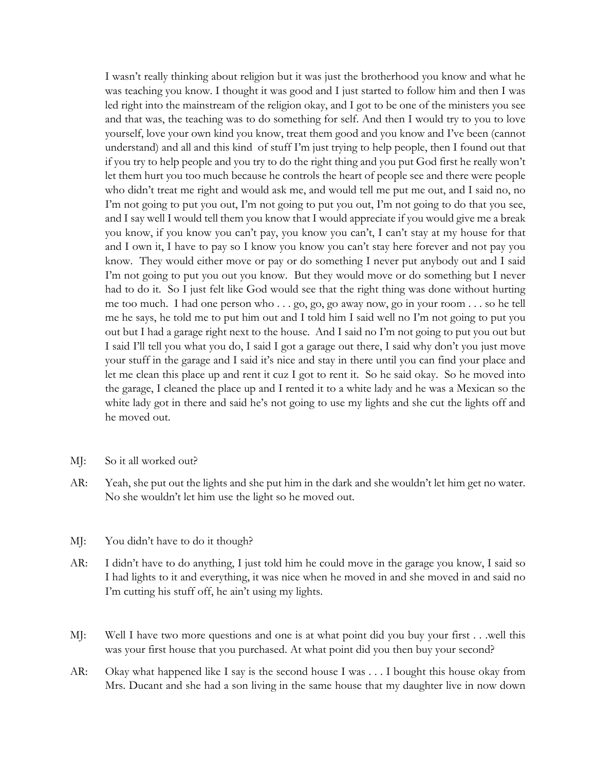I wasn't really thinking about religion but it was just the brotherhood you know and what he was teaching you know. I thought it was good and I just started to follow him and then I was led right into the mainstream of the religion okay, and I got to be one of the ministers you see and that was, the teaching was to do something for self. And then I would try to you to love yourself, love your own kind you know, treat them good and you know and I've been (cannot understand) and all and this kind of stuff I'm just trying to help people, then I found out that if you try to help people and you try to do the right thing and you put God first he really won't let them hurt you too much because he controls the heart of people see and there were people who didn't treat me right and would ask me, and would tell me put me out, and I said no, no I'm not going to put you out, I'm not going to put you out, I'm not going to do that you see, and I say well I would tell them you know that I would appreciate if you would give me a break you know, if you know you can't pay, you know you can't, I can't stay at my house for that and I own it, I have to pay so I know you know you can't stay here forever and not pay you know. They would either move or pay or do something I never put anybody out and I said I'm not going to put you out you know. But they would move or do something but I never had to do it. So I just felt like God would see that the right thing was done without hurting me too much. I had one person who . . . go, go, go away now, go in your room . . . so he tell me he says, he told me to put him out and I told him I said well no I'm not going to put you out but I had a garage right next to the house. And I said no I'm not going to put you out but I said I'll tell you what you do, I said I got a garage out there, I said why don't you just move your stuff in the garage and I said it's nice and stay in there until you can find your place and let me clean this place up and rent it cuz I got to rent it. So he said okay. So he moved into the garage, I cleaned the place up and I rented it to a white lady and he was a Mexican so the white lady got in there and said he's not going to use my lights and she cut the lights off and he moved out.

MJ: So it all worked out?

AR: Yeah, she put out the lights and she put him in the dark and she wouldn't let him get no water. No she wouldn't let him use the light so he moved out.

MJ: You didn't have to do it though?

AR: I didn't have to do anything, I just told him he could move in the garage you know, I said so I had lights to it and everything, it was nice when he moved in and she moved in and said no I'm cutting his stuff off, he ain't using my lights.

MJ: Well I have two more questions and one is at what point did you buy your first . . .well this was your first house that you purchased. At what point did you then buy your second?

AR: Okay what happened like I say is the second house I was . . . I bought this house okay from Mrs. Ducant and she had a son living in the same house that my daughter live in now down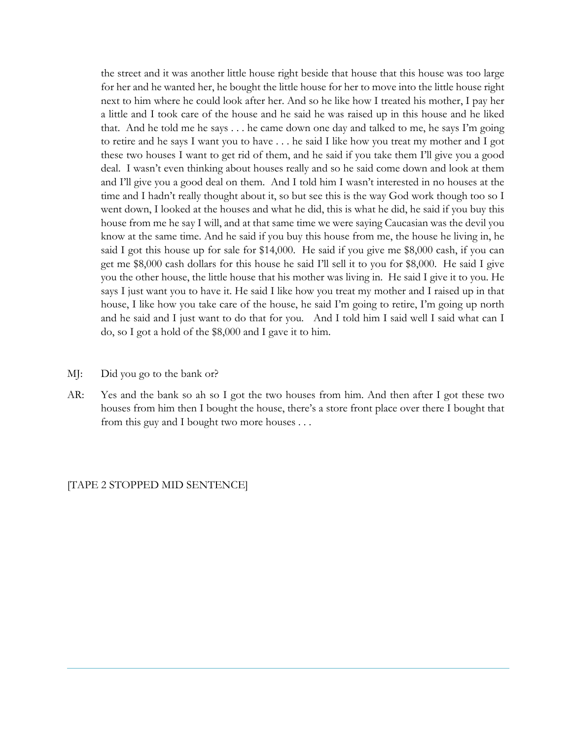the street and it was another little house right beside that house that this house was too large for her and he wanted her, he bought the little house for her to move into the little house right next to him where he could look after her. And so he like how I treated his mother, I pay her a little and I took care of the house and he said he was raised up in this house and he liked that. And he told me he says . . . he came down one day and talked to me, he says I'm going to retire and he says I want you to have . . . he said I like how you treat my mother and I got these two houses I want to get rid of them, and he said if you take them I'll give you a good deal. I wasn't even thinking about houses really and so he said come down and look at them and I'll give you a good deal on them. And I told him I wasn't interested in no houses at the time and I hadn't really thought about it, so but see this is the way God work though too so I went down, I looked at the houses and what he did, this is what he did, he said if you buy this house from me he say I will, and at that same time we were saying Caucasian was the devil you know at the same time. And he said if you buy this house from me, the house he living in, he said I got this house up for sale for $14,000. He said if you give me $8,000 cash, if you can get me $8,000 cash dollars for this house he said I'll sell it to you for $8,000. He said I give you the other house, the little house that his mother was living in. He said I give it to you. He says I just want you to have it. He said I like how you treat my mother and I raised up in that house, I like how you take care of the house, he said I'm going to retire, I'm going up north and he said and I just want to do that for you. And I told him I said well I said what can I do, so I got a hold of the $8,000 and I gave it to him.

MJ: Did you go to the bank or?

AR: Yes and the bank so ah so I got the two houses from him. And then after I got these two houses from him then I bought the house, there's a store front place over there I bought that from this guy and I bought two more houses . . .

[TAPE 2 STOPPED MID SENTENCE]